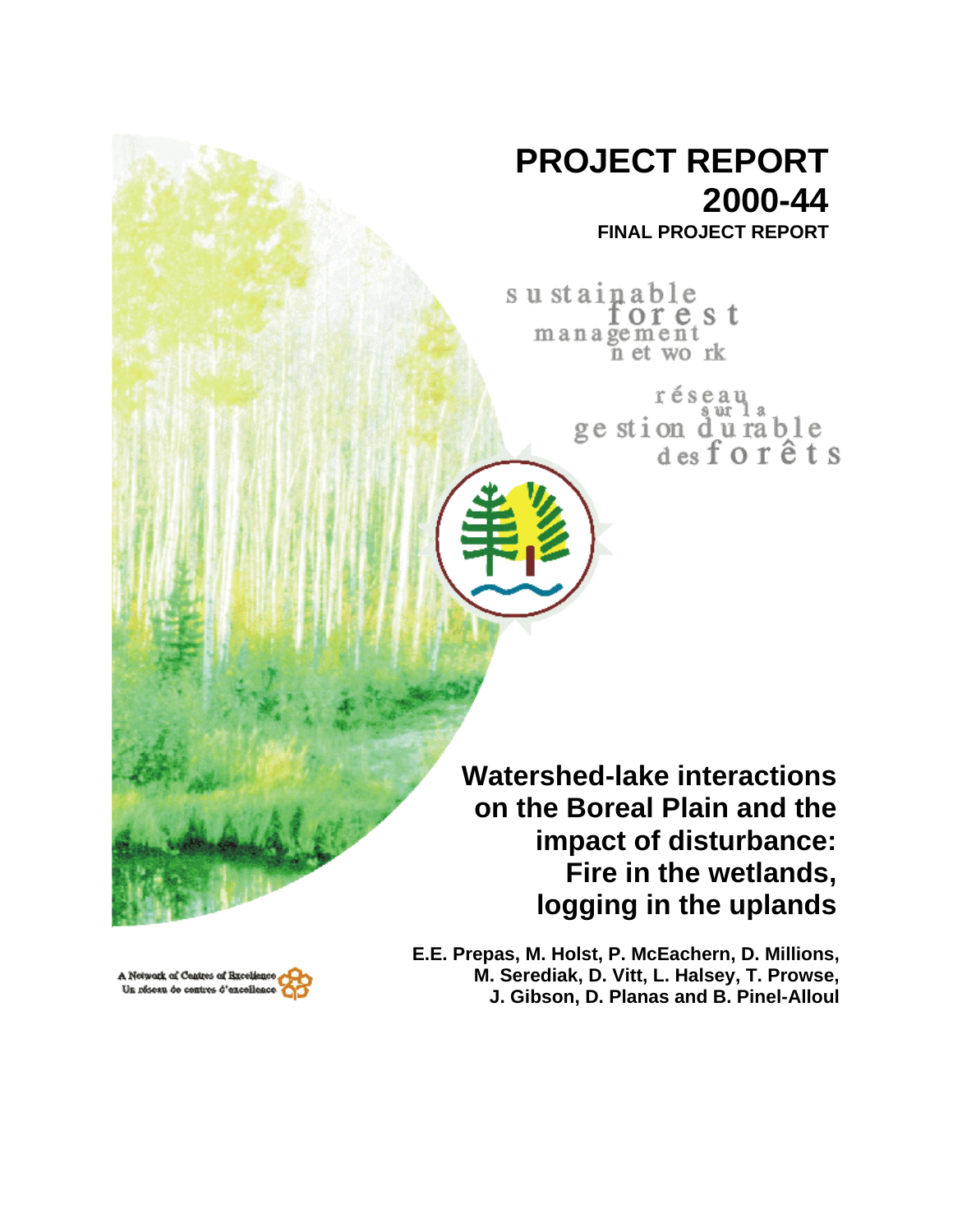# PROJECT REPORT 2000-44

**FINAL PROJECT REPORT**

sustainable forest management network

réseau sur la gestion durable des forêts

## Watershed-lake interactions on the Boreal Plain and the impact of disturbance: Fire in the wetlands, logging in the uplands

**E.E. Prepas, M. Holst, P. McEachern, D. Millions, M. Serediak, D. Vitt, L. Halsey, T. Prowse, J. Gibson, D. Planas and B. Pinel-Alloul**

A Network of Centres of Excellence
Un réseau de centres d'excellence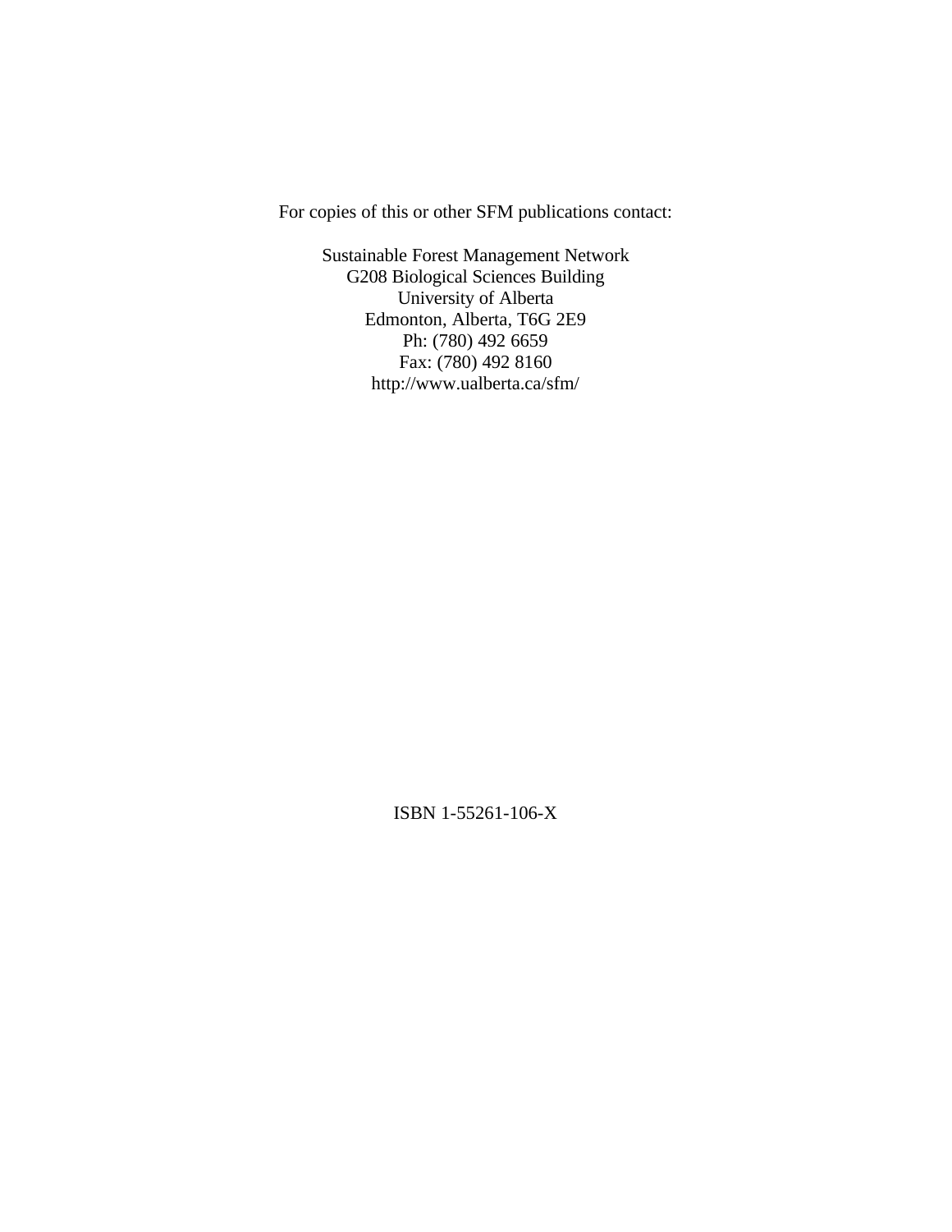For copies of this or other SFM publications contact:

Sustainable Forest Management Network
G208 Biological Sciences Building
University of Alberta
Edmonton, Alberta, T6G 2E9
Ph: (780) 492 6659
Fax: (780) 492 8160
http://www.ualberta.ca/sfm/

ISBN 1-55261-106-X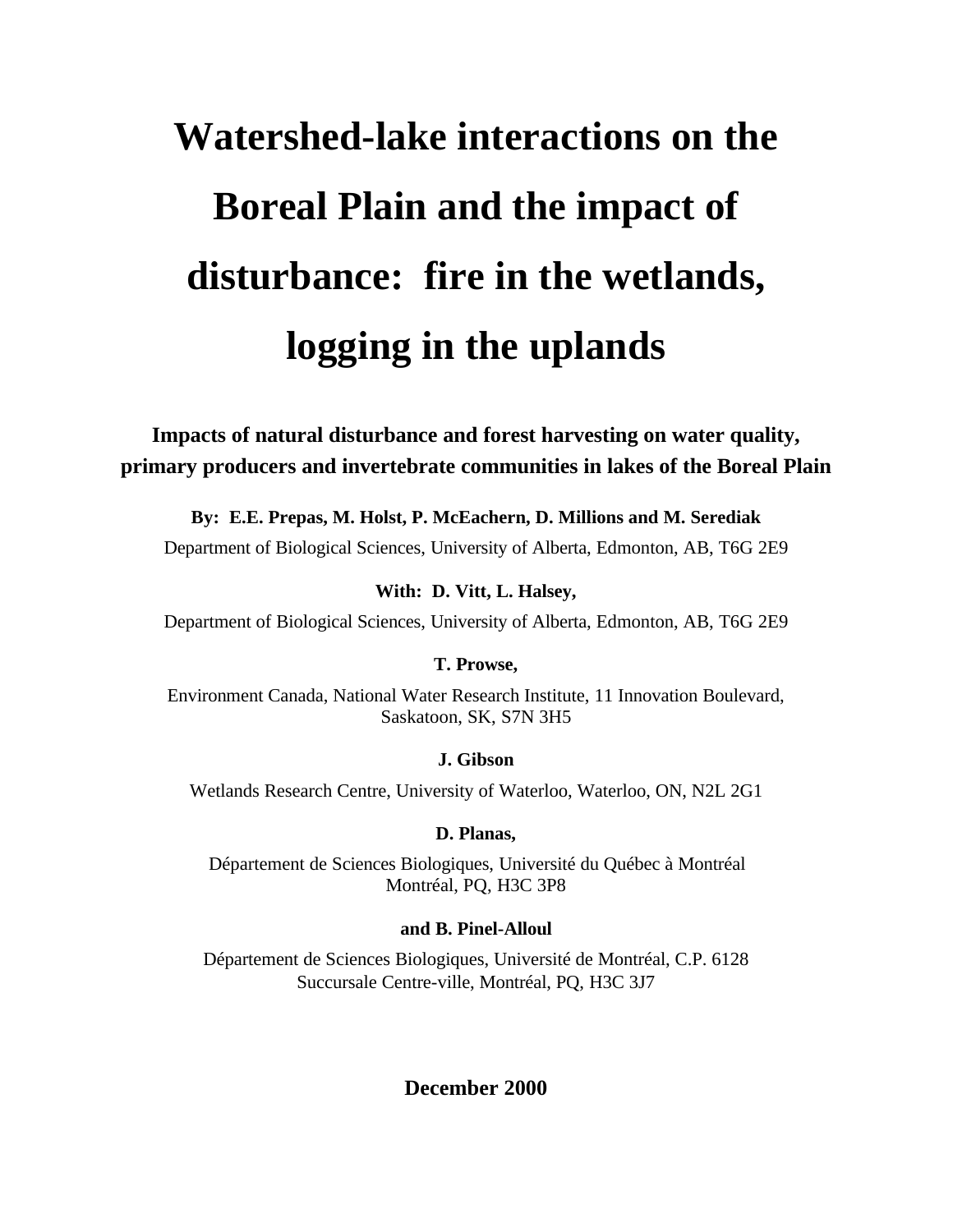# Watershed-lake interactions on the Boreal Plain and the impact of disturbance: fire in the wetlands, logging in the uplands

**Impacts of natural disturbance and forest harvesting on water quality, primary producers and invertebrate communities in lakes of the Boreal Plain**

**By: E.E. Prepas, M. Holst, P. McEachern, D. Millions and M. Serediak**

Department of Biological Sciences, University of Alberta, Edmonton, AB, T6G 2E9

**With: D. Vitt, L. Halsey,**

Department of Biological Sciences, University of Alberta, Edmonton, AB, T6G 2E9

**T. Prowse,**

Environment Canada, National Water Research Institute, 11 Innovation Boulevard, Saskatoon, SK, S7N 3H5

**J. Gibson**

Wetlands Research Centre, University of Waterloo, Waterloo, ON, N2L 2G1

**D. Planas,**

Département de Sciences Biologiques, Université du Québec à Montréal Montréal, PQ, H3C 3P8

**and B. Pinel-Alloul**

Département de Sciences Biologiques, Université de Montréal, C.P. 6128 Succursale Centre-ville, Montréal, PQ, H3C 3J7

**December 2000**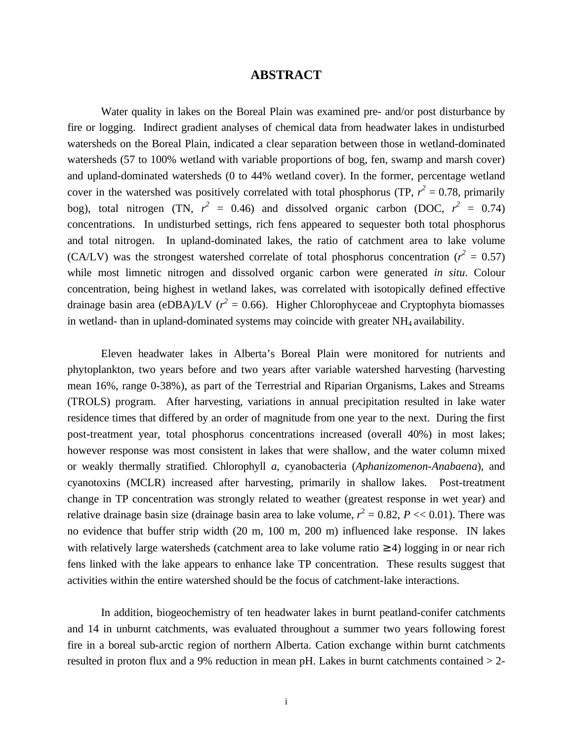# ABSTRACT

Water quality in lakes on the Boreal Plain was examined pre- and/or post disturbance by fire or logging. Indirect gradient analyses of chemical data from headwater lakes in undisturbed watersheds on the Boreal Plain, indicated a clear separation between those in wetland-dominated watersheds (57 to 100% wetland with variable proportions of bog, fen, swamp and marsh cover) and upland-dominated watersheds (0 to 44% wetland cover). In the former, percentage wetland cover in the watershed was positively correlated with total phosphorus (TP, $r^2$ = 0.78, primarily bog), total nitrogen (TN, $r^2$ = 0.46) and dissolved organic carbon (DOC, $r^2$ = 0.74) concentrations. In undisturbed settings, rich fens appeared to sequester both total phosphorus and total nitrogen. In upland-dominated lakes, the ratio of catchment area to lake volume (CA/LV) was the strongest watershed correlate of total phosphorus concentration ($r^2$ = 0.57) while most limnetic nitrogen and dissolved organic carbon were generated *in situ*. Colour concentration, being highest in wetland lakes, was correlated with isotopically defined effective drainage basin area (eDBA)/LV ($r^2$ = 0.66). Higher Chlorophyceae and Cryptophyta biomasses in wetland- than in upland-dominated systems may coincide with greater $NH_4$ availability.

Eleven headwater lakes in Alberta's Boreal Plain were monitored for nutrients and phytoplankton, two years before and two years after variable watershed harvesting (harvesting mean 16%, range 0-38%), as part of the Terrestrial and Riparian Organisms, Lakes and Streams (TROLS) program. After harvesting, variations in annual precipitation resulted in lake water residence times that differed by an order of magnitude from one year to the next. During the first post-treatment year, total phosphorus concentrations increased (overall 40%) in most lakes; however response was most consistent in lakes that were shallow, and the water column mixed or weakly thermally stratified. Chlorophyll *a*, cyanobacteria (*Aphanizomenon-Anabaena*), and cyanotoxins (MCLR) increased after harvesting, primarily in shallow lakes. Post-treatment change in TP concentration was strongly related to weather (greatest response in wet year) and relative drainage basin size (drainage basin area to lake volume, $r^2$ = 0.82, $P << 0.01$). There was no evidence that buffer strip width (20 m, 100 m, 200 m) influenced lake response. IN lakes with relatively large watersheds (catchment area to lake volume ratio $\geq 4$) logging in or near rich fens linked with the lake appears to enhance lake TP concentration. These results suggest that activities within the entire watershed should be the focus of catchment-lake interactions.

In addition, biogeochemistry of ten headwater lakes in burnt peatland-conifer catchments and 14 in unburnt catchments, was evaluated throughout a summer two years following forest fire in a boreal sub-arctic region of northern Alberta. Cation exchange within burnt catchments resulted in proton flux and a 9% reduction in mean pH. Lakes in burnt catchments contained > 2-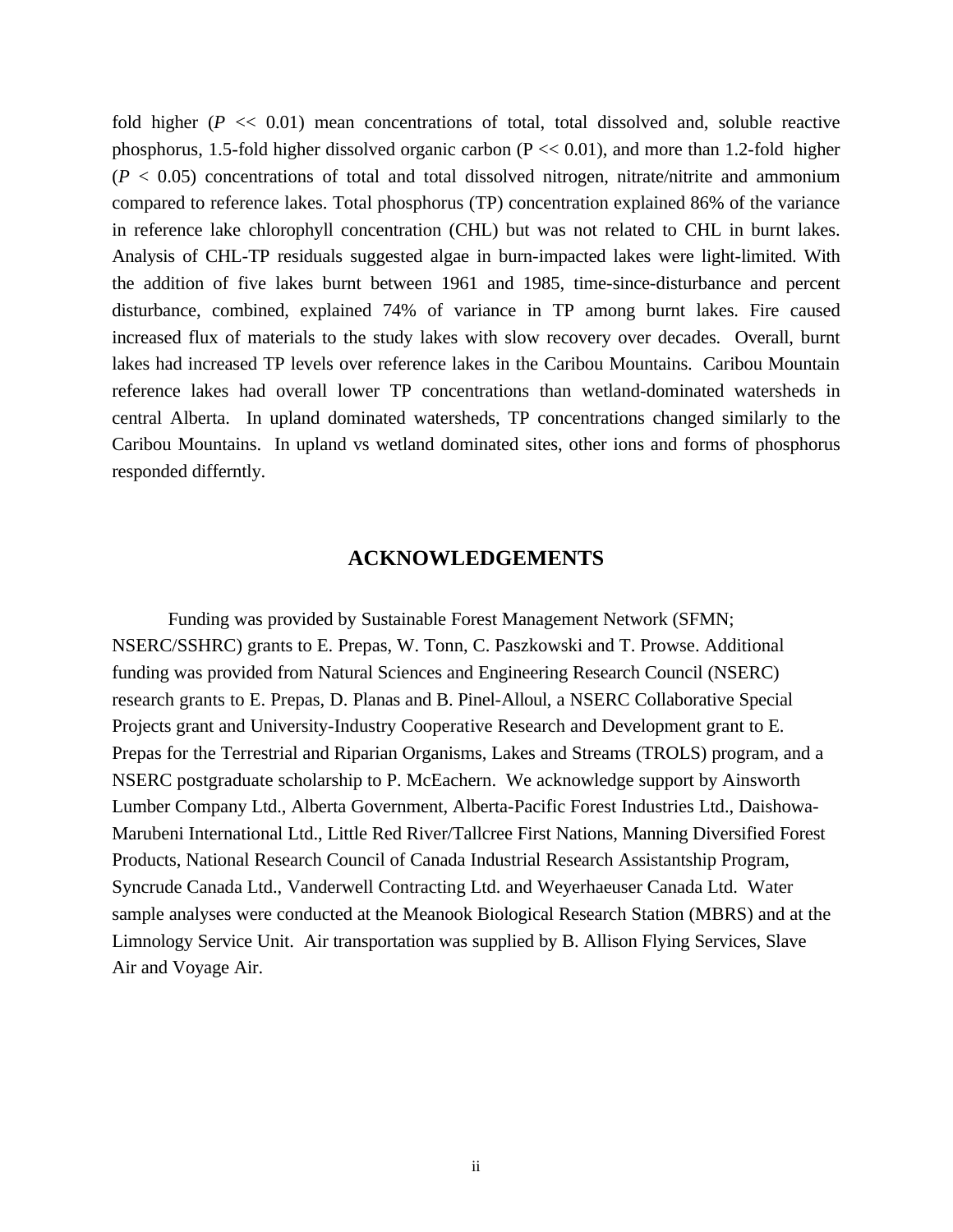fold higher ($P << 0.01$) mean concentrations of total, total dissolved and, soluble reactive phosphorus, 1.5-fold higher dissolved organic carbon ($P << 0.01$), and more than 1.2-fold higher ($P < 0.05$) concentrations of total and total dissolved nitrogen, nitrate/nitrite and ammonium compared to reference lakes. Total phosphorus (TP) concentration explained 86% of the variance in reference lake chlorophyll concentration (CHL) but was not related to CHL in burnt lakes. Analysis of CHL-TP residuals suggested algae in burn-impacted lakes were light-limited. With the addition of five lakes burnt between 1961 and 1985, time-since-disturbance and percent disturbance, combined, explained 74% of variance in TP among burnt lakes. Fire caused increased flux of materials to the study lakes with slow recovery over decades. Overall, burnt lakes had increased TP levels over reference lakes in the Caribou Mountains. Caribou Mountain reference lakes had overall lower TP concentrations than wetland-dominated watersheds in central Alberta. In upland dominated watersheds, TP concentrations changed similarly to the Caribou Mountains. In upland vs wetland dominated sites, other ions and forms of phosphorus responded differntly.

## ACKNOWLEDGEMENTS

Funding was provided by Sustainable Forest Management Network (SFMN; NSERC/SSHRC) grants to E. Prepas, W. Tonn, C. Paszkowski and T. Prowse. Additional funding was provided from Natural Sciences and Engineering Research Council (NSERC) research grants to E. Prepas, D. Planas and B. Pinel-Alloul, a NSERC Collaborative Special Projects grant and University-Industry Cooperative Research and Development grant to E. Prepas for the Terrestrial and Riparian Organisms, Lakes and Streams (TROLS) program, and a NSERC postgraduate scholarship to P. McEachern. We acknowledge support by Ainsworth Lumber Company Ltd., Alberta Government, Alberta-Pacific Forest Industries Ltd., Daishowa-Marubeni International Ltd., Little Red River/Tallcree First Nations, Manning Diversified Forest Products, National Research Council of Canada Industrial Research Assistantship Program, Syncrude Canada Ltd., Vanderwell Contracting Ltd. and Weyerhaeuser Canada Ltd. Water sample analyses were conducted at the Meanook Biological Research Station (MBRS) and at the Limnology Service Unit. Air transportation was supplied by B. Allison Flying Services, Slave Air and Voyage Air.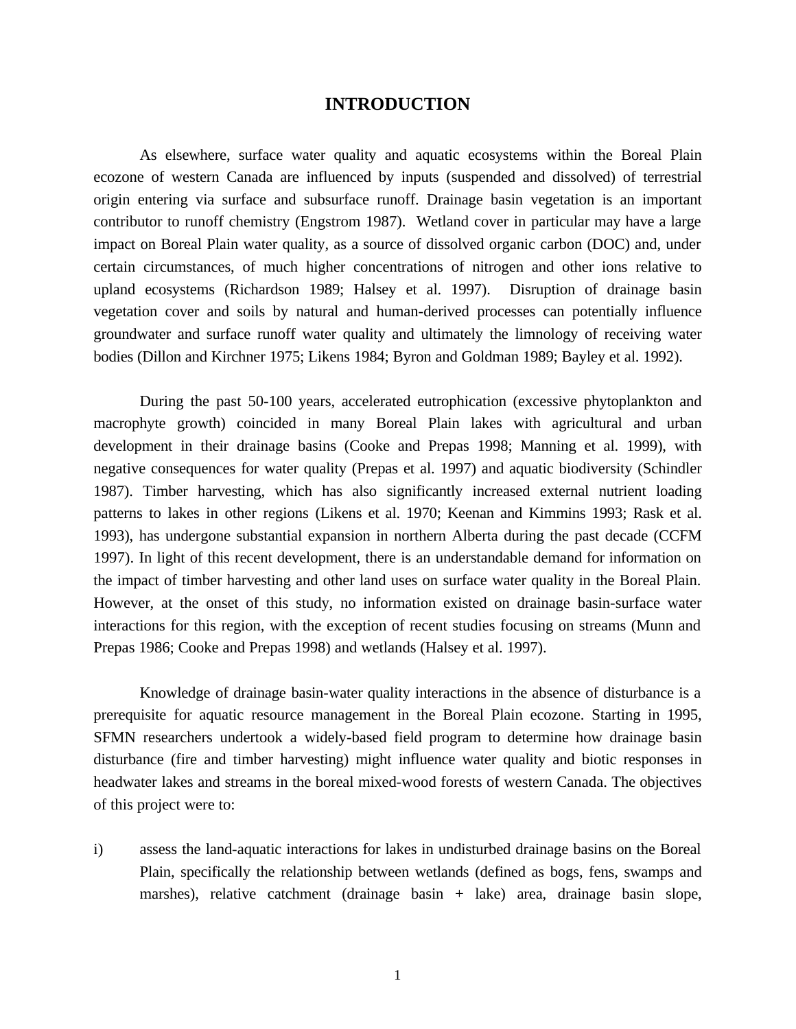# INTRODUCTION

As elsewhere, surface water quality and aquatic ecosystems within the Boreal Plain ecozone of western Canada are influenced by inputs (suspended and dissolved) of terrestrial origin entering via surface and subsurface runoff. Drainage basin vegetation is an important contributor to runoff chemistry (Engstrom 1987). Wetland cover in particular may have a large impact on Boreal Plain water quality, as a source of dissolved organic carbon (DOC) and, under certain circumstances, of much higher concentrations of nitrogen and other ions relative to upland ecosystems (Richardson 1989; Halsey et al. 1997). Disruption of drainage basin vegetation cover and soils by natural and human-derived processes can potentially influence groundwater and surface runoff water quality and ultimately the limnology of receiving water bodies (Dillon and Kirchner 1975; Likens 1984; Byron and Goldman 1989; Bayley et al. 1992).

During the past 50-100 years, accelerated eutrophication (excessive phytoplankton and macrophyte growth) coincided in many Boreal Plain lakes with agricultural and urban development in their drainage basins (Cooke and Prepas 1998; Manning et al. 1999), with negative consequences for water quality (Prepas et al. 1997) and aquatic biodiversity (Schindler 1987). Timber harvesting, which has also significantly increased external nutrient loading patterns to lakes in other regions (Likens et al. 1970; Keenan and Kimmins 1993; Rask et al. 1993), has undergone substantial expansion in northern Alberta during the past decade (CCFM 1997). In light of this recent development, there is an understandable demand for information on the impact of timber harvesting and other land uses on surface water quality in the Boreal Plain. However, at the onset of this study, no information existed on drainage basin-surface water interactions for this region, with the exception of recent studies focusing on streams (Munn and Prepas 1986; Cooke and Prepas 1998) and wetlands (Halsey et al. 1997).

Knowledge of drainage basin-water quality interactions in the absence of disturbance is a prerequisite for aquatic resource management in the Boreal Plain ecozone. Starting in 1995, SFMN researchers undertook a widely-based field program to determine how drainage basin disturbance (fire and timber harvesting) might influence water quality and biotic responses in headwater lakes and streams in the boreal mixed-wood forests of western Canada. The objectives of this project were to:

i) assess the land-aquatic interactions for lakes in undisturbed drainage basins on the Boreal Plain, specifically the relationship between wetlands (defined as bogs, fens, swamps and marshes), relative catchment (drainage basin + lake) area, drainage basin slope,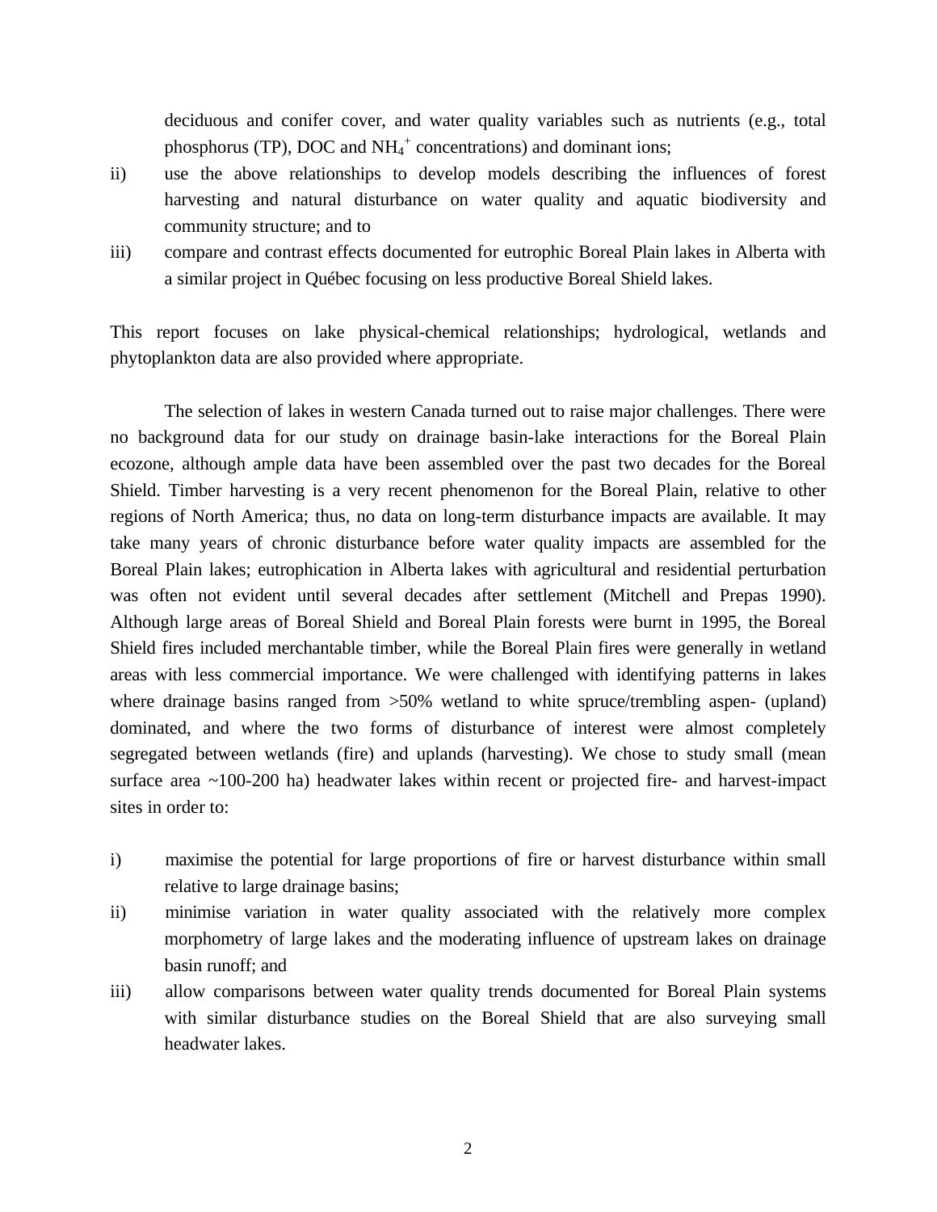deciduous and conifer cover, and water quality variables such as nutrients (e.g., total phosphorus (TP), DOC and $NH_4^+$ concentrations) and dominant ions;

ii) use the above relationships to develop models describing the influences of forest harvesting and natural disturbance on water quality and aquatic biodiversity and community structure; and to

iii) compare and contrast effects documented for eutrophic Boreal Plain lakes in Alberta with a similar project in Québec focusing on less productive Boreal Shield lakes.

This report focuses on lake physical-chemical relationships; hydrological, wetlands and phytoplankton data are also provided where appropriate.

The selection of lakes in western Canada turned out to raise major challenges. There were no background data for our study on drainage basin-lake interactions for the Boreal Plain ecozone, although ample data have been assembled over the past two decades for the Boreal Shield. Timber harvesting is a very recent phenomenon for the Boreal Plain, relative to other regions of North America; thus, no data on long-term disturbance impacts are available. It may take many years of chronic disturbance before water quality impacts are assembled for the Boreal Plain lakes; eutrophication in Alberta lakes with agricultural and residential perturbation was often not evident until several decades after settlement (Mitchell and Prepas 1990). Although large areas of Boreal Shield and Boreal Plain forests were burnt in 1995, the Boreal Shield fires included merchantable timber, while the Boreal Plain fires were generally in wetland areas with less commercial importance. We were challenged with identifying patterns in lakes where drainage basins ranged from >50% wetland to white spruce/trembling aspen- (upland) dominated, and where the two forms of disturbance of interest were almost completely segregated between wetlands (fire) and uplands (harvesting). We chose to study small (mean surface area ~100-200 ha) headwater lakes within recent or projected fire- and harvest-impact sites in order to:

i) maximise the potential for large proportions of fire or harvest disturbance within small relative to large drainage basins;

ii) minimise variation in water quality associated with the relatively more complex morphometry of large lakes and the moderating influence of upstream lakes on drainage basin runoff; and

iii) allow comparisons between water quality trends documented for Boreal Plain systems with similar disturbance studies on the Boreal Shield that are also surveying small headwater lakes.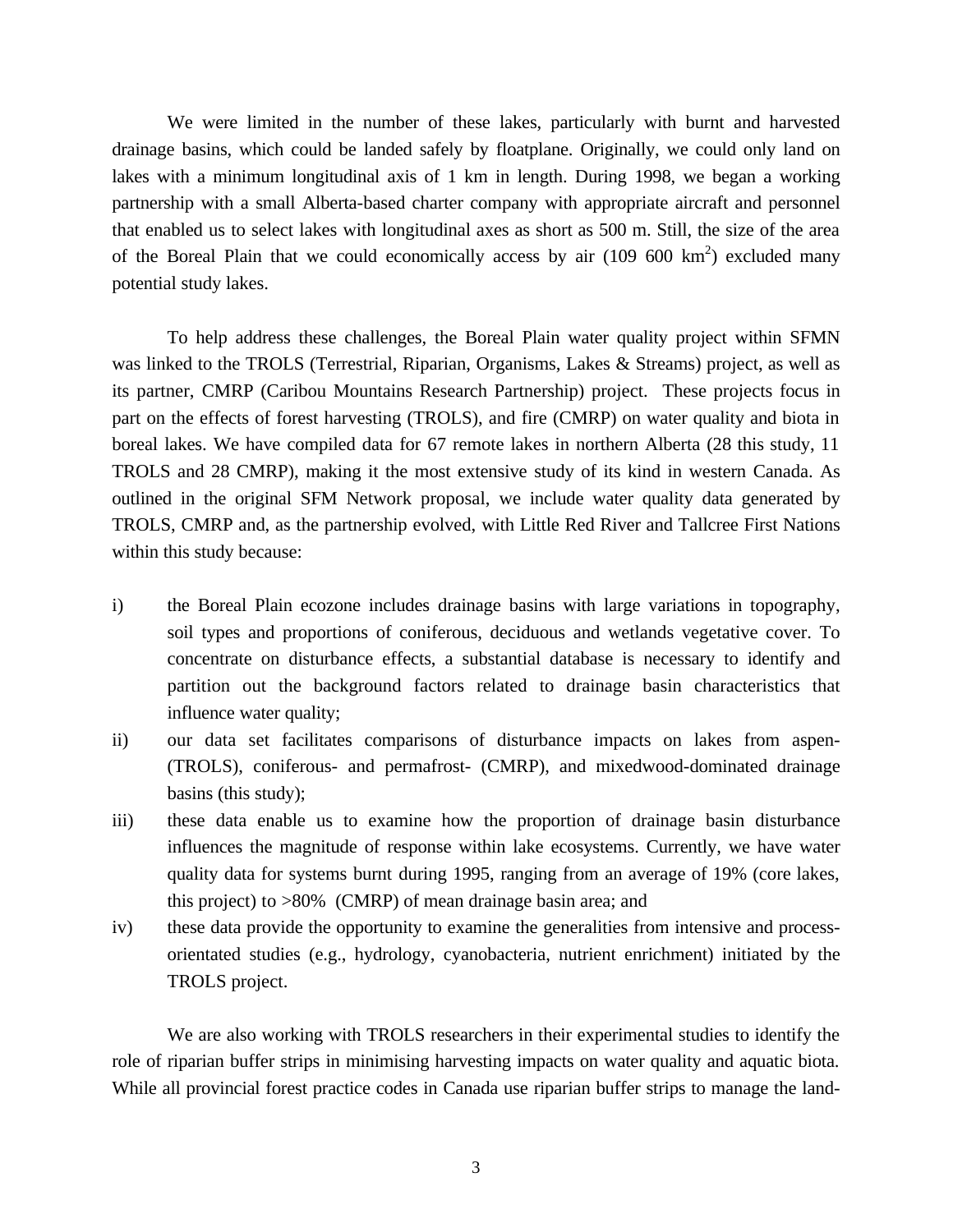We were limited in the number of these lakes, particularly with burnt and harvested drainage basins, which could be landed safely by floatplane. Originally, we could only land on lakes with a minimum longitudinal axis of 1 km in length. During 1998, we began a working partnership with a small Alberta-based charter company with appropriate aircraft and personnel that enabled us to select lakes with longitudinal axes as short as 500 m. Still, the size of the area of the Boreal Plain that we could economically access by air (109 600 $km^2$) excluded many potential study lakes.

To help address these challenges, the Boreal Plain water quality project within SFMN was linked to the TROLS (Terrestrial, Riparian, Organisms, Lakes & Streams) project, as well as its partner, CMRP (Caribou Mountains Research Partnership) project. These projects focus in part on the effects of forest harvesting (TROLS), and fire (CMRP) on water quality and biota in boreal lakes. We have compiled data for 67 remote lakes in northern Alberta (28 this study, 11 TROLS and 28 CMRP), making it the most extensive study of its kind in western Canada. As outlined in the original SFM Network proposal, we include water quality data generated by TROLS, CMRP and, as the partnership evolved, with Little Red River and Tallcree First Nations within this study because:

i) the Boreal Plain ecozone includes drainage basins with large variations in topography, soil types and proportions of coniferous, deciduous and wetlands vegetative cover. To concentrate on disturbance effects, a substantial database is necessary to identify and partition out the background factors related to drainage basin characteristics that influence water quality;

ii) our data set facilitates comparisons of disturbance impacts on lakes from aspen- (TROLS), coniferous- and permafrost- (CMRP), and mixedwood-dominated drainage basins (this study);

iii) these data enable us to examine how the proportion of drainage basin disturbance influences the magnitude of response within lake ecosystems. Currently, we have water quality data for systems burnt during 1995, ranging from an average of 19% (core lakes, this project) to >80% (CMRP) of mean drainage basin area; and

iv) these data provide the opportunity to examine the generalities from intensive and process-orientated studies (e.g., hydrology, cyanobacteria, nutrient enrichment) initiated by the TROLS project.

We are also working with TROLS researchers in their experimental studies to identify the role of riparian buffer strips in minimising harvesting impacts on water quality and aquatic biota. While all provincial forest practice codes in Canada use riparian buffer strips to manage the land-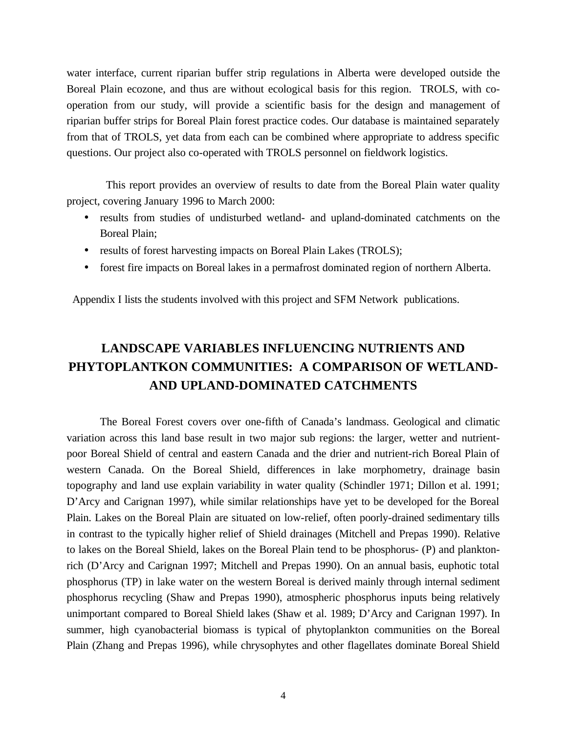water interface, current riparian buffer strip regulations in Alberta were developed outside the Boreal Plain ecozone, and thus are without ecological basis for this region. TROLS, with co-operation from our study, will provide a scientific basis for the design and management of riparian buffer strips for Boreal Plain forest practice codes. Our database is maintained separately from that of TROLS, yet data from each can be combined where appropriate to address specific questions. Our project also co-operated with TROLS personnel on fieldwork logistics.

This report provides an overview of results to date from the Boreal Plain water quality project, covering January 1996 to March 2000:

- results from studies of undisturbed wetland- and upland-dominated catchments on the Boreal Plain;
- results of forest harvesting impacts on Boreal Plain Lakes (TROLS);
- forest fire impacts on Boreal lakes in a permafrost dominated region of northern Alberta.

Appendix I lists the students involved with this project and SFM Network publications.

## LANDSCAPE VARIABLES INFLUENCING NUTRIENTS AND PHYTOPLANTKON COMMUNITIES: A COMPARISON OF WETLAND- AND UPLAND-DOMINATED CATCHMENTS

The Boreal Forest covers over one-fifth of Canada's landmass. Geological and climatic variation across this land base result in two major sub regions: the larger, wetter and nutrient-poor Boreal Shield of central and eastern Canada and the drier and nutrient-rich Boreal Plain of western Canada. On the Boreal Shield, differences in lake morphometry, drainage basin topography and land use explain variability in water quality (Schindler 1971; Dillon et al. 1991; D'Arcy and Carignan 1997), while similar relationships have yet to be developed for the Boreal Plain. Lakes on the Boreal Plain are situated on low-relief, often poorly-drained sedimentary tills in contrast to the typically higher relief of Shield drainages (Mitchell and Prepas 1990). Relative to lakes on the Boreal Shield, lakes on the Boreal Plain tend to be phosphorus- (P) and plankton-rich (D'Arcy and Carignan 1997; Mitchell and Prepas 1990). On an annual basis, euphotic total phosphorus (TP) in lake water on the western Boreal is derived mainly through internal sediment phosphorus recycling (Shaw and Prepas 1990), atmospheric phosphorus inputs being relatively unimportant compared to Boreal Shield lakes (Shaw et al. 1989; D'Arcy and Carignan 1997). In summer, high cyanobacterial biomass is typical of phytoplankton communities on the Boreal Plain (Zhang and Prepas 1996), while chrysophytes and other flagellates dominate Boreal Shield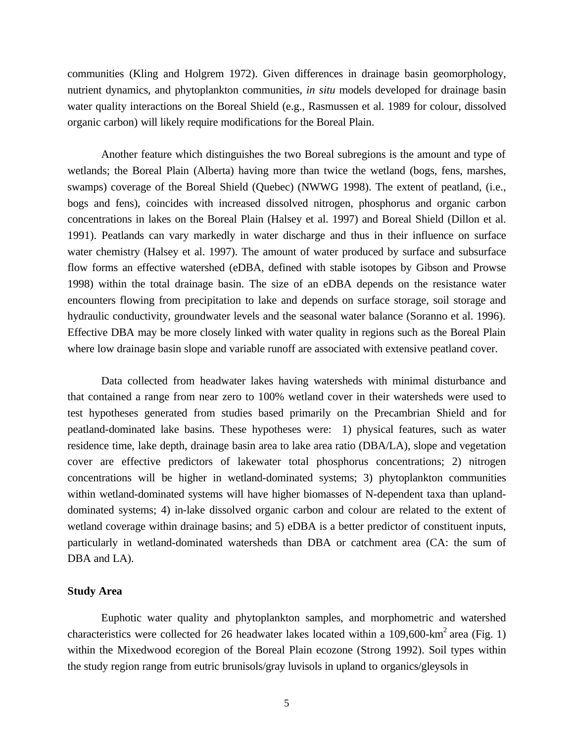communities (Kling and Holgrem 1972). Given differences in drainage basin geomorphology, nutrient dynamics, and phytoplankton communities, *in situ* models developed for drainage basin water quality interactions on the Boreal Shield (e.g., Rasmussen et al. 1989 for colour, dissolved organic carbon) will likely require modifications for the Boreal Plain.

Another feature which distinguishes the two Boreal subregions is the amount and type of wetlands; the Boreal Plain (Alberta) having more than twice the wetland (bogs, fens, marshes, swamps) coverage of the Boreal Shield (Quebec) (NWWG 1998). The extent of peatland, (i.e., bogs and fens), coincides with increased dissolved nitrogen, phosphorus and organic carbon concentrations in lakes on the Boreal Plain (Halsey et al. 1997) and Boreal Shield (Dillon et al. 1991). Peatlands can vary markedly in water discharge and thus in their influence on surface water chemistry (Halsey et al. 1997). The amount of water produced by surface and subsurface flow forms an effective watershed (eDBA, defined with stable isotopes by Gibson and Prowse 1998) within the total drainage basin. The size of an eDBA depends on the resistance water encounters flowing from precipitation to lake and depends on surface storage, soil storage and hydraulic conductivity, groundwater levels and the seasonal water balance (Soranno et al. 1996). Effective DBA may be more closely linked with water quality in regions such as the Boreal Plain where low drainage basin slope and variable runoff are associated with extensive peatland cover.

Data collected from headwater lakes having watersheds with minimal disturbance and that contained a range from near zero to 100% wetland cover in their watersheds were used to test hypotheses generated from studies based primarily on the Precambrian Shield and for peatland-dominated lake basins. These hypotheses were: 1) physical features, such as water residence time, lake depth, drainage basin area to lake area ratio (DBA/LA), slope and vegetation cover are effective predictors of lakewater total phosphorus concentrations; 2) nitrogen concentrations will be higher in wetland-dominated systems; 3) phytoplankton communities within wetland-dominated systems will have higher biomasses of N-dependent taxa than upland-dominated systems; 4) in-lake dissolved organic carbon and colour are related to the extent of wetland coverage within drainage basins; and 5) eDBA is a better predictor of constituent inputs, particularly in wetland-dominated watersheds than DBA or catchment area (CA: the sum of DBA and LA).

## Study Area

Euphotic water quality and phytoplankton samples, and morphometric and watershed characteristics were collected for 26 headwater lakes located within a 109,600-$km^2$ area (Fig. 1) within the Mixedwood ecoregion of the Boreal Plain ecozone (Strong 1992). Soil types within the study region range from eutric brunisols/gray luvisols in upland to organics/gleysols in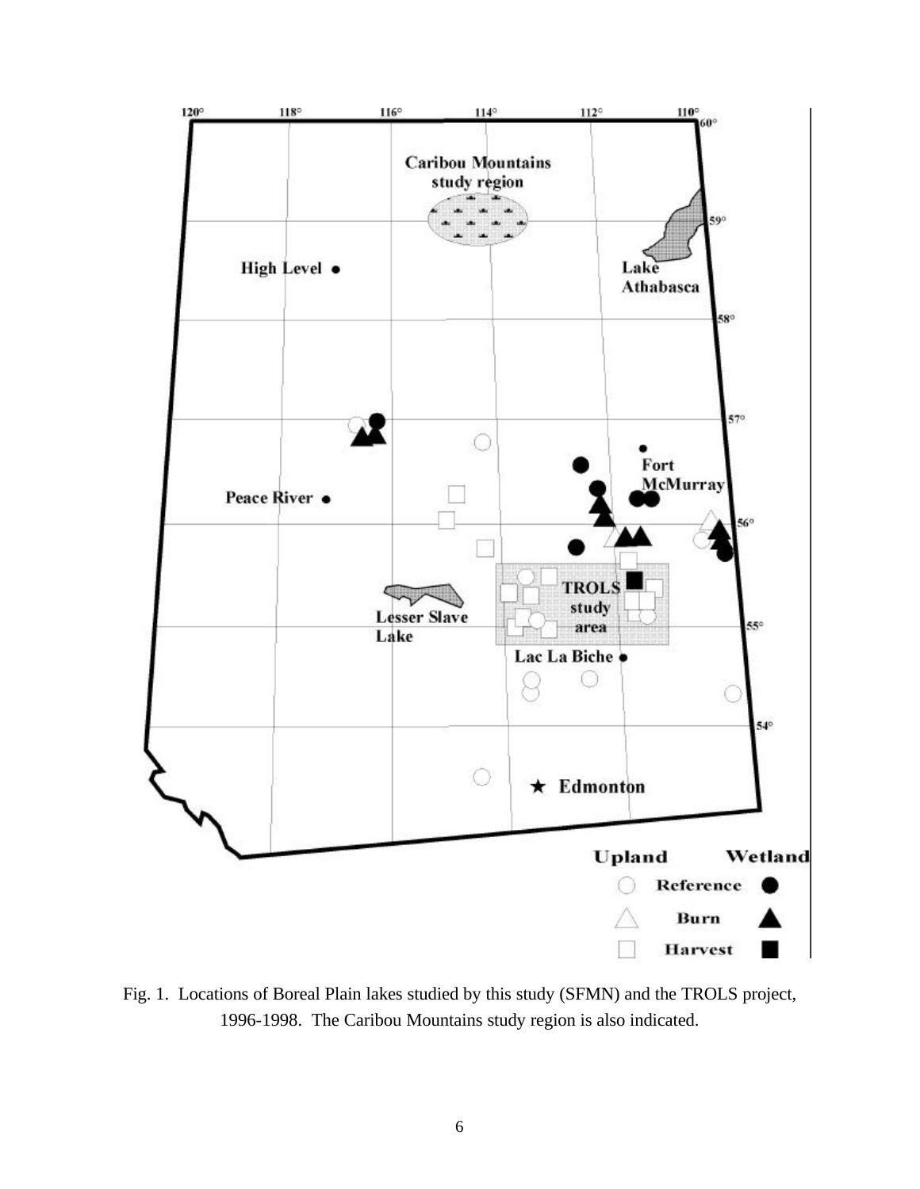Fig. 1. Locations of Boreal Plain lakes studied by this study (SFMN) and the TROLS project, 1996-1998. The Caribou Mountains study region is also indicated.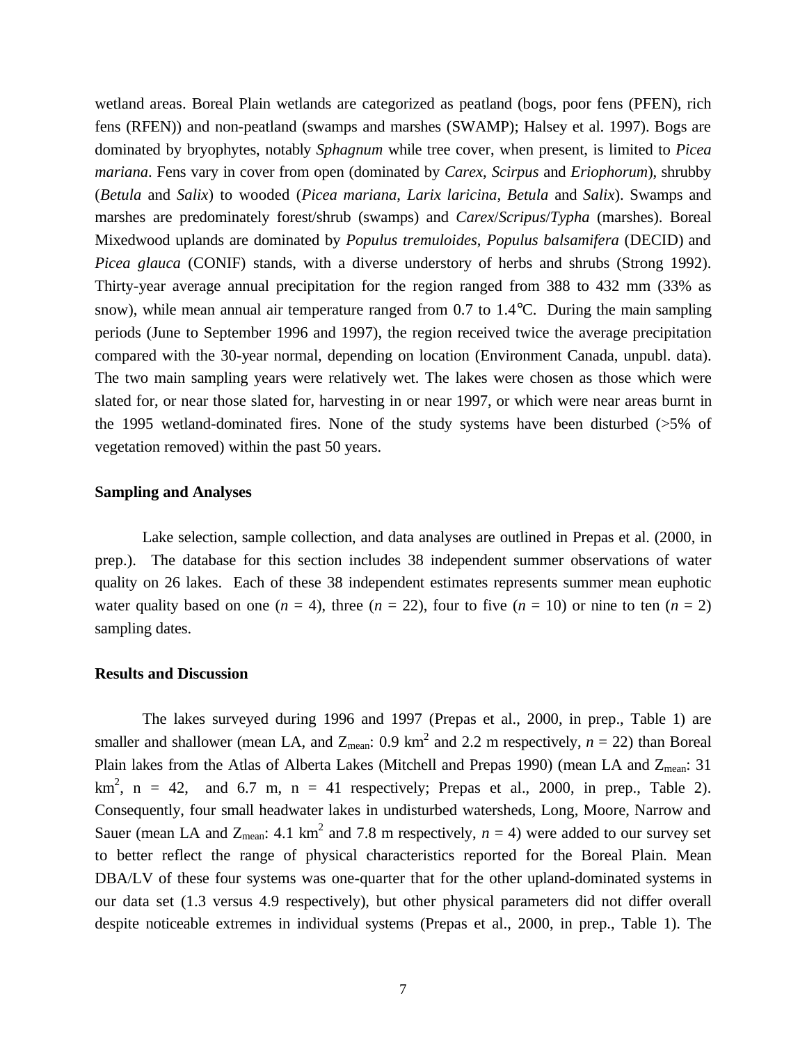wetland areas. Boreal Plain wetlands are categorized as peatland (bogs, poor fens (PFEN), rich fens (RFEN)) and non-peatland (swamps and marshes (SWAMP); Halsey et al. 1997). Bogs are dominated by bryophytes, notably *Sphagnum* while tree cover, when present, is limited to *Picea mariana*. Fens vary in cover from open (dominated by *Carex*, *Scirpus* and *Eriophorum*), shrubby (*Betula* and *Salix*) to wooded (*Picea mariana*, *Larix laricina*, *Betula* and *Salix*). Swamps and marshes are predominately forest/shrub (swamps) and *Carex*/*Scripus*/*Typha* (marshes). Boreal Mixedwood uplands are dominated by *Populus tremuloides*, *Populus balsamifera* (DECID) and *Picea glauca* (CONIF) stands, with a diverse understory of herbs and shrubs (Strong 1992). Thirty-year average annual precipitation for the region ranged from 388 to 432 mm (33% as snow), while mean annual air temperature ranged from 0.7 to 1.4°C. During the main sampling periods (June to September 1996 and 1997), the region received twice the average precipitation compared with the 30-year normal, depending on location (Environment Canada, unpubl. data). The two main sampling years were relatively wet. The lakes were chosen as those which were slated for, or near those slated for, harvesting in or near 1997, or which were near areas burnt in the 1995 wetland-dominated fires. None of the study systems have been disturbed (>5% of vegetation removed) within the past 50 years.

## Sampling and Analyses

Lake selection, sample collection, and data analyses are outlined in Prepas et al. (2000, in prep.). The database for this section includes 38 independent summer observations of water quality on 26 lakes. Each of these 38 independent estimates represents summer mean euphotic water quality based on one ($n$ = 4), three ($n$ = 22), four to five ($n$ = 10) or nine to ten ($n$ = 2) sampling dates.

## Results and Discussion

The lakes surveyed during 1996 and 1997 (Prepas et al., 2000, in prep., Table 1) are smaller and shallower (mean LA, and $Z_{mean}$: 0.9 $km^2$ and 2.2 m respectively, $n$ = 22) than Boreal Plain lakes from the Atlas of Alberta Lakes (Mitchell and Prepas 1990) (mean LA and $Z_{mean}$: 31 $km^2$, n = 42, and 6.7 m, n = 41 respectively; Prepas et al., 2000, in prep., Table 2). Consequently, four small headwater lakes in undisturbed watersheds, Long, Moore, Narrow and Sauer (mean LA and $Z_{mean}$: 4.1 $km^2$ and 7.8 m respectively, $n$ = 4) were added to our survey set to better reflect the range of physical characteristics reported for the Boreal Plain. Mean DBA/LV of these four systems was one-quarter that for the other upland-dominated systems in our data set (1.3 versus 4.9 respectively), but other physical parameters did not differ overall despite noticeable extremes in individual systems (Prepas et al., 2000, in prep., Table 1). The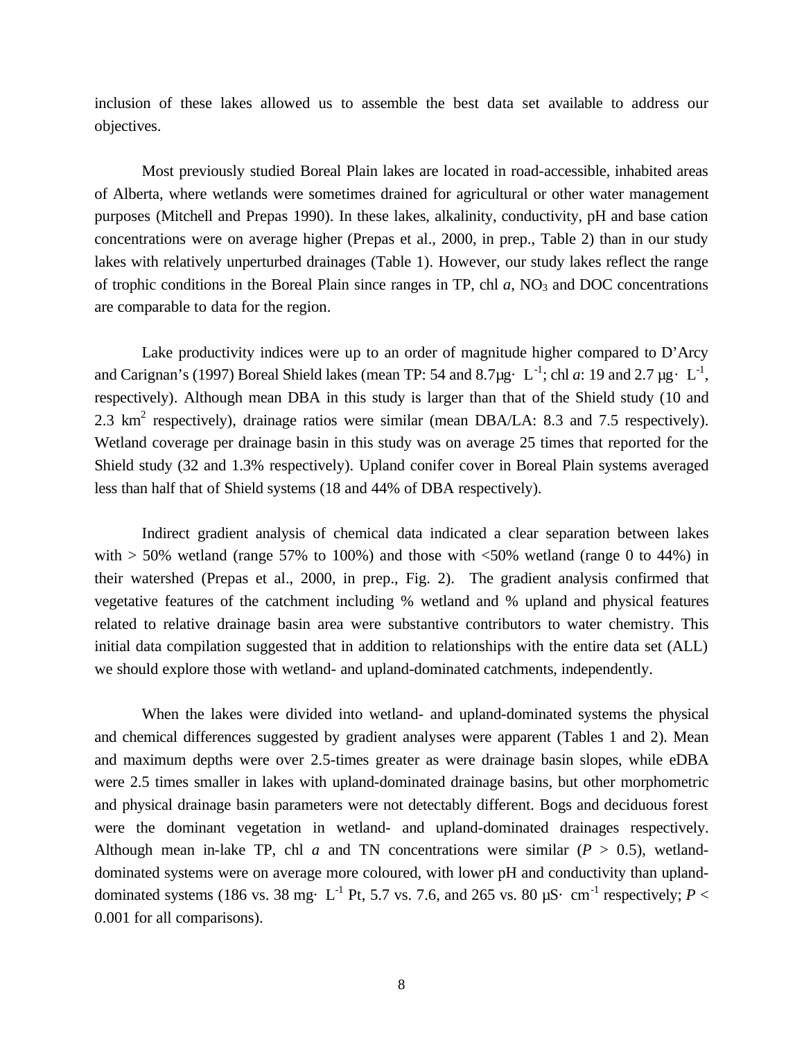inclusion of these lakes allowed us to assemble the best data set available to address our objectives.

Most previously studied Boreal Plain lakes are located in road-accessible, inhabited areas of Alberta, where wetlands were sometimes drained for agricultural or other water management purposes (Mitchell and Prepas 1990). In these lakes, alkalinity, conductivity, pH and base cation concentrations were on average higher (Prepas et al., 2000, in prep., Table 2) than in our study lakes with relatively unperturbed drainages (Table 1). However, our study lakes reflect the range of trophic conditions in the Boreal Plain since ranges in TP, chl *a*, $NO_3$ and DOC concentrations are comparable to data for the region.

Lake productivity indices were up to an order of magnitude higher compared to D'Arcy and Carignan's (1997) Boreal Shield lakes (mean TP: 54 and 8.7μg· $L^{-1}$; chl *a*: 19 and 2.7 μg· $L^{-1}$, respectively). Although mean DBA in this study is larger than that of the Shield study (10 and 2.3 $km^2$ respectively), drainage ratios were similar (mean DBA/LA: 8.3 and 7.5 respectively). Wetland coverage per drainage basin in this study was on average 25 times that reported for the Shield study (32 and 1.3% respectively). Upland conifer cover in Boreal Plain systems averaged less than half that of Shield systems (18 and 44% of DBA respectively).

Indirect gradient analysis of chemical data indicated a clear separation between lakes with > 50% wetland (range 57% to 100%) and those with <50% wetland (range 0 to 44%) in their watershed (Prepas et al., 2000, in prep., Fig. 2). The gradient analysis confirmed that vegetative features of the catchment including % wetland and % upland and physical features related to relative drainage basin area were substantive contributors to water chemistry. This initial data compilation suggested that in addition to relationships with the entire data set (ALL) we should explore those with wetland- and upland-dominated catchments, independently.

When the lakes were divided into wetland- and upland-dominated systems the physical and chemical differences suggested by gradient analyses were apparent (Tables 1 and 2). Mean and maximum depths were over 2.5-times greater as were drainage basin slopes, while eDBA were 2.5 times smaller in lakes with upland-dominated drainage basins, but other morphometric and physical drainage basin parameters were not detectably different. Bogs and deciduous forest were the dominant vegetation in wetland- and upland-dominated drainages respectively. Although mean in-lake TP, chl *a* and TN concentrations were similar ($P > 0.5$), wetland-dominated systems were on average more coloured, with lower pH and conductivity than upland-dominated systems (186 vs. 38 mg· $L^{-1}$ Pt, 5.7 vs. 7.6, and 265 vs. 80 μS· $cm^{-1}$ respectively; $P < 0.001$ for all comparisons).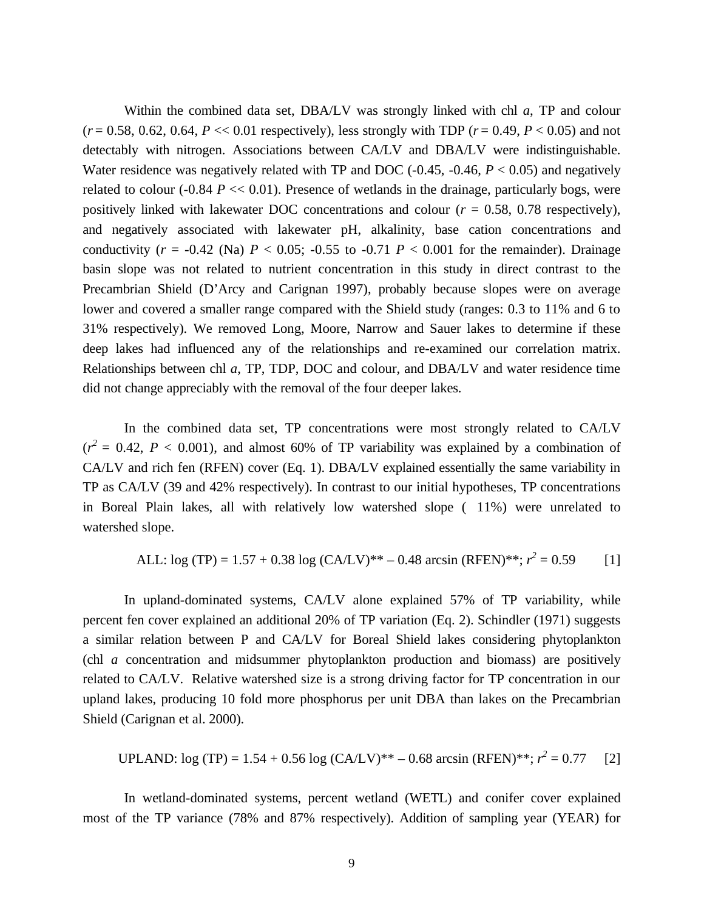Within the combined data set, DBA/LV was strongly linked with chl *a*, TP and colour ($r$ = 0.58, 0.62, 0.64, $P << 0.01$ respectively), less strongly with TDP ($r$ = 0.49, $P < 0.05$) and not detectably with nitrogen. Associations between CA/LV and DBA/LV were indistinguishable. Water residence was negatively related with TP and DOC (-0.45, -0.46, $P < 0.05$) and negatively related to colour (-0.84 $P << 0.01$). Presence of wetlands in the drainage, particularly bogs, were positively linked with lakewater DOC concentrations and colour ($r$ = 0.58, 0.78 respectively), and negatively associated with lakewater pH, alkalinity, base cation concentrations and conductivity ($r$ = -0.42 (Na) $P < 0.05$; -0.55 to -0.71 $P < 0.001$ for the remainder). Drainage basin slope was not related to nutrient concentration in this study in direct contrast to the Precambrian Shield (D'Arcy and Carignan 1997), probably because slopes were on average lower and covered a smaller range compared with the Shield study (ranges: 0.3 to 11% and 6 to 31% respectively). We removed Long, Moore, Narrow and Sauer lakes to determine if these deep lakes had influenced any of the relationships and re-examined our correlation matrix. Relationships between chl *a*, TP, TDP, DOC and colour, and DBA/LV and water residence time did not change appreciably with the removal of the four deeper lakes.

In the combined data set, TP concentrations were most strongly related to CA/LV ($r^2$ = 0.42, $P < 0.001$), and almost 60% of TP variability was explained by a combination of CA/LV and rich fen (RFEN) cover (Eq. 1). DBA/LV explained essentially the same variability in TP as CA/LV (39 and 42% respectively). In contrast to our initial hypotheses, TP concentrations in Boreal Plain lakes, all with relatively low watershed slope ( 11%) were unrelated to watershed slope.

$$\text{ALL: } \log(\text{TP}) = 1.57 + 0.38 \log(\text{CA/LV})^{**} - 0.48 \arcsin(\text{RFEN})^{**};\ r^2 = 0.59 \qquad [1]$$

In upland-dominated systems, CA/LV alone explained 57% of TP variability, while percent fen cover explained an additional 20% of TP variation (Eq. 2). Schindler (1971) suggests a similar relation between P and CA/LV for Boreal Shield lakes considering phytoplankton (chl *a* concentration and midsummer phytoplankton production and biomass) are positively related to CA/LV. Relative watershed size is a strong driving factor for TP concentration in our upland lakes, producing 10 fold more phosphorus per unit DBA than lakes on the Precambrian Shield (Carignan et al. 2000).

$$\text{UPLAND: } \log(\text{TP}) = 1.54 + 0.56 \log(\text{CA/LV})^{**} - 0.68 \arcsin(\text{RFEN})^{**};\ r^2 = 0.77 \qquad [2]$$

In wetland-dominated systems, percent wetland (WETL) and conifer cover explained most of the TP variance (78% and 87% respectively). Addition of sampling year (YEAR) for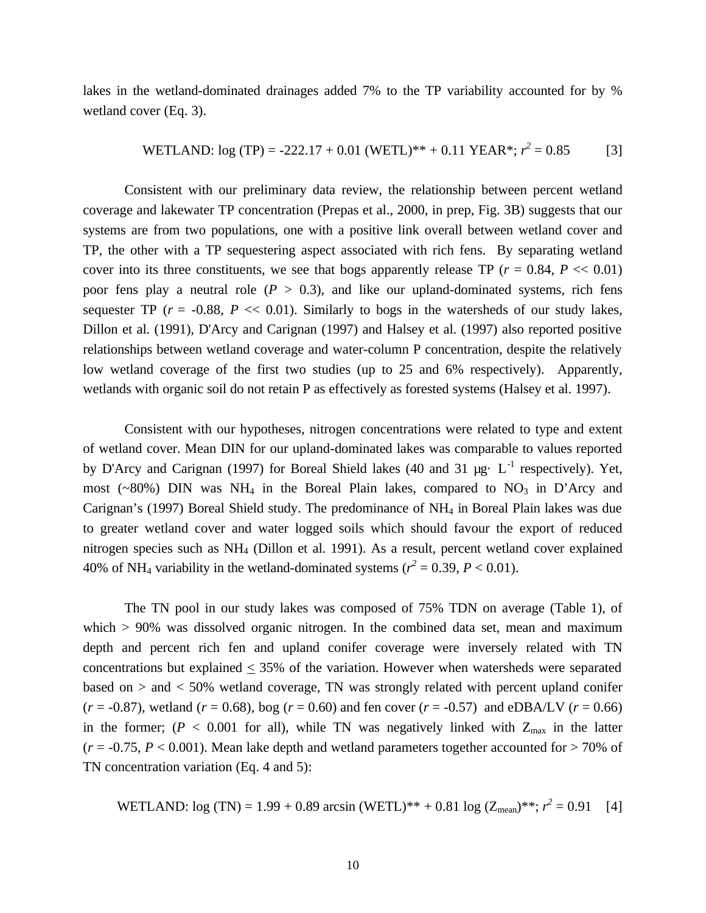lakes in the wetland-dominated drainages added 7% to the TP variability accounted for by % wetland cover (Eq. 3).

$$\text{WETLAND: log (TP)} = -222.17 + 0.01\ (\text{WETL})^{**} + 0.11\ \text{YEAR}^{*};\ r^2 = 0.85 \quad [3]$$

Consistent with our preliminary data review, the relationship between percent wetland coverage and lakewater TP concentration (Prepas et al., 2000, in prep, Fig. 3B) suggests that our systems are from two populations, one with a positive link overall between wetland cover and TP, the other with a TP sequestering aspect associated with rich fens. By separating wetland cover into its three constituents, we see that bogs apparently release TP ($r = 0.84$, $P << 0.01$) poor fens play a neutral role ($P > 0.3$), and like our upland-dominated systems, rich fens sequester TP ($r = -0.88$, $P << 0.01$). Similarly to bogs in the watersheds of our study lakes, Dillon et al. (1991), D'Arcy and Carignan (1997) and Halsey et al. (1997) also reported positive relationships between wetland coverage and water-column P concentration, despite the relatively low wetland coverage of the first two studies (up to 25 and 6% respectively). Apparently, wetlands with organic soil do not retain P as effectively as forested systems (Halsey et al. 1997).

Consistent with our hypotheses, nitrogen concentrations were related to type and extent of wetland cover. Mean DIN for our upland-dominated lakes was comparable to values reported by D'Arcy and Carignan (1997) for Boreal Shield lakes (40 and 31 $\mu g \cdot L^{-1}$ respectively). Yet, most (~80%) DIN was $NH_4$ in the Boreal Plain lakes, compared to $NO_3$ in D'Arcy and Carignan's (1997) Boreal Shield study. The predominance of $NH_4$ in Boreal Plain lakes was due to greater wetland cover and water logged soils which should favour the export of reduced nitrogen species such as $NH_4$ (Dillon et al. 1991). As a result, percent wetland cover explained 40% of $NH_4$ variability in the wetland-dominated systems ($r^2 = 0.39$, $P < 0.01$).

The TN pool in our study lakes was composed of 75% TDN on average (Table 1), of which > 90% was dissolved organic nitrogen. In the combined data set, mean and maximum depth and percent rich fen and upland conifer coverage were inversely related with TN concentrations but explained ≤ 35% of the variation. However when watersheds were separated based on > and < 50% wetland coverage, TN was strongly related with percent upland conifer ($r = -0.87$), wetland ($r = 0.68$), bog ($r = 0.60$) and fen cover ($r = -0.57$) and eDBA/LV ($r = 0.66$) in the former; ($P < 0.001$ for all), while TN was negatively linked with $Z_{max}$ in the latter ($r = -0.75$, $P < 0.001$). Mean lake depth and wetland parameters together accounted for > 70% of TN concentration variation (Eq. 4 and 5):

$$\text{WETLAND: log (TN)} = 1.99 + 0.89\ \text{arcsin (WETL)}^{**} + 0.81\ \log (Z_{mean})^{**};\ r^2 = 0.91 \quad [4]$$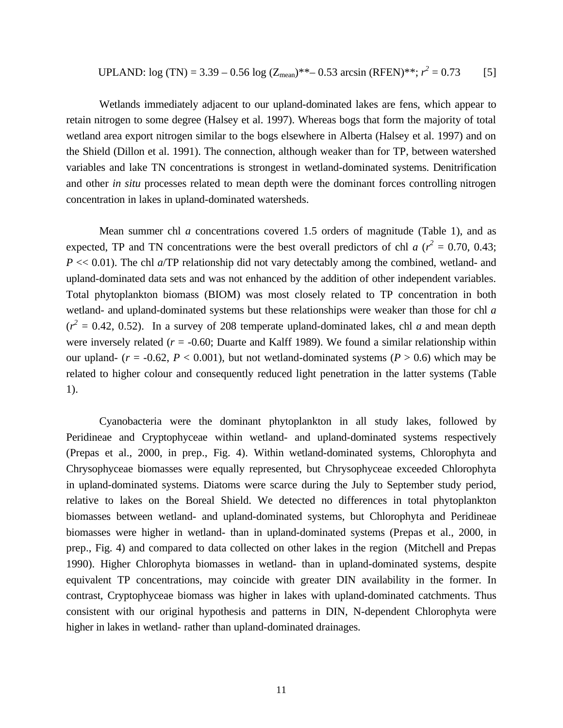$$\text{UPLAND: } \log(\text{TN}) = 3.39 - 0.56 \log(Z_{mean})^{**} - 0.53 \arcsin(\text{RFEN})^{**};\ r^2 = 0.73 \qquad [5]$$

Wetlands immediately adjacent to our upland-dominated lakes are fens, which appear to retain nitrogen to some degree (Halsey et al. 1997). Whereas bogs that form the majority of total wetland area export nitrogen similar to the bogs elsewhere in Alberta (Halsey et al. 1997) and on the Shield (Dillon et al. 1991). The connection, although weaker than for TP, between watershed variables and lake TN concentrations is strongest in wetland-dominated systems. Denitrification and other *in situ* processes related to mean depth were the dominant forces controlling nitrogen concentration in lakes in upland-dominated watersheds.

Mean summer chl *a* concentrations covered 1.5 orders of magnitude (Table 1), and as expected, TP and TN concentrations were the best overall predictors of chl *a* ($r^2$ = 0.70, 0.43; $P << 0.01$). The chl *a*/TP relationship did not vary detectably among the combined, wetland- and upland-dominated data sets and was not enhanced by the addition of other independent variables. Total phytoplankton biomass (BIOM) was most closely related to TP concentration in both wetland- and upland-dominated systems but these relationships were weaker than those for chl *a* ($r^2$ = 0.42, 0.52). In a survey of 208 temperate upland-dominated lakes, chl *a* and mean depth were inversely related ($r$ = -0.60; Duarte and Kalff 1989). We found a similar relationship within our upland- ($r$ = -0.62, $P < 0.001$), but not wetland-dominated systems ($P > 0.6$) which may be related to higher colour and consequently reduced light penetration in the latter systems (Table 1).

Cyanobacteria were the dominant phytoplankton in all study lakes, followed by Peridineae and Cryptophyceae within wetland- and upland-dominated systems respectively (Prepas et al., 2000, in prep., Fig. 4). Within wetland-dominated systems, Chlorophyta and Chrysophyceae biomasses were equally represented, but Chrysophyceae exceeded Chlorophyta in upland-dominated systems. Diatoms were scarce during the July to September study period, relative to lakes on the Boreal Shield. We detected no differences in total phytoplankton biomasses between wetland- and upland-dominated systems, but Chlorophyta and Peridineae biomasses were higher in wetland- than in upland-dominated systems (Prepas et al., 2000, in prep., Fig. 4) and compared to data collected on other lakes in the region (Mitchell and Prepas 1990). Higher Chlorophyta biomasses in wetland- than in upland-dominated systems, despite equivalent TP concentrations, may coincide with greater DIN availability in the former. In contrast, Cryptophyceae biomass was higher in lakes with upland-dominated catchments. Thus consistent with our original hypothesis and patterns in DIN, N-dependent Chlorophyta were higher in lakes in wetland- rather than upland-dominated drainages.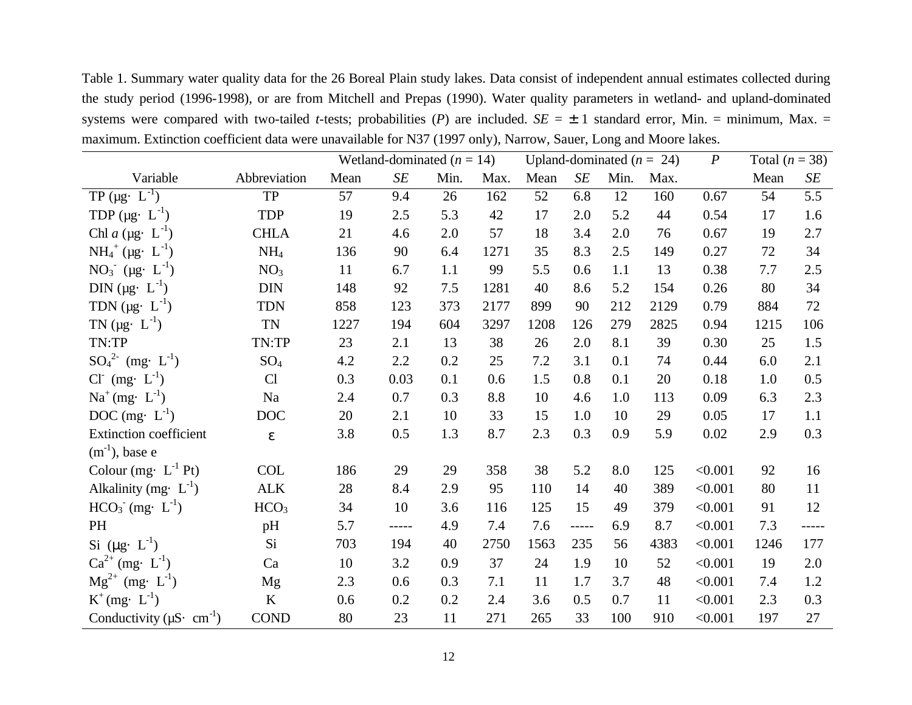Table 1. Summary water quality data for the 26 Boreal Plain study lakes. Data consist of independent annual estimates collected during the study period (1996-1998), or are from Mitchell and Prepas (1990). Water quality parameters in wetland- and upland-dominated systems were compared with two-tailed *t*-tests; probabilities (*P*) are included. *SE* = ± 1 standard error, Min. = minimum, Max. = maximum. Extinction coefficient data were unavailable for N37 (1997 only), Narrow, Sauer, Long and Moore lakes.

| | | Wetland-dominated ($n$ = 14) | | | | Upland-dominated ($n$ = 24) | | | | $P$ | Total ($n$ = 38) | |
|---|---|---|---|---|---|---|---|---|---|---|---|---|
| Variable | Abbreviation | Mean | *SE* | Min. | Max. | Mean | *SE* | Min. | Max. | | Mean | *SE* |
| TP (μg· $L^{-1}$) | TP | 57 | 9.4 | 26 | 162 | 52 | 6.8 | 12 | 160 | 0.67 | 54 | 5.5 |
| TDP (μg· $L^{-1}$) | TDP | 19 | 2.5 | 5.3 | 42 | 17 | 2.0 | 5.2 | 44 | 0.54 | 17 | 1.6 |
| Chl *a* (μg· $L^{-1}$) | CHLA | 21 | 4.6 | 2.0 | 57 | 18 | 3.4 | 2.0 | 76 | 0.67 | 19 | 2.7 |
| $NH_4^+$ (μg· $L^{-1}$) | $NH_4$ | 136 | 90 | 6.4 | 1271 | 35 | 8.3 | 2.5 | 149 | 0.27 | 72 | 34 |
| $NO_3^-$ (μg· $L^{-1}$) | $NO_3$ | 11 | 6.7 | 1.1 | 99 | 5.5 | 0.6 | 1.1 | 13 | 0.38 | 7.7 | 2.5 |
| DIN (μg· $L^{-1}$) | DIN | 148 | 92 | 7.5 | 1281 | 40 | 8.6 | 5.2 | 154 | 0.26 | 80 | 34 |
| TDN (μg· $L^{-1}$) | TDN | 858 | 123 | 373 | 2177 | 899 | 90 | 212 | 2129 | 0.79 | 884 | 72 |
| TN (μg· $L^{-1}$) | TN | 1227 | 194 | 604 | 3297 | 1208 | 126 | 279 | 2825 | 0.94 | 1215 | 106 |
| TN:TP | TN:TP | 23 | 2.1 | 13 | 38 | 26 | 2.0 | 8.1 | 39 | 0.30 | 25 | 1.5 |
| $SO_4^{2-}$ (mg· $L^{-1}$) | $SO_4$ | 4.2 | 2.2 | 0.2 | 25 | 7.2 | 3.1 | 0.1 | 74 | 0.44 | 6.0 | 2.1 |
| $Cl^-$ (mg· $L^{-1}$) | Cl | 0.3 | 0.03 | 0.1 | 0.6 | 1.5 | 0.8 | 0.1 | 20 | 0.18 | 1.0 | 0.5 |
| $Na^+$ (mg· $L^{-1}$) | Na | 2.4 | 0.7 | 0.3 | 8.8 | 10 | 4.6 | 1.0 | 113 | 0.09 | 6.3 | 2.3 |
| DOC (mg· $L^{-1}$) | DOC | 20 | 2.1 | 10 | 33 | 15 | 1.0 | 10 | 29 | 0.05 | 17 | 1.1 |
| Extinction coefficient ($m^{-1}$), base e | ε | 3.8 | 0.5 | 1.3 | 8.7 | 2.3 | 0.3 | 0.9 | 5.9 | 0.02 | 2.9 | 0.3 |
| Colour (mg· $L^{-1}$ Pt) | COL | 186 | 29 | 29 | 358 | 38 | 5.2 | 8.0 | 125 | <0.001 | 92 | 16 |
| Alkalinity (mg· $L^{-1}$) | ALK | 28 | 8.4 | 2.9 | 95 | 110 | 14 | 40 | 389 | <0.001 | 80 | 11 |
| $HCO_3^-$ (mg· $L^{-1}$) | $HCO_3$ | 34 | 10 | 3.6 | 116 | 125 | 15 | 49 | 379 | <0.001 | 91 | 12 |
| PH | pH | 5.7 | ----- | 4.9 | 7.4 | 7.6 | ----- | 6.9 | 8.7 | <0.001 | 7.3 | ----- |
| Si (μg· $L^{-1}$) | Si | 703 | 194 | 40 | 2750 | 1563 | 235 | 56 | 4383 | <0.001 | 1246 | 177 |
| $Ca^{2+}$ (mg· $L^{-1}$) | Ca | 10 | 3.2 | 0.9 | 37 | 24 | 1.9 | 10 | 52 | <0.001 | 19 | 2.0 |
| $Mg^{2+}$ (mg· $L^{-1}$) | Mg | 2.3 | 0.6 | 0.3 | 7.1 | 11 | 1.7 | 3.7 | 48 | <0.001 | 7.4 | 1.2 |
| $K^+$ (mg· $L^{-1}$) | K | 0.6 | 0.2 | 0.2 | 2.4 | 3.6 | 0.5 | 0.7 | 11 | <0.001 | 2.3 | 0.3 |
| Conductivity (μS· $cm^{-1}$) | COND | 80 | 23 | 11 | 271 | 265 | 33 | 100 | 910 | <0.001 | 197 | 27 |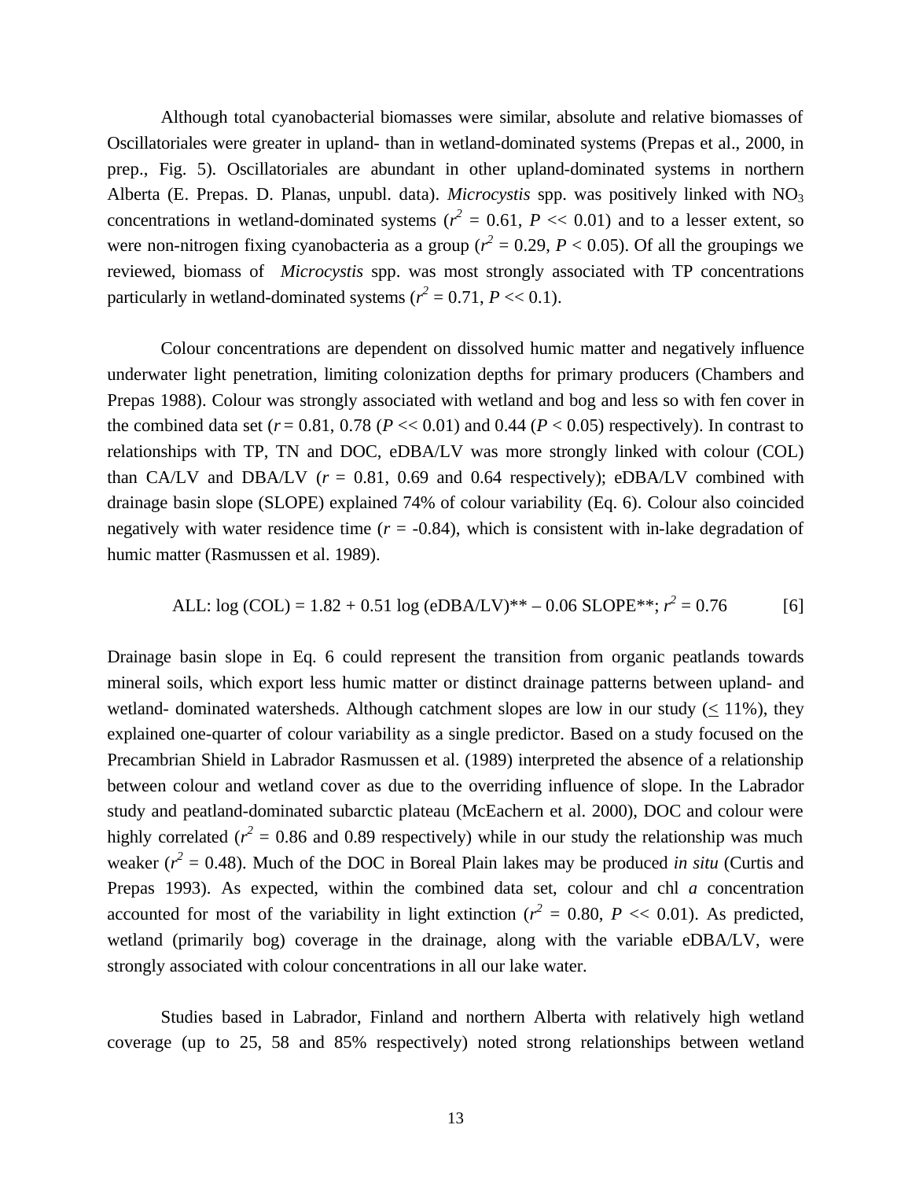Although total cyanobacterial biomasses were similar, absolute and relative biomasses of Oscillatoriales were greater in upland- than in wetland-dominated systems (Prepas et al., 2000, in prep., Fig. 5). Oscillatoriales are abundant in other upland-dominated systems in northern Alberta (E. Prepas. D. Planas, unpubl. data). *Microcystis* spp. was positively linked with $NO_3$ concentrations in wetland-dominated systems ($r^2$ = 0.61, $P$ << 0.01) and to a lesser extent, so were non-nitrogen fixing cyanobacteria as a group ($r^2$ = 0.29, $P$ < 0.05). Of all the groupings we reviewed, biomass of *Microcystis* spp. was most strongly associated with TP concentrations particularly in wetland-dominated systems ($r^2$ = 0.71, $P$ << 0.1).

Colour concentrations are dependent on dissolved humic matter and negatively influence underwater light penetration, limiting colonization depths for primary producers (Chambers and Prepas 1988). Colour was strongly associated with wetland and bog and less so with fen cover in the combined data set ($r$ = 0.81, 0.78 ($P$ << 0.01) and 0.44 ($P$ < 0.05) respectively). In contrast to relationships with TP, TN and DOC, eDBA/LV was more strongly linked with colour (COL) than CA/LV and DBA/LV ($r$ = 0.81, 0.69 and 0.64 respectively); eDBA/LV combined with drainage basin slope (SLOPE) explained 74% of colour variability (Eq. 6). Colour also coincided negatively with water residence time ($r$ = -0.84), which is consistent with in-lake degradation of humic matter (Rasmussen et al. 1989).

$$\text{ALL: } \log(\text{COL}) = 1.82 + 0.51 \log(\text{eDBA/LV})^{**} - 0.06\ \text{SLOPE}^{**};\ r^2 = 0.76 \qquad [6]$$

Drainage basin slope in Eq. 6 could represent the transition from organic peatlands towards mineral soils, which export less humic matter or distinct drainage patterns between upland- and wetland- dominated watersheds. Although catchment slopes are low in our study ($\leq$ 11%), they explained one-quarter of colour variability as a single predictor. Based on a study focused on the Precambrian Shield in Labrador Rasmussen et al. (1989) interpreted the absence of a relationship between colour and wetland cover as due to the overriding influence of slope. In the Labrador study and peatland-dominated subarctic plateau (McEachern et al. 2000), DOC and colour were highly correlated ($r^2$ = 0.86 and 0.89 respectively) while in our study the relationship was much weaker ($r^2$ = 0.48). Much of the DOC in Boreal Plain lakes may be produced *in situ* (Curtis and Prepas 1993). As expected, within the combined data set, colour and chl *a* concentration accounted for most of the variability in light extinction ($r^2$ = 0.80, $P$ << 0.01). As predicted, wetland (primarily bog) coverage in the drainage, along with the variable eDBA/LV, were strongly associated with colour concentrations in all our lake water.

Studies based in Labrador, Finland and northern Alberta with relatively high wetland coverage (up to 25, 58 and 85% respectively) noted strong relationships between wetland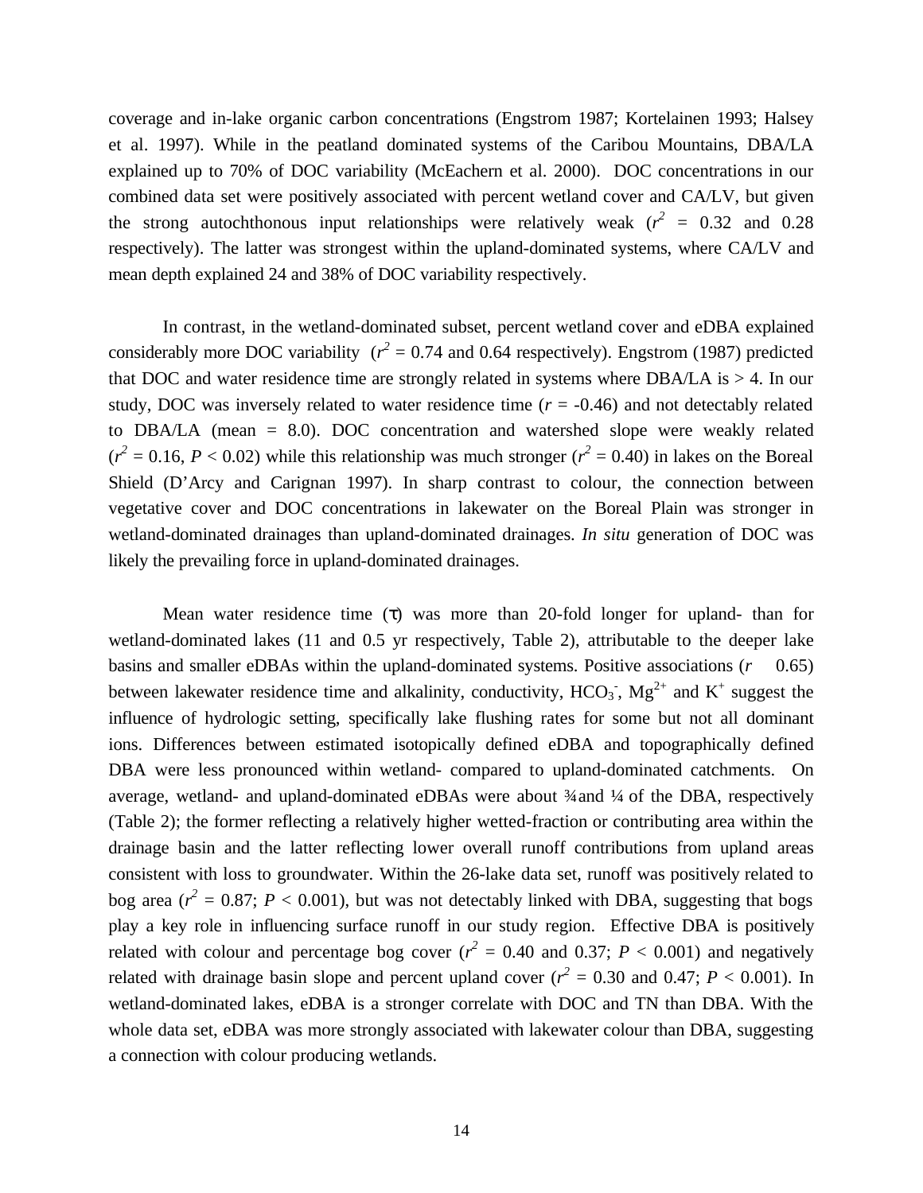coverage and in-lake organic carbon concentrations (Engstrom 1987; Kortelainen 1993; Halsey et al. 1997). While in the peatland dominated systems of the Caribou Mountains, DBA/LA explained up to 70% of DOC variability (McEachern et al. 2000). DOC concentrations in our combined data set were positively associated with percent wetland cover and CA/LV, but given the strong autochthonous input relationships were relatively weak ($r^2$ = 0.32 and 0.28 respectively). The latter was strongest within the upland-dominated systems, where CA/LV and mean depth explained 24 and 38% of DOC variability respectively.

In contrast, in the wetland-dominated subset, percent wetland cover and eDBA explained considerably more DOC variability ($r^2$ = 0.74 and 0.64 respectively). Engstrom (1987) predicted that DOC and water residence time are strongly related in systems where DBA/LA is > 4. In our study, DOC was inversely related to water residence time ($r$ = -0.46) and not detectably related to DBA/LA (mean = 8.0). DOC concentration and watershed slope were weakly related ($r^2$ = 0.16, $P$ < 0.02) while this relationship was much stronger ($r^2$ = 0.40) in lakes on the Boreal Shield (D'Arcy and Carignan 1997). In sharp contrast to colour, the connection between vegetative cover and DOC concentrations in lakewater on the Boreal Plain was stronger in wetland-dominated drainages than upland-dominated drainages. *In situ* generation of DOC was likely the prevailing force in upland-dominated drainages.

Mean water residence time ($\tau$) was more than 20-fold longer for upland- than for wetland-dominated lakes (11 and 0.5 yr respectively, Table 2), attributable to the deeper lake basins and smaller eDBAs within the upland-dominated systems. Positive associations ($r$ ≥ 0.65) between lakewater residence time and alkalinity, conductivity, $HCO_3^-$, $Mg^{2+}$ and $K^+$ suggest the influence of hydrologic setting, specifically lake flushing rates for some but not all dominant ions. Differences between estimated isotopically defined eDBA and topographically defined DBA were less pronounced within wetland- compared to upland-dominated catchments. On average, wetland- and upland-dominated eDBAs were about ¾ and ¼ of the DBA, respectively (Table 2); the former reflecting a relatively higher wetted-fraction or contributing area within the drainage basin and the latter reflecting lower overall runoff contributions from upland areas consistent with loss to groundwater. Within the 26-lake data set, runoff was positively related to bog area ($r^2$ = 0.87; $P$ < 0.001), but was not detectably linked with DBA, suggesting that bogs play a key role in influencing surface runoff in our study region. Effective DBA is positively related with colour and percentage bog cover ($r^2$ = 0.40 and 0.37; $P$ < 0.001) and negatively related with drainage basin slope and percent upland cover ($r^2$ = 0.30 and 0.47; $P$ < 0.001). In wetland-dominated lakes, eDBA is a stronger correlate with DOC and TN than DBA. With the whole data set, eDBA was more strongly associated with lakewater colour than DBA, suggesting a connection with colour producing wetlands.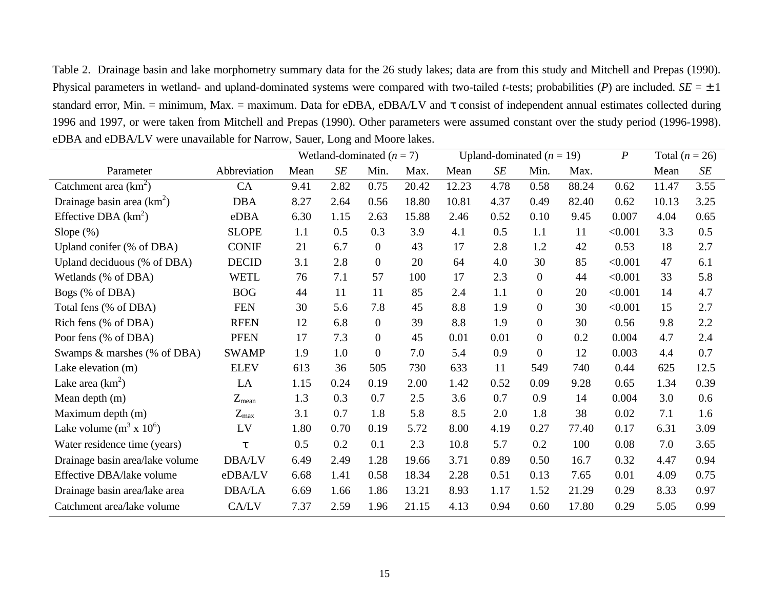Table 2. Drainage basin and lake morphometry summary data for the 26 study lakes; data are from this study and Mitchell and Prepas (1990). Physical parameters in wetland- and upland-dominated systems were compared with two-tailed *t*-tests; probabilities (*P*) are included. *SE* = ± 1 standard error, Min. = minimum, Max. = maximum. Data for eDBA, eDBA/LV and τ consist of independent annual estimates collected during 1996 and 1997, or were taken from Mitchell and Prepas (1990). Other parameters were assumed constant over the study period (1996-1998). eDBA and eDBA/LV were unavailable for Narrow, Sauer, Long and Moore lakes.

| | | Wetland-dominated ($n$ = 7) | | | | Upland-dominated ($n$ = 19) | | | | *P* | Total ($n$ = 26) | |
|---|---|---|---|---|---|---|---|---|---|---|---|---|
| Parameter | Abbreviation | Mean | *SE* | Min. | Max. | Mean | *SE* | Min. | Max. | | Mean | *SE* |
| Catchment area ($km^2$) | CA | 9.41 | 2.82 | 0.75 | 20.42 | 12.23 | 4.78 | 0.58 | 88.24 | 0.62 | 11.47 | 3.55 |
| Drainage basin area ($km^2$) | DBA | 8.27 | 2.64 | 0.56 | 18.80 | 10.81 | 4.37 | 0.49 | 82.40 | 0.62 | 10.13 | 3.25 |
| Effective DBA ($km^2$) | eDBA | 6.30 | 1.15 | 2.63 | 15.88 | 2.46 | 0.52 | 0.10 | 9.45 | 0.007 | 4.04 | 0.65 |
| Slope (%) | SLOPE | 1.1 | 0.5 | 0.3 | 3.9 | 4.1 | 0.5 | 1.1 | 11 | <0.001 | 3.3 | 0.5 |
| Upland conifer (% of DBA) | CONIF | 21 | 6.7 | 0 | 43 | 17 | 2.8 | 1.2 | 42 | 0.53 | 18 | 2.7 |
| Upland deciduous (% of DBA) | DECID | 3.1 | 2.8 | 0 | 20 | 64 | 4.0 | 30 | 85 | <0.001 | 47 | 6.1 |
| Wetlands (% of DBA) | WETL | 76 | 7.1 | 57 | 100 | 17 | 2.3 | 0 | 44 | <0.001 | 33 | 5.8 |
| Bogs (% of DBA) | BOG | 44 | 11 | 11 | 85 | 2.4 | 1.1 | 0 | 20 | <0.001 | 14 | 4.7 |
| Total fens (% of DBA) | FEN | 30 | 5.6 | 7.8 | 45 | 8.8 | 1.9 | 0 | 30 | <0.001 | 15 | 2.7 |
| Rich fens (% of DBA) | RFEN | 12 | 6.8 | 0 | 39 | 8.8 | 1.9 | 0 | 30 | 0.56 | 9.8 | 2.2 |
| Poor fens (% of DBA) | PFEN | 17 | 7.3 | 0 | 45 | 0.01 | 0.01 | 0 | 0.2 | 0.004 | 4.7 | 2.4 |
| Swamps & marshes (% of DBA) | SWAMP | 1.9 | 1.0 | 0 | 7.0 | 5.4 | 0.9 | 0 | 12 | 0.003 | 4.4 | 0.7 |
| Lake elevation (m) | ELEV | 613 | 36 | 505 | 730 | 633 | 11 | 549 | 740 | 0.44 | 625 | 12.5 |
| Lake area ($km^2$) | LA | 1.15 | 0.24 | 0.19 | 2.00 | 1.42 | 0.52 | 0.09 | 9.28 | 0.65 | 1.34 | 0.39 |
| Mean depth (m) | $Z_{mean}$ | 1.3 | 0.3 | 0.7 | 2.5 | 3.6 | 0.7 | 0.9 | 14 | 0.004 | 3.0 | 0.6 |
| Maximum depth (m) | $Z_{max}$ | 3.1 | 0.7 | 1.8 | 5.8 | 8.5 | 2.0 | 1.8 | 38 | 0.02 | 7.1 | 1.6 |
| Lake volume ($m^3 \times 10^6$) | LV | 1.80 | 0.70 | 0.19 | 5.72 | 8.00 | 4.19 | 0.27 | 77.40 | 0.17 | 6.31 | 3.09 |
| Water residence time (years) | τ | 0.5 | 0.2 | 0.1 | 2.3 | 10.8 | 5.7 | 0.2 | 100 | 0.08 | 7.0 | 3.65 |
| Drainage basin area/lake volume | DBA/LV | 6.49 | 2.49 | 1.28 | 19.66 | 3.71 | 0.89 | 0.50 | 16.7 | 0.32 | 4.47 | 0.94 |
| Effective DBA/lake volume | eDBA/LV | 6.68 | 1.41 | 0.58 | 18.34 | 2.28 | 0.51 | 0.13 | 7.65 | 0.01 | 4.09 | 0.75 |
| Drainage basin area/lake area | DBA/LA | 6.69 | 1.66 | 1.86 | 13.21 | 8.93 | 1.17 | 1.52 | 21.29 | 0.29 | 8.33 | 0.97 |
| Catchment area/lake volume | CA/LV | 7.37 | 2.59 | 1.96 | 21.15 | 4.13 | 0.94 | 0.60 | 17.80 | 0.29 | 5.05 | 0.99 |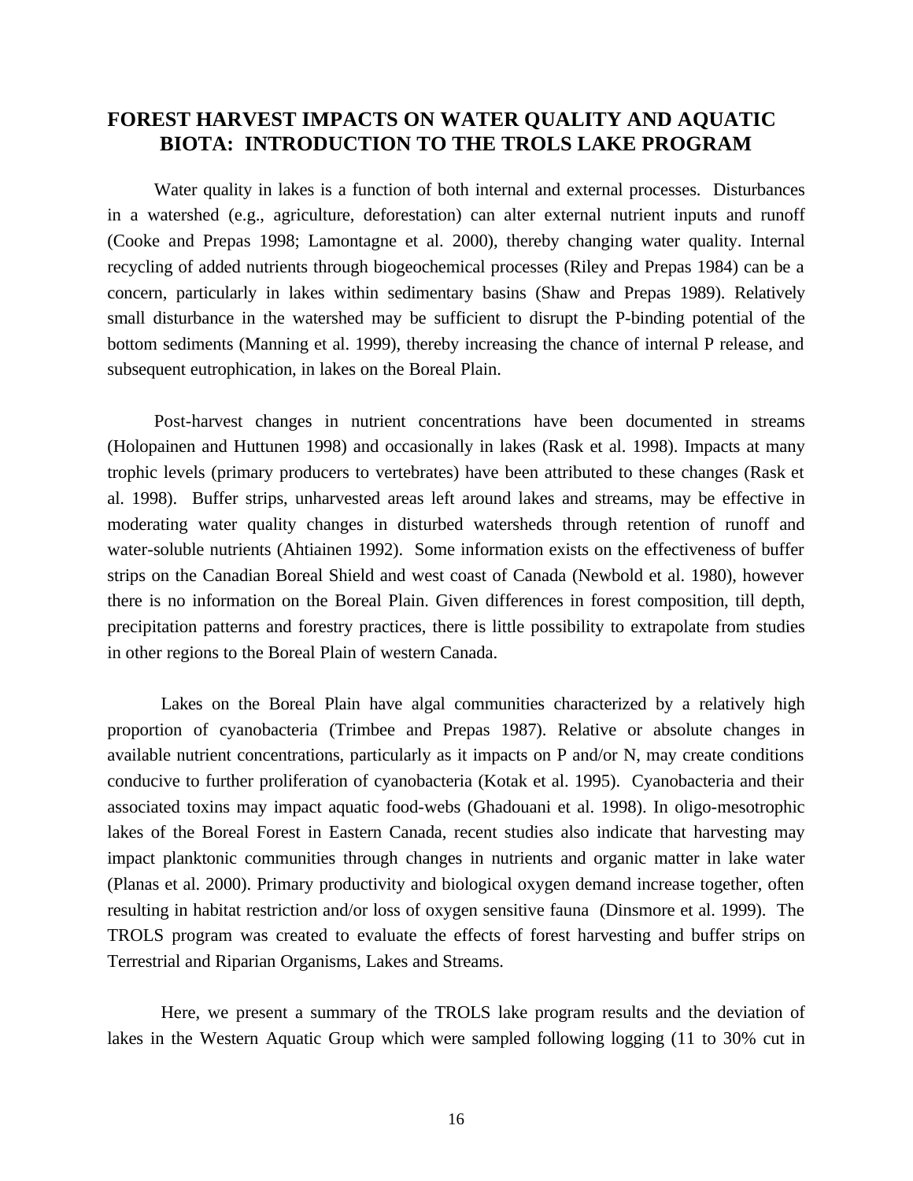# FOREST HARVEST IMPACTS ON WATER QUALITY AND AQUATIC BIOTA: INTRODUCTION TO THE TROLS LAKE PROGRAM

Water quality in lakes is a function of both internal and external processes. Disturbances in a watershed (e.g., agriculture, deforestation) can alter external nutrient inputs and runoff (Cooke and Prepas 1998; Lamontagne et al. 2000), thereby changing water quality. Internal recycling of added nutrients through biogeochemical processes (Riley and Prepas 1984) can be a concern, particularly in lakes within sedimentary basins (Shaw and Prepas 1989). Relatively small disturbance in the watershed may be sufficient to disrupt the P-binding potential of the bottom sediments (Manning et al. 1999), thereby increasing the chance of internal P release, and subsequent eutrophication, in lakes on the Boreal Plain.

Post-harvest changes in nutrient concentrations have been documented in streams (Holopainen and Huttunen 1998) and occasionally in lakes (Rask et al. 1998). Impacts at many trophic levels (primary producers to vertebrates) have been attributed to these changes (Rask et al. 1998). Buffer strips, unharvested areas left around lakes and streams, may be effective in moderating water quality changes in disturbed watersheds through retention of runoff and water-soluble nutrients (Ahtiainen 1992). Some information exists on the effectiveness of buffer strips on the Canadian Boreal Shield and west coast of Canada (Newbold et al. 1980), however there is no information on the Boreal Plain. Given differences in forest composition, till depth, precipitation patterns and forestry practices, there is little possibility to extrapolate from studies in other regions to the Boreal Plain of western Canada.

Lakes on the Boreal Plain have algal communities characterized by a relatively high proportion of cyanobacteria (Trimbee and Prepas 1987). Relative or absolute changes in available nutrient concentrations, particularly as it impacts on P and/or N, may create conditions conducive to further proliferation of cyanobacteria (Kotak et al. 1995). Cyanobacteria and their associated toxins may impact aquatic food-webs (Ghadouani et al. 1998). In oligo-mesotrophic lakes of the Boreal Forest in Eastern Canada, recent studies also indicate that harvesting may impact planktonic communities through changes in nutrients and organic matter in lake water (Planas et al. 2000). Primary productivity and biological oxygen demand increase together, often resulting in habitat restriction and/or loss of oxygen sensitive fauna (Dinsmore et al. 1999). The TROLS program was created to evaluate the effects of forest harvesting and buffer strips on Terrestrial and Riparian Organisms, Lakes and Streams.

Here, we present a summary of the TROLS lake program results and the deviation of lakes in the Western Aquatic Group which were sampled following logging (11 to 30% cut in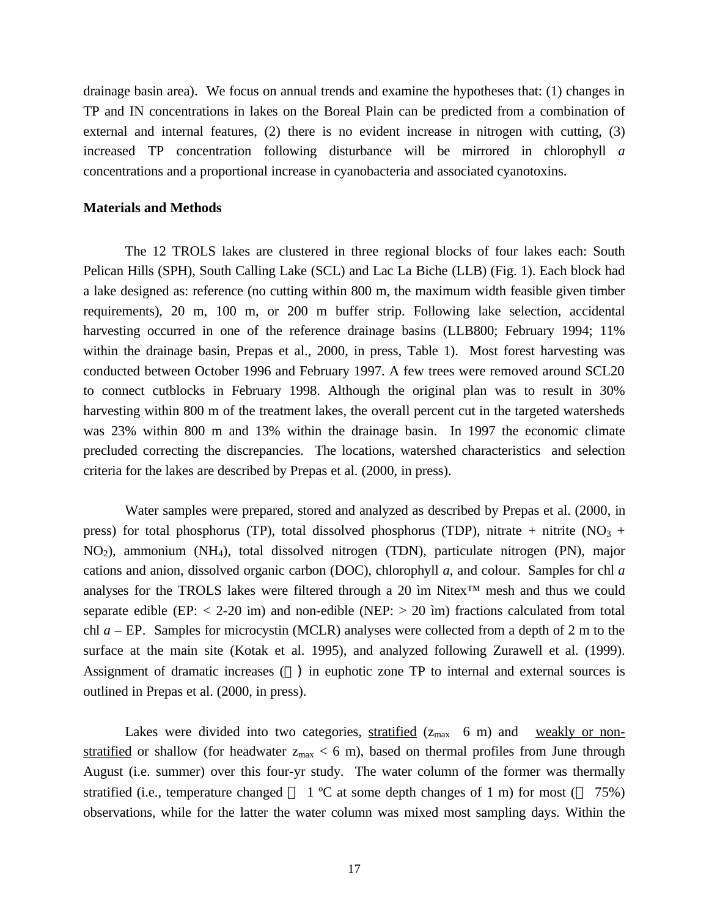drainage basin area). We focus on annual trends and examine the hypotheses that: (1) changes in TP and IN concentrations in lakes on the Boreal Plain can be predicted from a combination of external and internal features, (2) there is no evident increase in nitrogen with cutting, (3) increased TP concentration following disturbance will be mirrored in chlorophyll *a* concentrations and a proportional increase in cyanobacteria and associated cyanotoxins.

**Materials and Methods**

The 12 TROLS lakes are clustered in three regional blocks of four lakes each: South Pelican Hills (SPH), South Calling Lake (SCL) and Lac La Biche (LLB) (Fig. 1). Each block had a lake designed as: reference (no cutting within 800 m, the maximum width feasible given timber requirements), 20 m, 100 m, or 200 m buffer strip. Following lake selection, accidental harvesting occurred in one of the reference drainage basins (LLB800; February 1994; 11% within the drainage basin, Prepas et al., 2000, in press, Table 1). Most forest harvesting was conducted between October 1996 and February 1997. A few trees were removed around SCL20 to connect cutblocks in February 1998. Although the original plan was to result in 30% harvesting within 800 m of the treatment lakes, the overall percent cut in the targeted watersheds was 23% within 800 m and 13% within the drainage basin. In 1997 the economic climate precluded correcting the discrepancies. The locations, watershed characteristics and selection criteria for the lakes are described by Prepas et al. (2000, in press).

Water samples were prepared, stored and analyzed as described by Prepas et al. (2000, in press) for total phosphorus (TP), total dissolved phosphorus (TDP), nitrate + nitrite ($NO_3$ + $NO_2$), ammonium ($NH_4$), total dissolved nitrogen (TDN), particulate nitrogen (PN), major cations and anion, dissolved organic carbon (DOC), chlorophyll *a*, and colour. Samples for chl *a* analyses for the TROLS lakes were filtered through a 20 ìm Nitex™ mesh and thus we could separate edible (EP: < 2-20 ìm) and non-edible (NEP: > 20 ìm) fractions calculated from total chl *a* – EP. Samples for microcystin (MCLR) analyses were collected from a depth of 2 m to the surface at the main site (Kotak et al. 1995), and analyzed following Zurawell et al. (1999). Assignment of dramatic increases (  ) in euphotic zone TP to internal and external sources is outlined in Prepas et al. (2000, in press).

Lakes were divided into two categories, <u>stratified</u> ($z_{max}$ 6 m) and <u>weakly or non-stratified</u> or shallow (for headwater $z_{max}$ < 6 m), based on thermal profiles from June through August (i.e. summer) over this four-yr study. The water column of the former was thermally stratified (i.e., temperature changed  1 ºC at some depth changes of 1 m) for most ( 75%) observations, while for the latter the water column was mixed most sampling days. Within the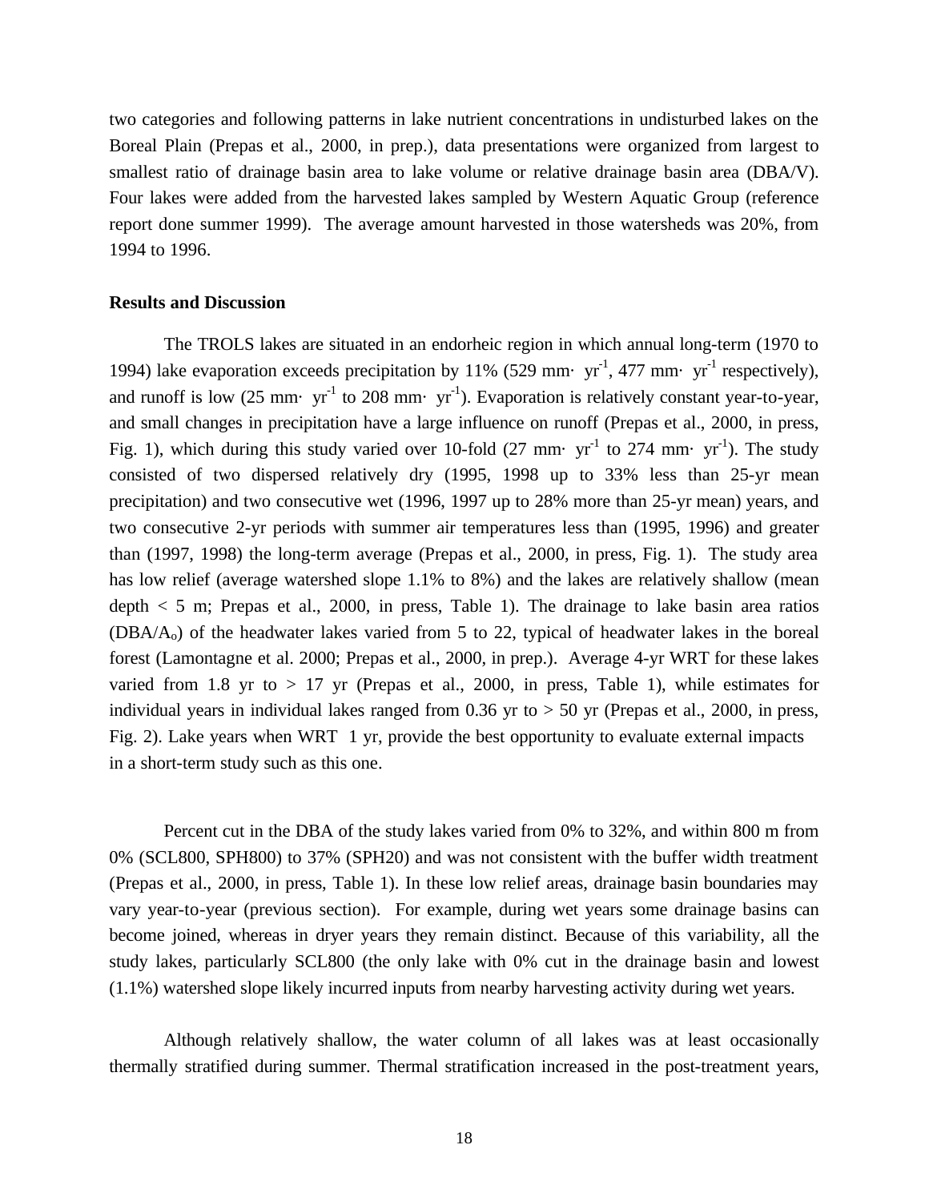two categories and following patterns in lake nutrient concentrations in undisturbed lakes on the Boreal Plain (Prepas et al., 2000, in prep.), data presentations were organized from largest to smallest ratio of drainage basin area to lake volume or relative drainage basin area (DBA/V). Four lakes were added from the harvested lakes sampled by Western Aquatic Group (reference report done summer 1999). The average amount harvested in those watersheds was 20%, from 1994 to 1996.

**Results and Discussion**

The TROLS lakes are situated in an endorheic region in which annual long-term (1970 to 1994) lake evaporation exceeds precipitation by 11% (529 mm· $yr^{-1}$, 477 mm· $yr^{-1}$ respectively), and runoff is low (25 mm· $yr^{-1}$ to 208 mm· $yr^{-1}$). Evaporation is relatively constant year-to-year, and small changes in precipitation have a large influence on runoff (Prepas et al., 2000, in press, Fig. 1), which during this study varied over 10-fold (27 mm· $yr^{-1}$ to 274 mm· $yr^{-1}$). The study consisted of two dispersed relatively dry (1995, 1998 up to 33% less than 25-yr mean precipitation) and two consecutive wet (1996, 1997 up to 28% more than 25-yr mean) years, and two consecutive 2-yr periods with summer air temperatures less than (1995, 1996) and greater than (1997, 1998) the long-term average (Prepas et al., 2000, in press, Fig. 1). The study area has low relief (average watershed slope 1.1% to 8%) and the lakes are relatively shallow (mean depth < 5 m; Prepas et al., 2000, in press, Table 1). The drainage to lake basin area ratios ($DBA/A_o$) of the headwater lakes varied from 5 to 22, typical of headwater lakes in the boreal forest (Lamontagne et al. 2000; Prepas et al., 2000, in prep.). Average 4-yr WRT for these lakes varied from 1.8 yr to > 17 yr (Prepas et al., 2000, in press, Table 1), while estimates for individual years in individual lakes ranged from 0.36 yr to > 50 yr (Prepas et al., 2000, in press, Fig. 2). Lake years when WRT  1 yr, provide the best opportunity to evaluate external impacts in a short-term study such as this one.

Percent cut in the DBA of the study lakes varied from 0% to 32%, and within 800 m from 0% (SCL800, SPH800) to 37% (SPH20) and was not consistent with the buffer width treatment (Prepas et al., 2000, in press, Table 1). In these low relief areas, drainage basin boundaries may vary year-to-year (previous section). For example, during wet years some drainage basins can become joined, whereas in dryer years they remain distinct. Because of this variability, all the study lakes, particularly SCL800 (the only lake with 0% cut in the drainage basin and lowest (1.1%) watershed slope likely incurred inputs from nearby harvesting activity during wet years.

Although relatively shallow, the water column of all lakes was at least occasionally thermally stratified during summer. Thermal stratification increased in the post-treatment years,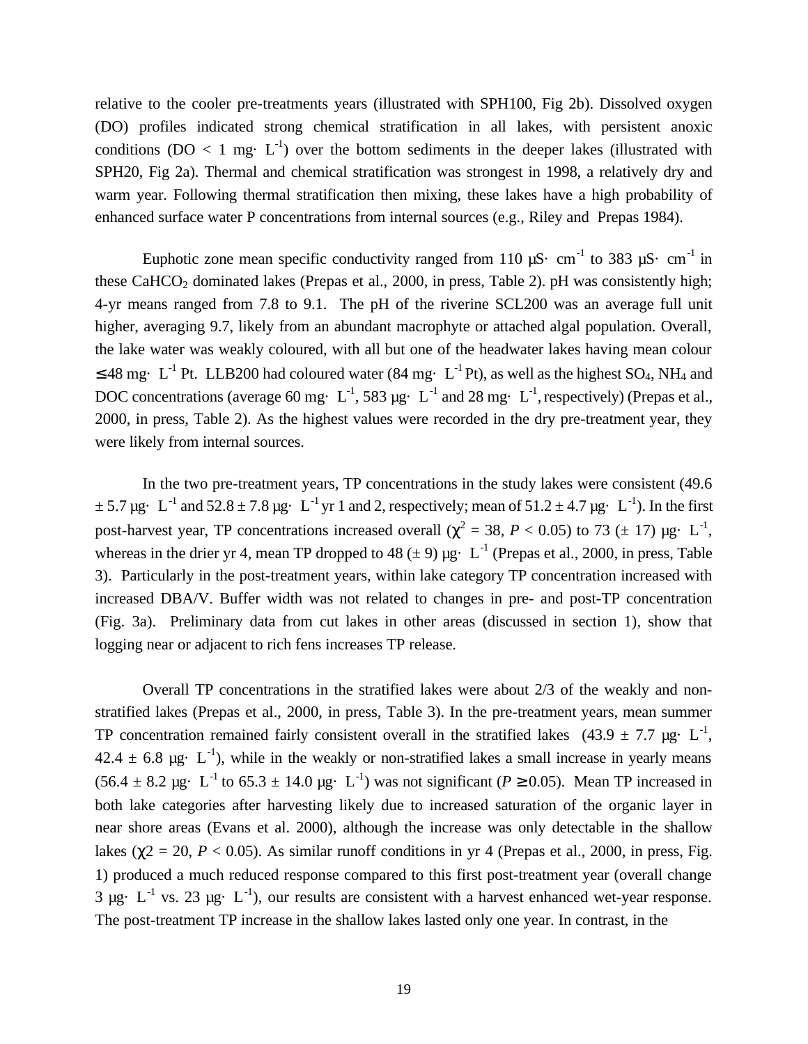relative to the cooler pre-treatments years (illustrated with SPH100, Fig 2b). Dissolved oxygen (DO) profiles indicated strong chemical stratification in all lakes, with persistent anoxic conditions (DO < 1 mg· $L^{-1}$) over the bottom sediments in the deeper lakes (illustrated with SPH20, Fig 2a). Thermal and chemical stratification was strongest in 1998, a relatively dry and warm year. Following thermal stratification then mixing, these lakes have a high probability of enhanced surface water P concentrations from internal sources (e.g., Riley and Prepas 1984).

Euphotic zone mean specific conductivity ranged from 110 µS· $cm^{-1}$ to 383 µS· $cm^{-1}$ in these $CaHCO_2$ dominated lakes (Prepas et al., 2000, in press, Table 2). pH was consistently high; 4-yr means ranged from 7.8 to 9.1. The pH of the riverine SCL200 was an average full unit higher, averaging 9.7, likely from an abundant macrophyte or attached algal population. Overall, the lake water was weakly coloured, with all but one of the headwater lakes having mean colour ≤48 mg· $L^{-1}$ Pt. LLB200 had coloured water (84 mg· $L^{-1}$ Pt), as well as the highest $SO_4$, $NH_4$ and DOC concentrations (average 60 mg· $L^{-1}$, 583 µg· $L^{-1}$ and 28 mg· $L^{-1}$, respectively) (Prepas et al., 2000, in press, Table 2). As the highest values were recorded in the dry pre-treatment year, they were likely from internal sources.

In the two pre-treatment years, TP concentrations in the study lakes were consistent (49.6 ± 5.7 µg· $L^{-1}$ and 52.8 ± 7.8 µg· $L^{-1}$ yr 1 and 2, respectively; mean of 51.2 ± 4.7 µg· $L^{-1}$). In the first post-harvest year, TP concentrations increased overall ($\chi^2 = 38$, $P < 0.05$) to 73 (± 17) µg· $L^{-1}$, whereas in the drier yr 4, mean TP dropped to 48 (± 9) µg· $L^{-1}$ (Prepas et al., 2000, in press, Table 3). Particularly in the post-treatment years, within lake category TP concentration increased with increased DBA/V. Buffer width was not related to changes in pre- and post-TP concentration (Fig. 3a). Preliminary data from cut lakes in other areas (discussed in section 1), show that logging near or adjacent to rich fens increases TP release.

Overall TP concentrations in the stratified lakes were about 2/3 of the weakly and non-stratified lakes (Prepas et al., 2000, in press, Table 3). In the pre-treatment years, mean summer TP concentration remained fairly consistent overall in the stratified lakes (43.9 ± 7.7 µg· $L^{-1}$, 42.4 ± 6.8 µg· $L^{-1}$), while in the weakly or non-stratified lakes a small increase in yearly means (56.4 ± 8.2 µg· $L^{-1}$ to 65.3 ± 14.0 µg· $L^{-1}$) was not significant ($P \geq 0.05$). Mean TP increased in both lake categories after harvesting likely due to increased saturation of the organic layer in near shore areas (Evans et al. 2000), although the increase was only detectable in the shallow lakes ($\chi 2 = 20$, $P < 0.05$). As similar runoff conditions in yr 4 (Prepas et al., 2000, in press, Fig. 1) produced a much reduced response compared to this first post-treatment year (overall change 3 µg· $L^{-1}$ vs. 23 µg· $L^{-1}$), our results are consistent with a harvest enhanced wet-year response. The post-treatment TP increase in the shallow lakes lasted only one year. In contrast, in the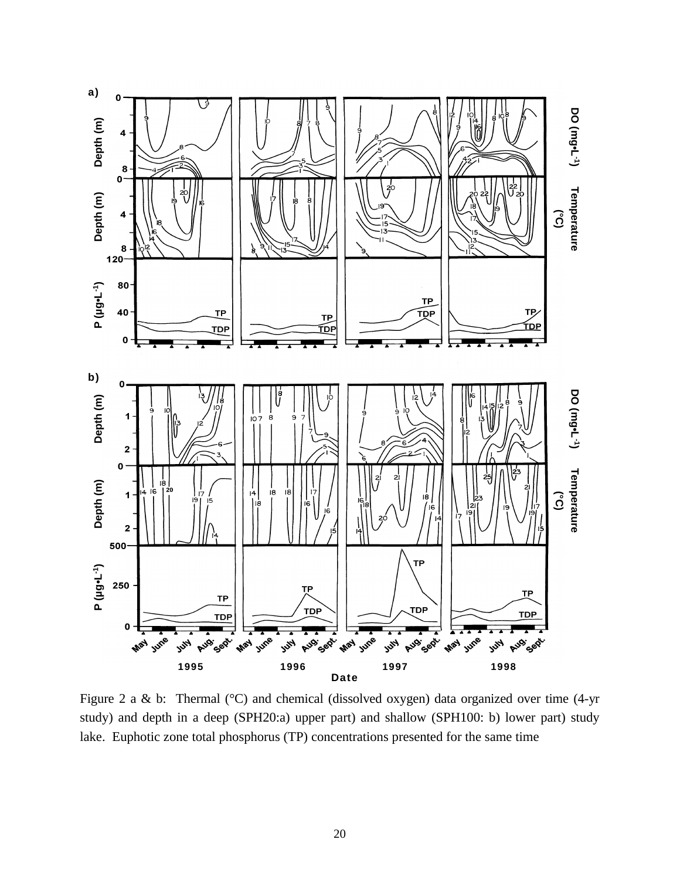Figure 2 a & b: Thermal (°C) and chemical (dissolved oxygen) data organized over time (4-yr study) and depth in a deep (SPH20:a) upper part) and shallow (SPH100: b) lower part) study lake. Euphotic zone total phosphorus (TP) concentrations presented for the same time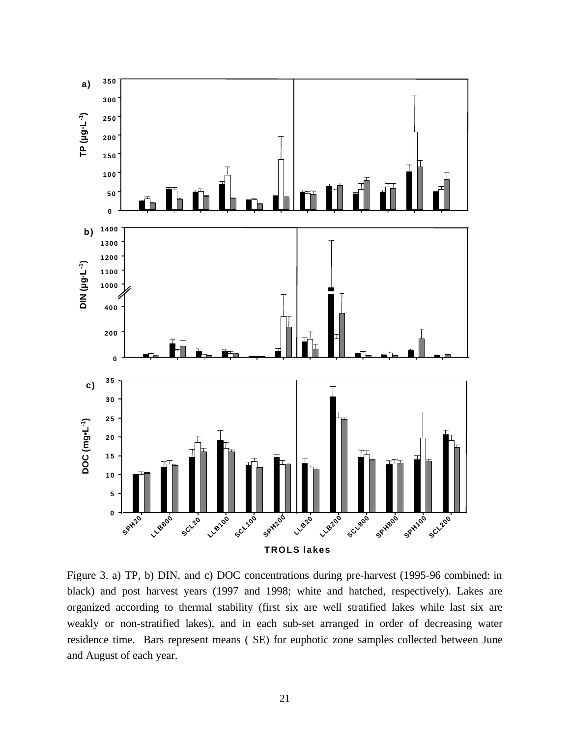Figure 3. a) TP, b) DIN, and c) DOC concentrations during pre-harvest (1995-96 combined: in black) and post harvest years (1997 and 1998; white and hatched, respectively). Lakes are organized according to thermal stability (first six are well stratified lakes while last six are weakly or non-stratified lakes), and in each sub-set arranged in order of decreasing water residence time. Bars represent means ( SE) for euphotic zone samples collected between June and August of each year.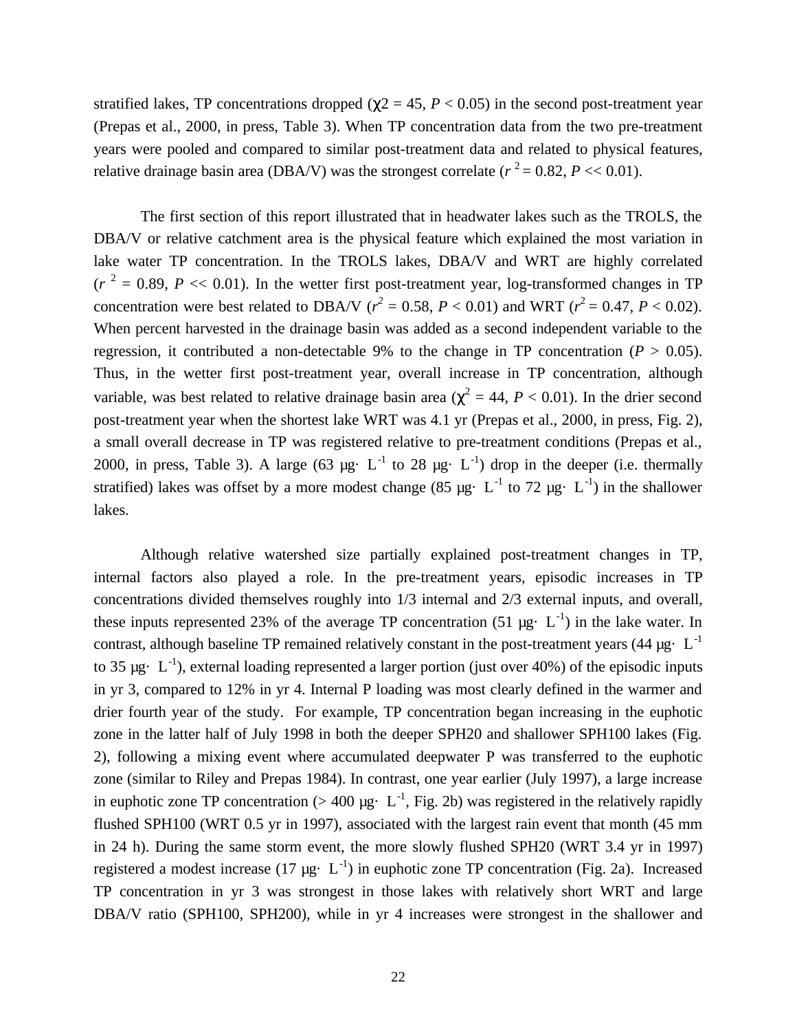stratified lakes, TP concentrations dropped ($\chi2 = 45$, $P < 0.05$) in the second post-treatment year (Prepas et al., 2000, in press, Table 3). When TP concentration data from the two pre-treatment years were pooled and compared to similar post-treatment data and related to physical features, relative drainage basin area (DBA/V) was the strongest correlate ($r^2 = 0.82$, $P << 0.01$).

The first section of this report illustrated that in headwater lakes such as the TROLS, the DBA/V or relative catchment area is the physical feature which explained the most variation in lake water TP concentration. In the TROLS lakes, DBA/V and WRT are highly correlated ($r^2 = 0.89$, $P << 0.01$). In the wetter first post-treatment year, log-transformed changes in TP concentration were best related to DBA/V ($r^2 = 0.58$, $P < 0.01$) and WRT ($r^2 = 0.47$, $P < 0.02$). When percent harvested in the drainage basin was added as a second independent variable to the regression, it contributed a non-detectable 9% to the change in TP concentration ($P > 0.05$). Thus, in the wetter first post-treatment year, overall increase in TP concentration, although variable, was best related to relative drainage basin area ($\chi^2 = 44$, $P < 0.01$). In the drier second post-treatment year when the shortest lake WRT was 4.1 yr (Prepas et al., 2000, in press, Fig. 2), a small overall decrease in TP was registered relative to pre-treatment conditions (Prepas et al., 2000, in press, Table 3). A large (63 $\mu g \cdot L^{-1}$ to 28 $\mu g \cdot L^{-1}$) drop in the deeper (i.e. thermally stratified) lakes was offset by a more modest change (85 $\mu g \cdot L^{-1}$ to 72 $\mu g \cdot L^{-1}$) in the shallower lakes.

Although relative watershed size partially explained post-treatment changes in TP, internal factors also played a role. In the pre-treatment years, episodic increases in TP concentrations divided themselves roughly into 1/3 internal and 2/3 external inputs, and overall, these inputs represented 23% of the average TP concentration (51 $\mu g \cdot L^{-1}$) in the lake water. In contrast, although baseline TP remained relatively constant in the post-treatment years (44 $\mu g \cdot L^{-1}$ to 35 $\mu g \cdot L^{-1}$), external loading represented a larger portion (just over 40%) of the episodic inputs in yr 3, compared to 12% in yr 4. Internal P loading was most clearly defined in the warmer and drier fourth year of the study. For example, TP concentration began increasing in the euphotic zone in the latter half of July 1998 in both the deeper SPH20 and shallower SPH100 lakes (Fig. 2), following a mixing event where accumulated deepwater P was transferred to the euphotic zone (similar to Riley and Prepas 1984). In contrast, one year earlier (July 1997), a large increase in euphotic zone TP concentration (> 400 $\mu g \cdot L^{-1}$, Fig. 2b) was registered in the relatively rapidly flushed SPH100 (WRT 0.5 yr in 1997), associated with the largest rain event that month (45 mm in 24 h). During the same storm event, the more slowly flushed SPH20 (WRT 3.4 yr in 1997) registered a modest increase (17 $\mu g \cdot L^{-1}$) in euphotic zone TP concentration (Fig. 2a). Increased TP concentration in yr 3 was strongest in those lakes with relatively short WRT and large DBA/V ratio (SPH100, SPH200), while in yr 4 increases were strongest in the shallower and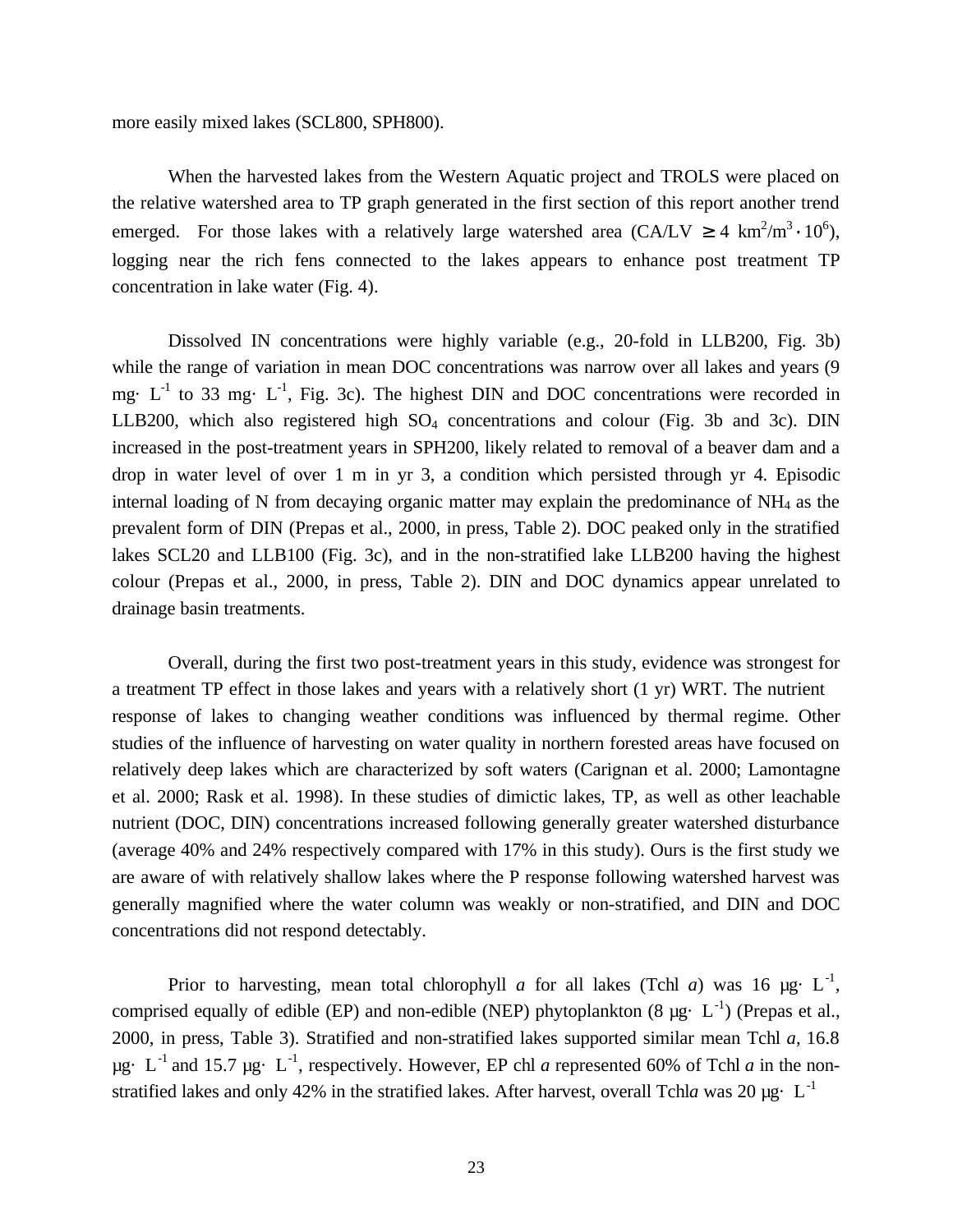more easily mixed lakes (SCL800, SPH800).

When the harvested lakes from the Western Aquatic project and TROLS were placed on the relative watershed area to TP graph generated in the first section of this report another trend emerged. For those lakes with a relatively large watershed area (CA/LV $\geq 4$ km$^2$/m$^3 \cdot 10^6$), logging near the rich fens connected to the lakes appears to enhance post treatment TP concentration in lake water (Fig. 4).

Dissolved IN concentrations were highly variable (e.g., 20-fold in LLB200, Fig. 3b) while the range of variation in mean DOC concentrations was narrow over all lakes and years (9 mg$\cdot$ L$^{-1}$ to 33 mg$\cdot$ L$^{-1}$, Fig. 3c). The highest DIN and DOC concentrations were recorded in LLB200, which also registered high $SO_4$ concentrations and colour (Fig. 3b and 3c). DIN increased in the post-treatment years in SPH200, likely related to removal of a beaver dam and a drop in water level of over 1 m in yr 3, a condition which persisted through yr 4. Episodic internal loading of N from decaying organic matter may explain the predominance of $NH_4$ as the prevalent form of DIN (Prepas et al., 2000, in press, Table 2). DOC peaked only in the stratified lakes SCL20 and LLB100 (Fig. 3c), and in the non-stratified lake LLB200 having the highest colour (Prepas et al., 2000, in press, Table 2). DIN and DOC dynamics appear unrelated to drainage basin treatments.

Overall, during the first two post-treatment years in this study, evidence was strongest for a treatment TP effect in those lakes and years with a relatively short (1 yr) WRT. The nutrient response of lakes to changing weather conditions was influenced by thermal regime. Other studies of the influence of harvesting on water quality in northern forested areas have focused on relatively deep lakes which are characterized by soft waters (Carignan et al. 2000; Lamontagne et al. 2000; Rask et al. 1998). In these studies of dimictic lakes, TP, as well as other leachable nutrient (DOC, DIN) concentrations increased following generally greater watershed disturbance (average 40% and 24% respectively compared with 17% in this study). Ours is the first study we are aware of with relatively shallow lakes where the P response following watershed harvest was generally magnified where the water column was weakly or non-stratified, and DIN and DOC concentrations did not respond detectably.

Prior to harvesting, mean total chlorophyll *a* for all lakes (Tchl *a*) was 16 µg$\cdot$ L$^{-1}$, comprised equally of edible (EP) and non-edible (NEP) phytoplankton (8 µg$\cdot$ L$^{-1}$) (Prepas et al., 2000, in press, Table 3). Stratified and non-stratified lakes supported similar mean Tchl *a*, 16.8 µg$\cdot$ L$^{-1}$ and 15.7 µg$\cdot$ L$^{-1}$, respectively. However, EP chl *a* represented 60% of Tchl *a* in the non-stratified lakes and only 42% in the stratified lakes. After harvest, overall Tchl*a* was 20 µg$\cdot$ L$^{-1}$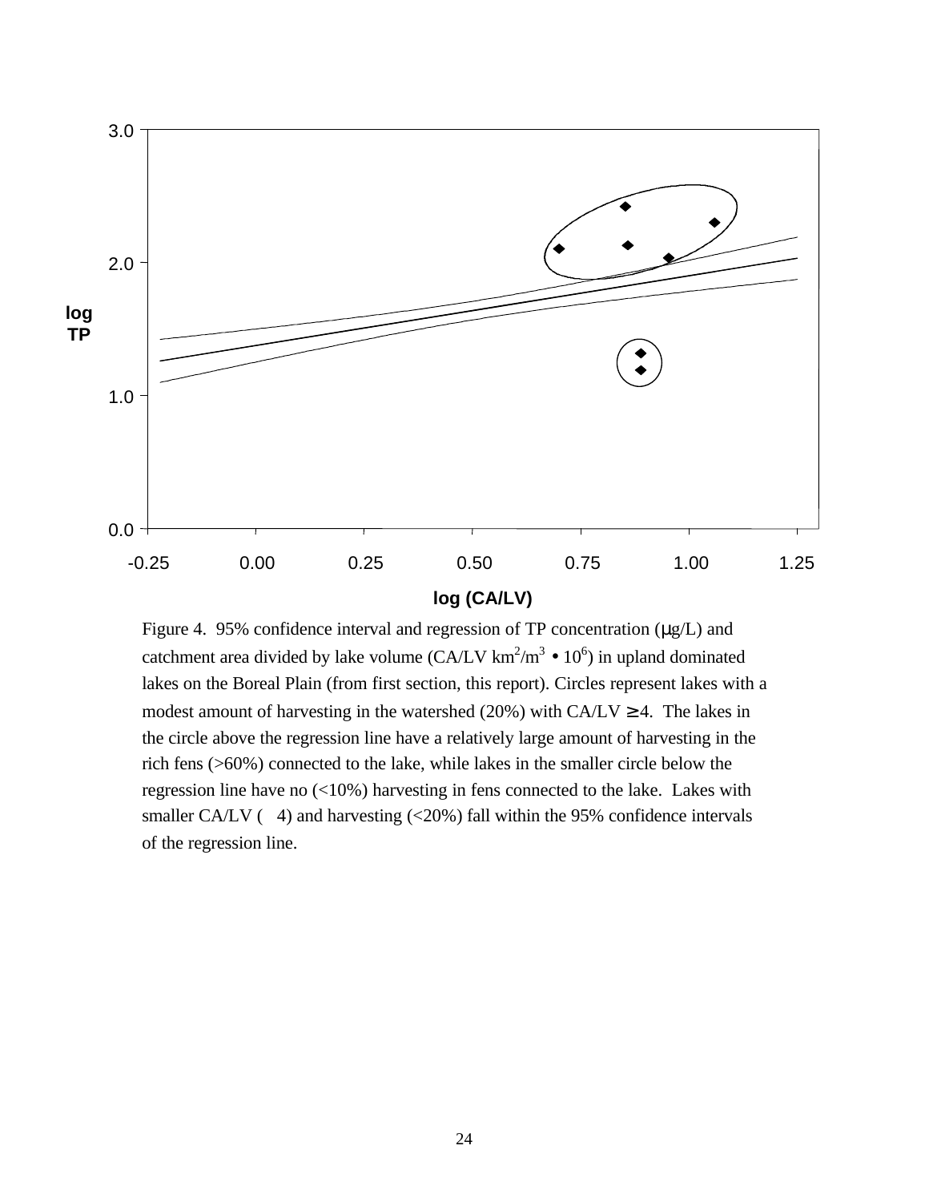Figure 4. 95% confidence interval and regression of TP concentration (μg/L) and catchment area divided by lake volume (CA/LV $km^2/m^3 \bullet 10^6$) in upland dominated lakes on the Boreal Plain (from first section, this report). Circles represent lakes with a modest amount of harvesting in the watershed (20%) with CA/LV ≥ 4. The lakes in the circle above the regression line have a relatively large amount of harvesting in the rich fens (>60%) connected to the lake, while lakes in the smaller circle below the regression line have no (<10%) harvesting in fens connected to the lake. Lakes with smaller CA/LV ( 4) and harvesting (<20%) fall within the 95% confidence intervals of the regression line.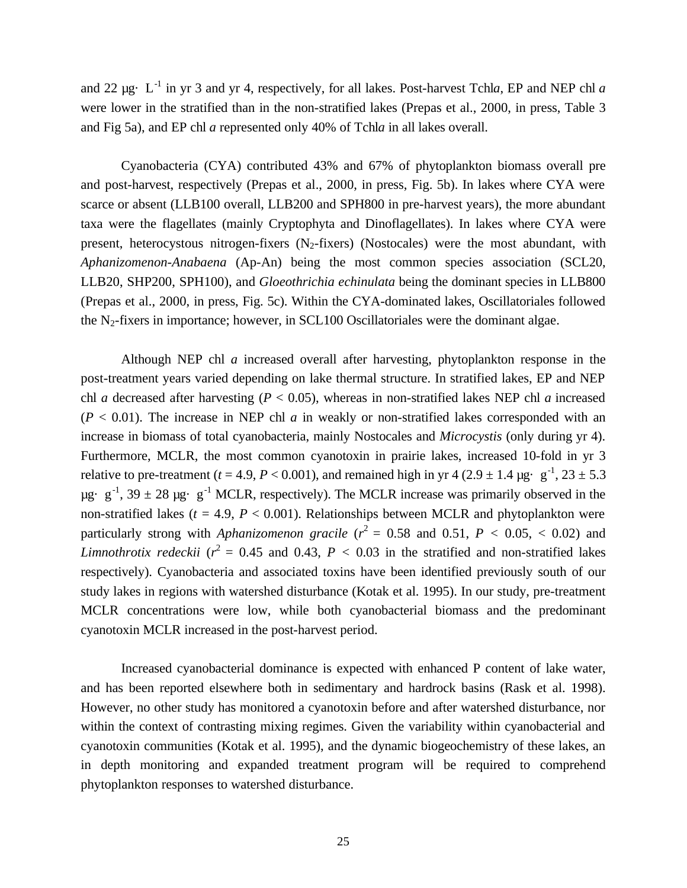and 22 µg· $L^{-1}$ in yr 3 and yr 4, respectively, for all lakes. Post-harvest Tchl*a*, EP and NEP chl *a* were lower in the stratified than in the non-stratified lakes (Prepas et al., 2000, in press, Table 3 and Fig 5a), and EP chl *a* represented only 40% of Tchl*a* in all lakes overall.

Cyanobacteria (CYA) contributed 43% and 67% of phytoplankton biomass overall pre and post-harvest, respectively (Prepas et al., 2000, in press, Fig. 5b). In lakes where CYA were scarce or absent (LLB100 overall, LLB200 and SPH800 in pre-harvest years), the more abundant taxa were the flagellates (mainly Cryptophyta and Dinoflagellates). In lakes where CYA were present, heterocystous nitrogen-fixers ($N_2$-fixers) (Nostocales) were the most abundant, with *Aphanizomenon-Anabaena* (Ap-An) being the most common species association (SCL20, LLB20, SHP200, SPH100), and *Gloeothrichia echinulata* being the dominant species in LLB800 (Prepas et al., 2000, in press, Fig. 5c). Within the CYA-dominated lakes, Oscillatoriales followed the $N_2$-fixers in importance; however, in SCL100 Oscillatoriales were the dominant algae.

Although NEP chl *a* increased overall after harvesting, phytoplankton response in the post-treatment years varied depending on lake thermal structure. In stratified lakes, EP and NEP chl *a* decreased after harvesting ($P < 0.05$), whereas in non-stratified lakes NEP chl *a* increased ($P < 0.01$). The increase in NEP chl *a* in weakly or non-stratified lakes corresponded with an increase in biomass of total cyanobacteria, mainly Nostocales and *Microcystis* (only during yr 4). Furthermore, MCLR, the most common cyanotoxin in prairie lakes, increased 10-fold in yr 3 relative to pre-treatment ($t = 4.9$, $P < 0.001$), and remained high in yr 4 (2.9 ± 1.4 µg· $g^{-1}$, 23 ± 5.3 µg· $g^{-1}$, 39 ± 28 µg· $g^{-1}$ MCLR, respectively). The MCLR increase was primarily observed in the non-stratified lakes ($t = 4.9$, $P < 0.001$). Relationships between MCLR and phytoplankton were particularly strong with *Aphanizomenon gracile* ($r^2 = 0.58$ and 0.51, $P < 0.05$, $< 0.02$) and *Limnothrotix redeckii* ($r^2 = 0.45$ and 0.43, $P < 0.03$ in the stratified and non-stratified lakes respectively). Cyanobacteria and associated toxins have been identified previously south of our study lakes in regions with watershed disturbance (Kotak et al. 1995). In our study, pre-treatment MCLR concentrations were low, while both cyanobacterial biomass and the predominant cyanotoxin MCLR increased in the post-harvest period.

Increased cyanobacterial dominance is expected with enhanced P content of lake water, and has been reported elsewhere both in sedimentary and hardrock basins (Rask et al. 1998). However, no other study has monitored a cyanotoxin before and after watershed disturbance, nor within the context of contrasting mixing regimes. Given the variability within cyanobacterial and cyanotoxin communities (Kotak et al. 1995), and the dynamic biogeochemistry of these lakes, an in depth monitoring and expanded treatment program will be required to comprehend phytoplankton responses to watershed disturbance.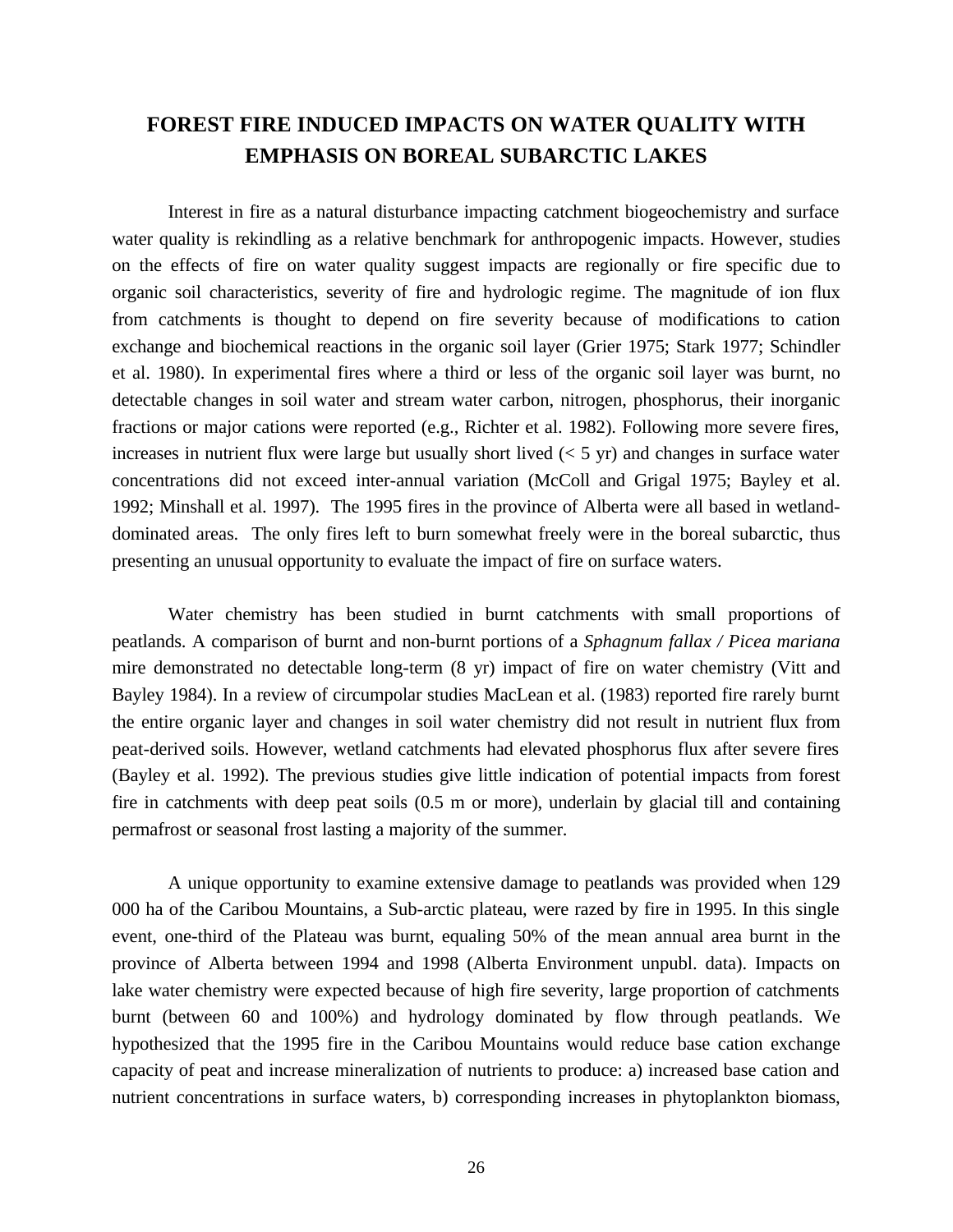# FOREST FIRE INDUCED IMPACTS ON WATER QUALITY WITH EMPHASIS ON BOREAL SUBARCTIC LAKES

Interest in fire as a natural disturbance impacting catchment biogeochemistry and surface water quality is rekindling as a relative benchmark for anthropogenic impacts. However, studies on the effects of fire on water quality suggest impacts are regionally or fire specific due to organic soil characteristics, severity of fire and hydrologic regime. The magnitude of ion flux from catchments is thought to depend on fire severity because of modifications to cation exchange and biochemical reactions in the organic soil layer (Grier 1975; Stark 1977; Schindler et al. 1980). In experimental fires where a third or less of the organic soil layer was burnt, no detectable changes in soil water and stream water carbon, nitrogen, phosphorus, their inorganic fractions or major cations were reported (e.g., Richter et al. 1982). Following more severe fires, increases in nutrient flux were large but usually short lived (< 5 yr) and changes in surface water concentrations did not exceed inter-annual variation (McColl and Grigal 1975; Bayley et al. 1992; Minshall et al. 1997). The 1995 fires in the province of Alberta were all based in wetland-dominated areas. The only fires left to burn somewhat freely were in the boreal subarctic, thus presenting an unusual opportunity to evaluate the impact of fire on surface waters.

Water chemistry has been studied in burnt catchments with small proportions of peatlands. A comparison of burnt and non-burnt portions of a *Sphagnum fallax / Picea mariana* mire demonstrated no detectable long-term (8 yr) impact of fire on water chemistry (Vitt and Bayley 1984). In a review of circumpolar studies MacLean et al. (1983) reported fire rarely burnt the entire organic layer and changes in soil water chemistry did not result in nutrient flux from peat-derived soils. However, wetland catchments had elevated phosphorus flux after severe fires (Bayley et al. 1992). The previous studies give little indication of potential impacts from forest fire in catchments with deep peat soils (0.5 m or more), underlain by glacial till and containing permafrost or seasonal frost lasting a majority of the summer.

A unique opportunity to examine extensive damage to peatlands was provided when 129 000 ha of the Caribou Mountains, a Sub-arctic plateau, were razed by fire in 1995. In this single event, one-third of the Plateau was burnt, equaling 50% of the mean annual area burnt in the province of Alberta between 1994 and 1998 (Alberta Environment unpubl. data). Impacts on lake water chemistry were expected because of high fire severity, large proportion of catchments burnt (between 60 and 100%) and hydrology dominated by flow through peatlands. We hypothesized that the 1995 fire in the Caribou Mountains would reduce base cation exchange capacity of peat and increase mineralization of nutrients to produce: a) increased base cation and nutrient concentrations in surface waters, b) corresponding increases in phytoplankton biomass,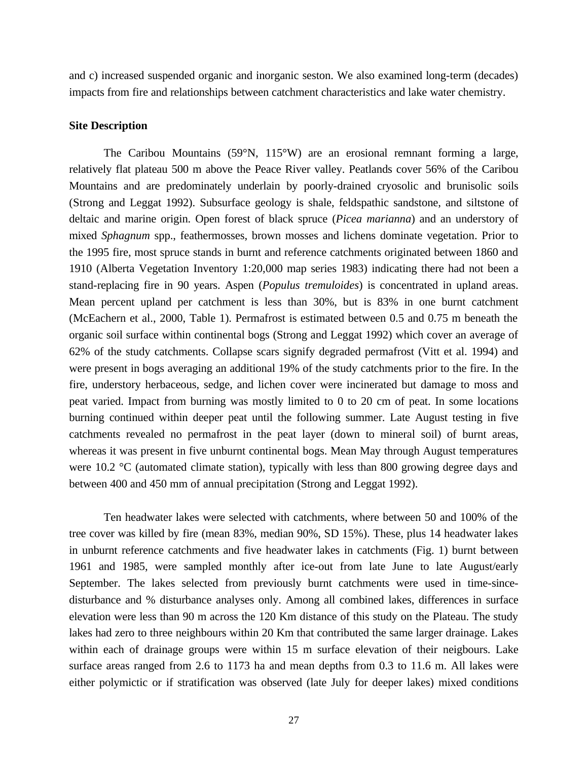and c) increased suspended organic and inorganic seston. We also examined long-term (decades) impacts from fire and relationships between catchment characteristics and lake water chemistry.

**Site Description**

The Caribou Mountains (59°N, 115°W) are an erosional remnant forming a large, relatively flat plateau 500 m above the Peace River valley. Peatlands cover 56% of the Caribou Mountains and are predominately underlain by poorly-drained cryosolic and brunisolic soils (Strong and Leggat 1992). Subsurface geology is shale, feldspathic sandstone, and siltstone of deltaic and marine origin. Open forest of black spruce (*Picea marianna*) and an understory of mixed *Sphagnum* spp., feathermosses, brown mosses and lichens dominate vegetation. Prior to the 1995 fire, most spruce stands in burnt and reference catchments originated between 1860 and 1910 (Alberta Vegetation Inventory 1:20,000 map series 1983) indicating there had not been a stand-replacing fire in 90 years. Aspen (*Populus tremuloides*) is concentrated in upland areas. Mean percent upland per catchment is less than 30%, but is 83% in one burnt catchment (McEachern et al., 2000, Table 1). Permafrost is estimated between 0.5 and 0.75 m beneath the organic soil surface within continental bogs (Strong and Leggat 1992) which cover an average of 62% of the study catchments. Collapse scars signify degraded permafrost (Vitt et al. 1994) and were present in bogs averaging an additional 19% of the study catchments prior to the fire. In the fire, understory herbaceous, sedge, and lichen cover were incinerated but damage to moss and peat varied. Impact from burning was mostly limited to 0 to 20 cm of peat. In some locations burning continued within deeper peat until the following summer. Late August testing in five catchments revealed no permafrost in the peat layer (down to mineral soil) of burnt areas, whereas it was present in five unburnt continental bogs. Mean May through August temperatures were 10.2 °C (automated climate station), typically with less than 800 growing degree days and between 400 and 450 mm of annual precipitation (Strong and Leggat 1992).

Ten headwater lakes were selected with catchments, where between 50 and 100% of the tree cover was killed by fire (mean 83%, median 90%, SD 15%). These, plus 14 headwater lakes in unburnt reference catchments and five headwater lakes in catchments (Fig. 1) burnt between 1961 and 1985, were sampled monthly after ice-out from late June to late August/early September. The lakes selected from previously burnt catchments were used in time-since-disturbance and % disturbance analyses only. Among all combined lakes, differences in surface elevation were less than 90 m across the 120 Km distance of this study on the Plateau. The study lakes had zero to three neighbours within 20 Km that contributed the same larger drainage. Lakes within each of drainage groups were within 15 m surface elevation of their neigbours. Lake surface areas ranged from 2.6 to 1173 ha and mean depths from 0.3 to 11.6 m. All lakes were either polymictic or if stratification was observed (late July for deeper lakes) mixed conditions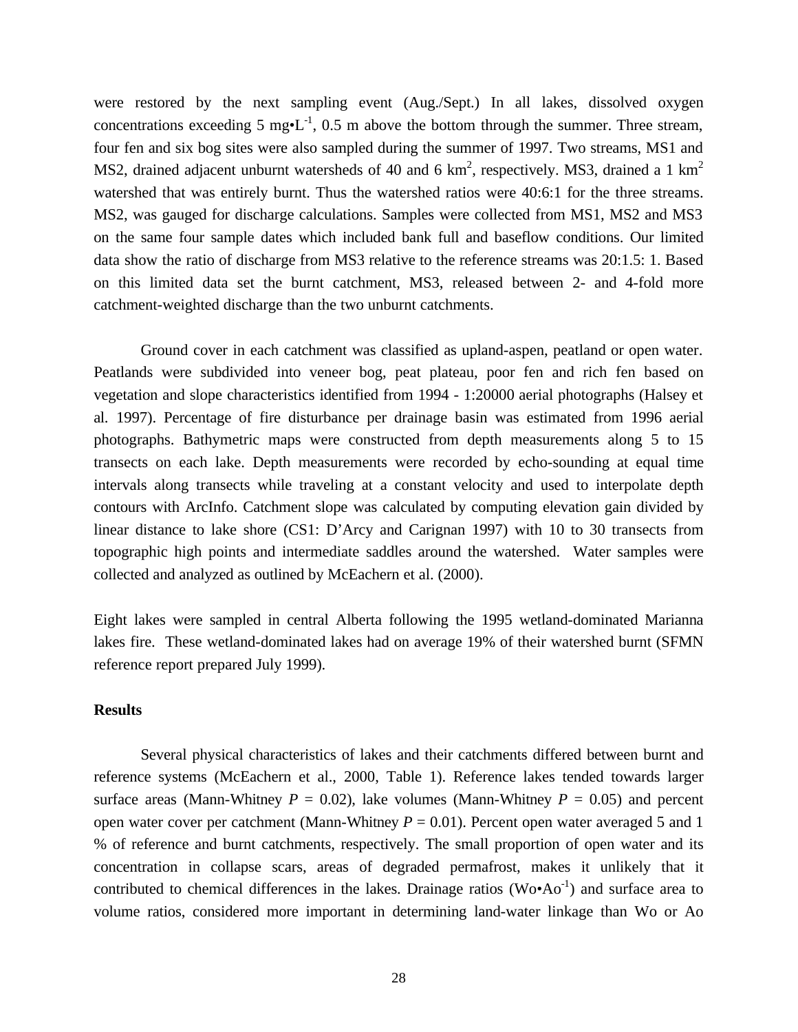were restored by the next sampling event (Aug./Sept.) In all lakes, dissolved oxygen concentrations exceeding 5 mg•L$^{-1}$, 0.5 m above the bottom through the summer. Three stream, four fen and six bog sites were also sampled during the summer of 1997. Two streams, MS1 and MS2, drained adjacent unburnt watersheds of 40 and 6 km$^2$, respectively. MS3, drained a 1 km$^2$ watershed that was entirely burnt. Thus the watershed ratios were 40:6:1 for the three streams. MS2, was gauged for discharge calculations. Samples were collected from MS1, MS2 and MS3 on the same four sample dates which included bank full and baseflow conditions. Our limited data show the ratio of discharge from MS3 relative to the reference streams was 20:1.5: 1. Based on this limited data set the burnt catchment, MS3, released between 2- and 4-fold more catchment-weighted discharge than the two unburnt catchments.

Ground cover in each catchment was classified as upland-aspen, peatland or open water. Peatlands were subdivided into veneer bog, peat plateau, poor fen and rich fen based on vegetation and slope characteristics identified from 1994 - 1:20000 aerial photographs (Halsey et al. 1997). Percentage of fire disturbance per drainage basin was estimated from 1996 aerial photographs. Bathymetric maps were constructed from depth measurements along 5 to 15 transects on each lake. Depth measurements were recorded by echo-sounding at equal time intervals along transects while traveling at a constant velocity and used to interpolate depth contours with ArcInfo. Catchment slope was calculated by computing elevation gain divided by linear distance to lake shore (CS1: D'Arcy and Carignan 1997) with 10 to 30 transects from topographic high points and intermediate saddles around the watershed. Water samples were collected and analyzed as outlined by McEachern et al. (2000).

Eight lakes were sampled in central Alberta following the 1995 wetland-dominated Marianna lakes fire. These wetland-dominated lakes had on average 19% of their watershed burnt (SFMN reference report prepared July 1999).

**Results**

Several physical characteristics of lakes and their catchments differed between burnt and reference systems (McEachern et al., 2000, Table 1). Reference lakes tended towards larger surface areas (Mann-Whitney $P$ = 0.02), lake volumes (Mann-Whitney $P$ = 0.05) and percent open water cover per catchment (Mann-Whitney $P$ = 0.01). Percent open water averaged 5 and 1 % of reference and burnt catchments, respectively. The small proportion of open water and its concentration in collapse scars, areas of degraded permafrost, makes it unlikely that it contributed to chemical differences in the lakes. Drainage ratios (Wo•Ao$^{-1}$) and surface area to volume ratios, considered more important in determining land-water linkage than Wo or Ao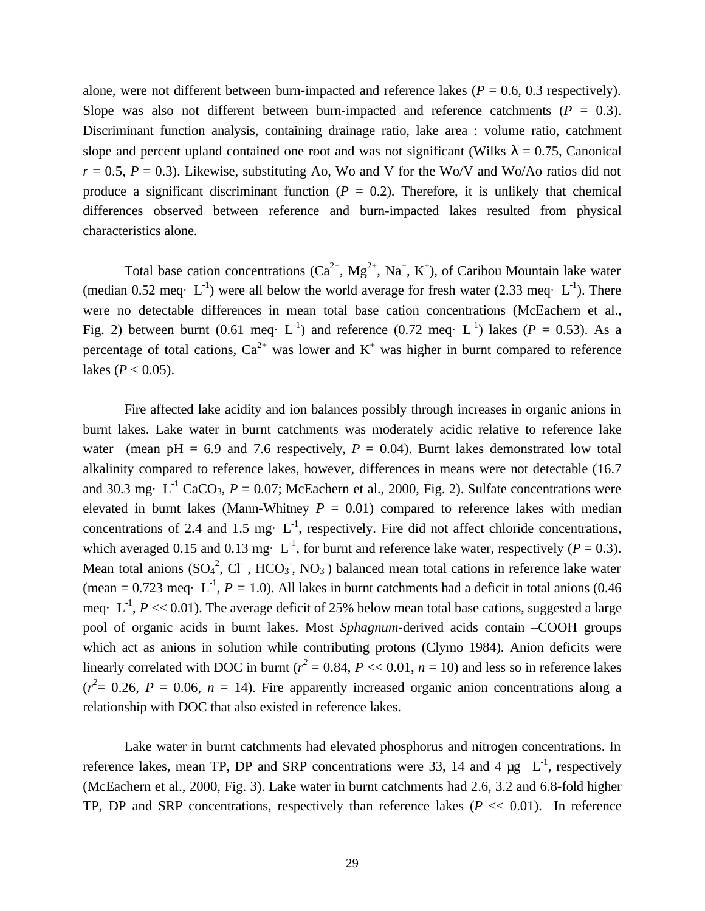alone, were not different between burn-impacted and reference lakes (*P* = 0.6, 0.3 respectively). Slope was also not different between burn-impacted and reference catchments (*P* = 0.3). Discriminant function analysis, containing drainage ratio, lake area : volume ratio, catchment slope and percent upland contained one root and was not significant (Wilks $\lambda$ = 0.75, Canonical *r* = 0.5, *P* = 0.3). Likewise, substituting Ao, Wo and V for the Wo/V and Wo/Ao ratios did not produce a significant discriminant function (*P* = 0.2). Therefore, it is unlikely that chemical differences observed between reference and burn-impacted lakes resulted from physical characteristics alone.

Total base cation concentrations ($Ca^{2+}$, $Mg^{2+}$, $Na^{+}$, $K^{+}$), of Caribou Mountain lake water (median 0.52 meq· $L^{-1}$) were all below the world average for fresh water (2.33 meq· $L^{-1}$). There were no detectable differences in mean total base cation concentrations (McEachern et al., Fig. 2) between burnt (0.61 meq· $L^{-1}$) and reference (0.72 meq· $L^{-1}$) lakes (*P* = 0.53). As a percentage of total cations, $Ca^{2+}$ was lower and $K^{+}$ was higher in burnt compared to reference lakes (*P* < 0.05).

Fire affected lake acidity and ion balances possibly through increases in organic anions in burnt lakes. Lake water in burnt catchments was moderately acidic relative to reference lake water (mean pH = 6.9 and 7.6 respectively, *P* = 0.04). Burnt lakes demonstrated low total alkalinity compared to reference lakes, however, differences in means were not detectable (16.7 and 30.3 mg· $L^{-1}$ $CaCO_3$, *P* = 0.07; McEachern et al., 2000, Fig. 2). Sulfate concentrations were elevated in burnt lakes (Mann-Whitney *P* = 0.01) compared to reference lakes with median concentrations of 2.4 and 1.5 mg· $L^{-1}$, respectively. Fire did not affect chloride concentrations, which averaged 0.15 and 0.13 mg· $L^{-1}$, for burnt and reference lake water, respectively (*P* = 0.3). Mean total anions ($SO_4^{2}$, $Cl^{-}$ , $HCO_3^{-}$, $NO_3^{-}$) balanced mean total cations in reference lake water (mean = 0.723 meq· $L^{-1}$, *P* = 1.0). All lakes in burnt catchments had a deficit in total anions (0.46 meq· $L^{-1}$, *P* << 0.01). The average deficit of 25% below mean total base cations, suggested a large pool of organic acids in burnt lakes. Most *Sphagnum*-derived acids contain –COOH groups which act as anions in solution while contributing protons (Clymo 1984). Anion deficits were linearly correlated with DOC in burnt ($r^2$ = 0.84, *P* << 0.01, *n* = 10) and less so in reference lakes ($r^2$= 0.26, *P* = 0.06, *n* = 14). Fire apparently increased organic anion concentrations along a relationship with DOC that also existed in reference lakes.

Lake water in burnt catchments had elevated phosphorus and nitrogen concentrations. In reference lakes, mean TP, DP and SRP concentrations were 33, 14 and 4 µg $L^{-1}$, respectively (McEachern et al., 2000, Fig. 3). Lake water in burnt catchments had 2.6, 3.2 and 6.8-fold higher TP, DP and SRP concentrations, respectively than reference lakes (*P* << 0.01). In reference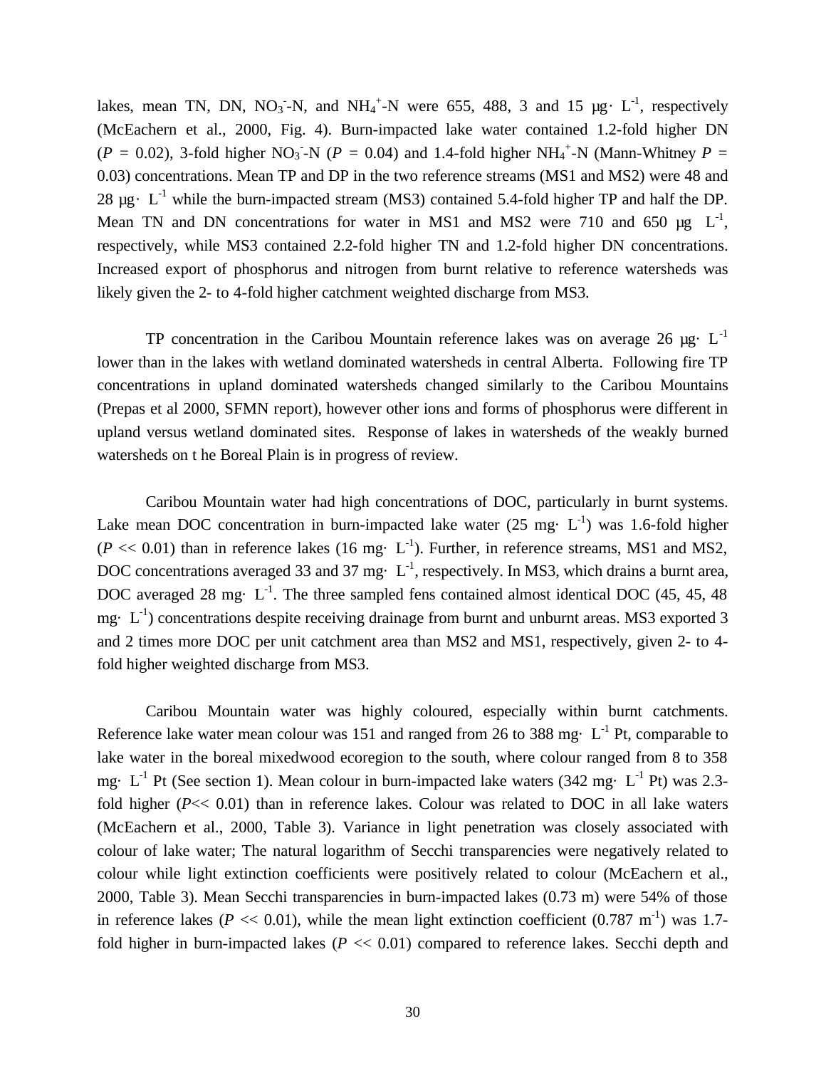lakes, mean TN, DN, $NO_3^-$-N, and $NH_4^+$-N were 655, 488, 3 and 15 μg· $L^{-1}$, respectively (McEachern et al., 2000, Fig. 4). Burn-impacted lake water contained 1.2-fold higher DN ($P$ = 0.02), 3-fold higher $NO_3^-$-N ($P$ = 0.04) and 1.4-fold higher $NH_4^+$-N (Mann-Whitney $P$ = 0.03) concentrations. Mean TP and DP in the two reference streams (MS1 and MS2) were 48 and 28 μg· $L^{-1}$ while the burn-impacted stream (MS3) contained 5.4-fold higher TP and half the DP. Mean TN and DN concentrations for water in MS1 and MS2 were 710 and 650 μg $L^{-1}$, respectively, while MS3 contained 2.2-fold higher TN and 1.2-fold higher DN concentrations. Increased export of phosphorus and nitrogen from burnt relative to reference watersheds was likely given the 2- to 4-fold higher catchment weighted discharge from MS3.

TP concentration in the Caribou Mountain reference lakes was on average 26 μg· $L^{-1}$ lower than in the lakes with wetland dominated watersheds in central Alberta. Following fire TP concentrations in upland dominated watersheds changed similarly to the Caribou Mountains (Prepas et al 2000, SFMN report), however other ions and forms of phosphorus were different in upland versus wetland dominated sites. Response of lakes in watersheds of the weakly burned watersheds on t he Boreal Plain is in progress of review.

Caribou Mountain water had high concentrations of DOC, particularly in burnt systems. Lake mean DOC concentration in burn-impacted lake water (25 mg· $L^{-1}$) was 1.6-fold higher ($P$ << 0.01) than in reference lakes (16 mg· $L^{-1}$). Further, in reference streams, MS1 and MS2, DOC concentrations averaged 33 and 37 mg· $L^{-1}$, respectively. In MS3, which drains a burnt area, DOC averaged 28 mg· $L^{-1}$. The three sampled fens contained almost identical DOC (45, 45, 48 mg· $L^{-1}$) concentrations despite receiving drainage from burnt and unburnt areas. MS3 exported 3 and 2 times more DOC per unit catchment area than MS2 and MS1, respectively, given 2- to 4-fold higher weighted discharge from MS3.

Caribou Mountain water was highly coloured, especially within burnt catchments. Reference lake water mean colour was 151 and ranged from 26 to 388 mg· $L^{-1}$ Pt, comparable to lake water in the boreal mixedwood ecoregion to the south, where colour ranged from 8 to 358 mg· $L^{-1}$ Pt (See section 1). Mean colour in burn-impacted lake waters (342 mg· $L^{-1}$ Pt) was 2.3-fold higher ($P$<< 0.01) than in reference lakes. Colour was related to DOC in all lake waters (McEachern et al., 2000, Table 3). Variance in light penetration was closely associated with colour of lake water; The natural logarithm of Secchi transparencies were negatively related to colour while light extinction coefficients were positively related to colour (McEachern et al., 2000, Table 3). Mean Secchi transparencies in burn-impacted lakes (0.73 m) were 54% of those in reference lakes ($P$ << 0.01), while the mean light extinction coefficient (0.787 $m^{-1}$) was 1.7-fold higher in burn-impacted lakes ($P$ << 0.01) compared to reference lakes. Secchi depth and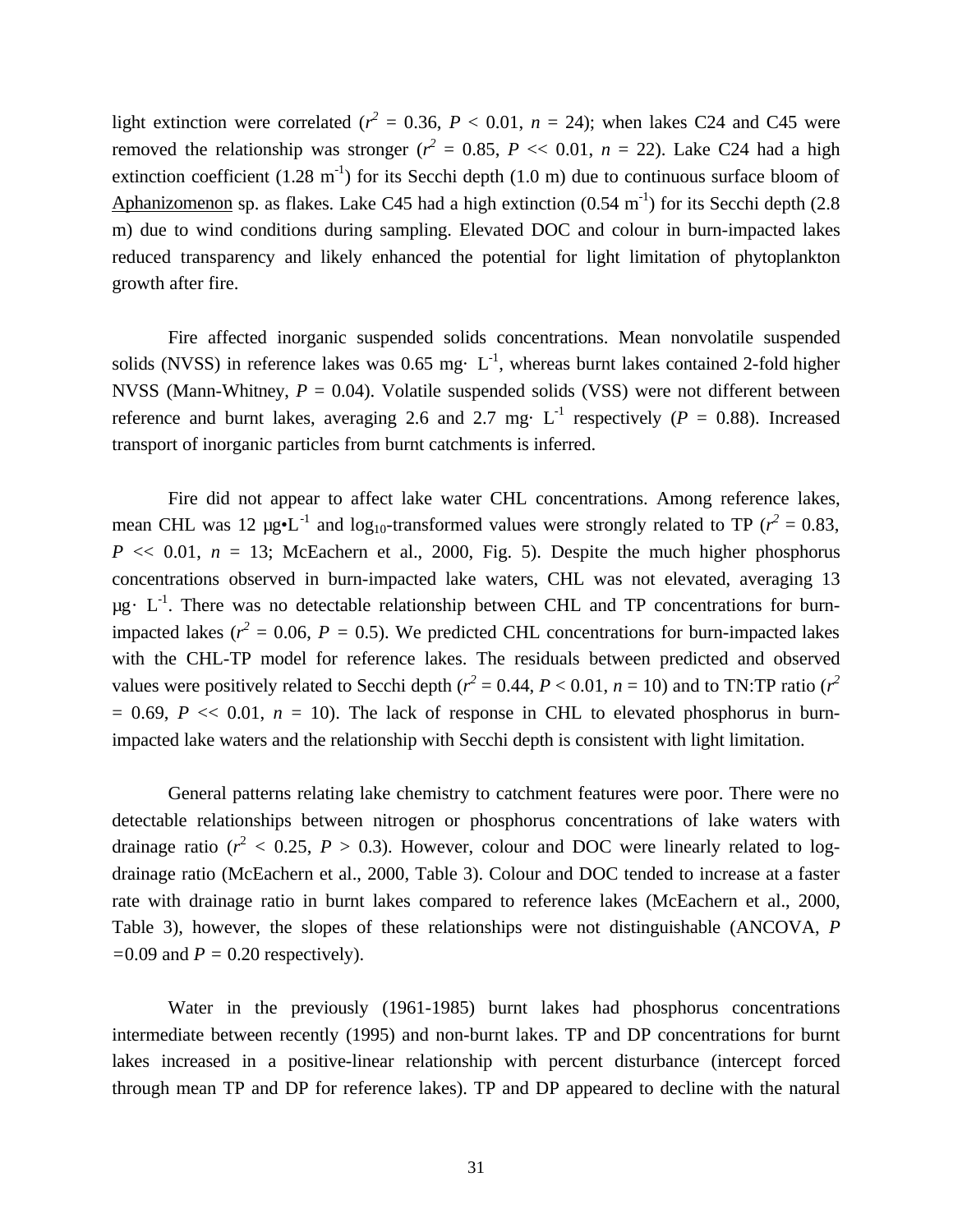light extinction were correlated ($r^2$ = 0.36, $P$ < 0.01, $n$ = 24); when lakes C24 and C45 were removed the relationship was stronger ($r^2$ = 0.85, $P$ << 0.01, $n$ = 22). Lake C24 had a high extinction coefficient (1.28 $m^{-1}$) for its Secchi depth (1.0 m) due to continuous surface bloom of Aphanizomenon sp. as flakes. Lake C45 had a high extinction (0.54 $m^{-1}$) for its Secchi depth (2.8 m) due to wind conditions during sampling. Elevated DOC and colour in burn-impacted lakes reduced transparency and likely enhanced the potential for light limitation of phytoplankton growth after fire.

Fire affected inorganic suspended solids concentrations. Mean nonvolatile suspended solids (NVSS) in reference lakes was 0.65 mg· $L^{-1}$, whereas burnt lakes contained 2-fold higher NVSS (Mann-Whitney, $P$ = 0.04). Volatile suspended solids (VSS) were not different between reference and burnt lakes, averaging 2.6 and 2.7 mg· $L^{-1}$ respectively ($P$ = 0.88). Increased transport of inorganic particles from burnt catchments is inferred.

Fire did not appear to affect lake water CHL concentrations. Among reference lakes, mean CHL was 12 µg•$L^{-1}$ and $\log_{10}$-transformed values were strongly related to TP ($r^2$ = 0.83, $P$ << 0.01, $n$ = 13; McEachern et al., 2000, Fig. 5). Despite the much higher phosphorus concentrations observed in burn-impacted lake waters, CHL was not elevated, averaging 13 µg· $L^{-1}$. There was no detectable relationship between CHL and TP concentrations for burn-impacted lakes ($r^2$ = 0.06, $P$ = 0.5). We predicted CHL concentrations for burn-impacted lakes with the CHL-TP model for reference lakes. The residuals between predicted and observed values were positively related to Secchi depth ($r^2$ = 0.44, $P$ < 0.01, $n$ = 10) and to TN:TP ratio ($r^2$ = 0.69, $P$ << 0.01, $n$ = 10). The lack of response in CHL to elevated phosphorus in burn-impacted lake waters and the relationship with Secchi depth is consistent with light limitation.

General patterns relating lake chemistry to catchment features were poor. There were no detectable relationships between nitrogen or phosphorus concentrations of lake waters with drainage ratio ($r^2$ < 0.25, $P$ > 0.3). However, colour and DOC were linearly related to log-drainage ratio (McEachern et al., 2000, Table 3). Colour and DOC tended to increase at a faster rate with drainage ratio in burnt lakes compared to reference lakes (McEachern et al., 2000, Table 3), however, the slopes of these relationships were not distinguishable (ANCOVA, $P$ =0.09 and $P$ = 0.20 respectively).

Water in the previously (1961-1985) burnt lakes had phosphorus concentrations intermediate between recently (1995) and non-burnt lakes. TP and DP concentrations for burnt lakes increased in a positive-linear relationship with percent disturbance (intercept forced through mean TP and DP for reference lakes). TP and DP appeared to decline with the natural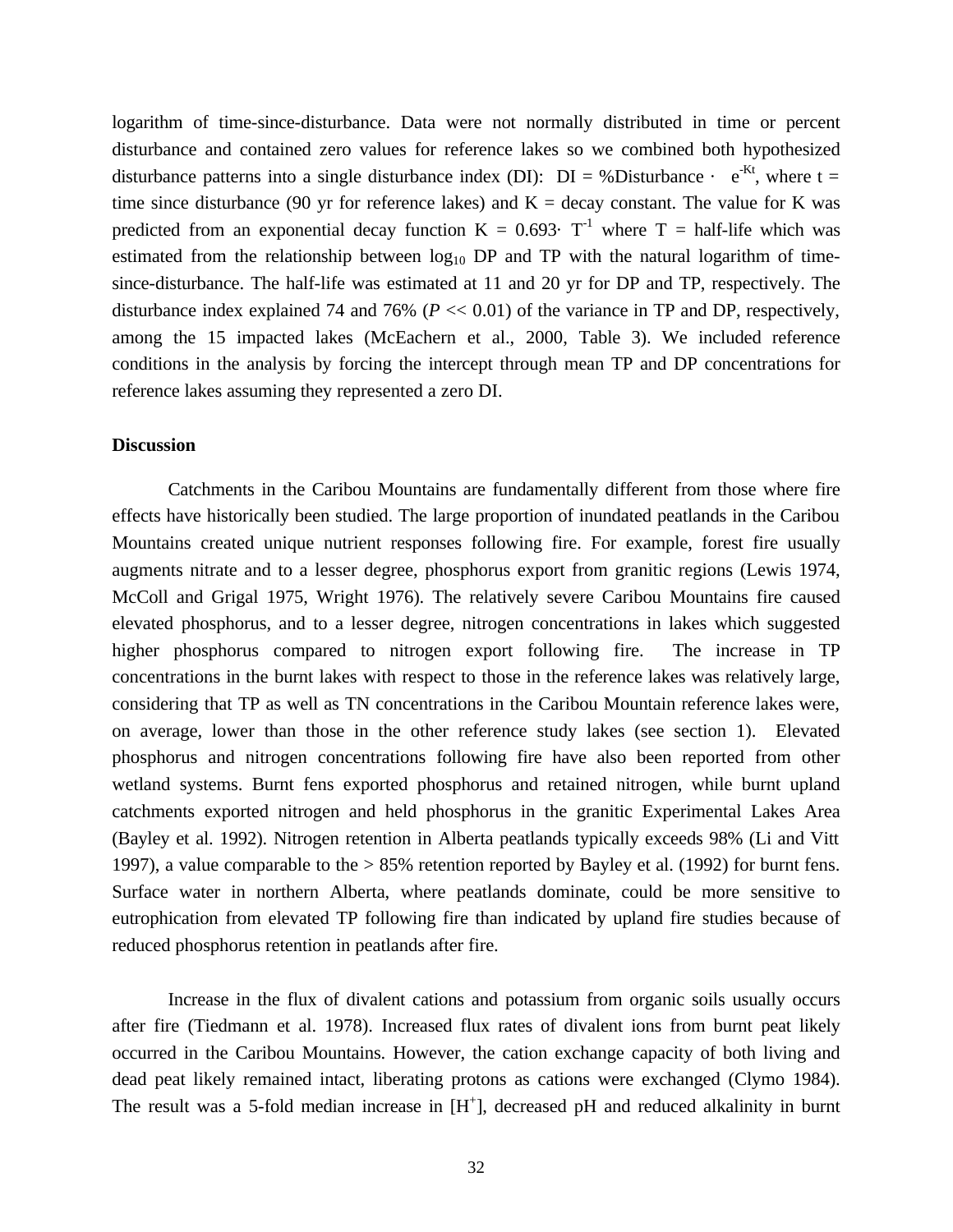logarithm of time-since-disturbance. Data were not normally distributed in time or percent disturbance and contained zero values for reference lakes so we combined both hypothesized disturbance patterns into a single disturbance index (DI): DI = %Disturbance · $e^{-Kt}$, where t = time since disturbance (90 yr for reference lakes) and K = decay constant. The value for K was predicted from an exponential decay function K = 0.693· $T^{-1}$ where T = half-life which was estimated from the relationship between $\log_{10}$ DP and TP with the natural logarithm of time-since-disturbance. The half-life was estimated at 11 and 20 yr for DP and TP, respectively. The disturbance index explained 74 and 76% ($P << 0.01$) of the variance in TP and DP, respectively, among the 15 impacted lakes (McEachern et al., 2000, Table 3). We included reference conditions in the analysis by forcing the intercept through mean TP and DP concentrations for reference lakes assuming they represented a zero DI.

**Discussion**

Catchments in the Caribou Mountains are fundamentally different from those where fire effects have historically been studied. The large proportion of inundated peatlands in the Caribou Mountains created unique nutrient responses following fire. For example, forest fire usually augments nitrate and to a lesser degree, phosphorus export from granitic regions (Lewis 1974, McColl and Grigal 1975, Wright 1976). The relatively severe Caribou Mountains fire caused elevated phosphorus, and to a lesser degree, nitrogen concentrations in lakes which suggested higher phosphorus compared to nitrogen export following fire. The increase in TP concentrations in the burnt lakes with respect to those in the reference lakes was relatively large, considering that TP as well as TN concentrations in the Caribou Mountain reference lakes were, on average, lower than those in the other reference study lakes (see section 1). Elevated phosphorus and nitrogen concentrations following fire have also been reported from other wetland systems. Burnt fens exported phosphorus and retained nitrogen, while burnt upland catchments exported nitrogen and held phosphorus in the granitic Experimental Lakes Area (Bayley et al. 1992). Nitrogen retention in Alberta peatlands typically exceeds 98% (Li and Vitt 1997), a value comparable to the > 85% retention reported by Bayley et al. (1992) for burnt fens. Surface water in northern Alberta, where peatlands dominate, could be more sensitive to eutrophication from elevated TP following fire than indicated by upland fire studies because of reduced phosphorus retention in peatlands after fire.

Increase in the flux of divalent cations and potassium from organic soils usually occurs after fire (Tiedmann et al. 1978). Increased flux rates of divalent ions from burnt peat likely occurred in the Caribou Mountains. However, the cation exchange capacity of both living and dead peat likely remained intact, liberating protons as cations were exchanged (Clymo 1984). The result was a 5-fold median increase in $[H^+]$, decreased pH and reduced alkalinity in burnt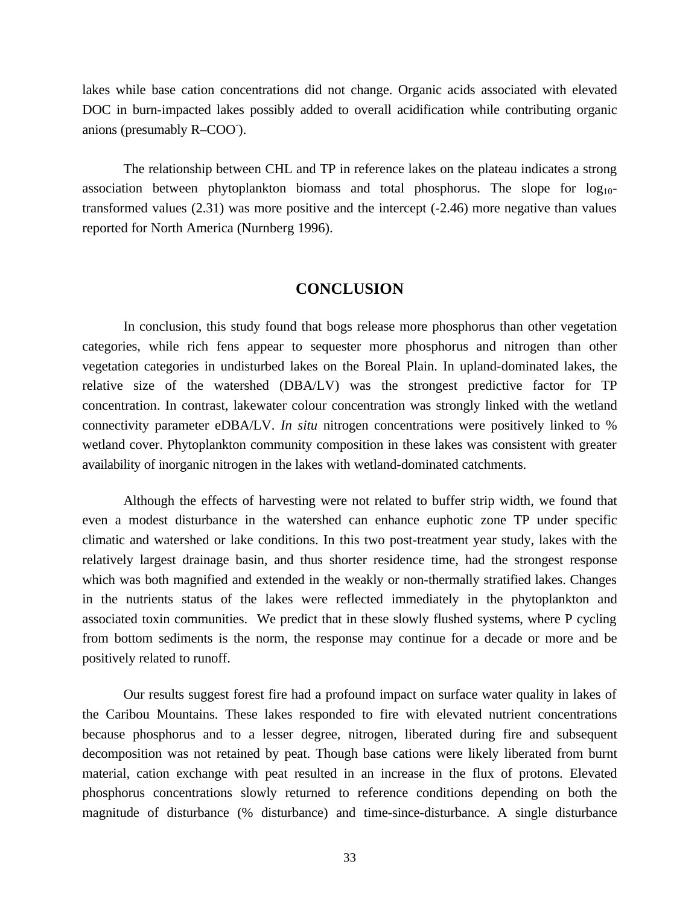lakes while base cation concentrations did not change. Organic acids associated with elevated DOC in burn-impacted lakes possibly added to overall acidification while contributing organic anions (presumably $R–COO^-$).

The relationship between CHL and TP in reference lakes on the plateau indicates a strong association between phytoplankton biomass and total phosphorus. The slope for $\log_{10}$-transformed values (2.31) was more positive and the intercept (-2.46) more negative than values reported for North America (Nurnberg 1996).

## CONCLUSION

In conclusion, this study found that bogs release more phosphorus than other vegetation categories, while rich fens appear to sequester more phosphorus and nitrogen than other vegetation categories in undisturbed lakes on the Boreal Plain. In upland-dominated lakes, the relative size of the watershed (DBA/LV) was the strongest predictive factor for TP concentration. In contrast, lakewater colour concentration was strongly linked with the wetland connectivity parameter eDBA/LV. *In situ* nitrogen concentrations were positively linked to % wetland cover. Phytoplankton community composition in these lakes was consistent with greater availability of inorganic nitrogen in the lakes with wetland-dominated catchments.

Although the effects of harvesting were not related to buffer strip width, we found that even a modest disturbance in the watershed can enhance euphotic zone TP under specific climatic and watershed or lake conditions. In this two post-treatment year study, lakes with the relatively largest drainage basin, and thus shorter residence time, had the strongest response which was both magnified and extended in the weakly or non-thermally stratified lakes. Changes in the nutrients status of the lakes were reflected immediately in the phytoplankton and associated toxin communities. We predict that in these slowly flushed systems, where P cycling from bottom sediments is the norm, the response may continue for a decade or more and be positively related to runoff.

Our results suggest forest fire had a profound impact on surface water quality in lakes of the Caribou Mountains. These lakes responded to fire with elevated nutrient concentrations because phosphorus and to a lesser degree, nitrogen, liberated during fire and subsequent decomposition was not retained by peat. Though base cations were likely liberated from burnt material, cation exchange with peat resulted in an increase in the flux of protons. Elevated phosphorus concentrations slowly returned to reference conditions depending on both the magnitude of disturbance (% disturbance) and time-since-disturbance. A single disturbance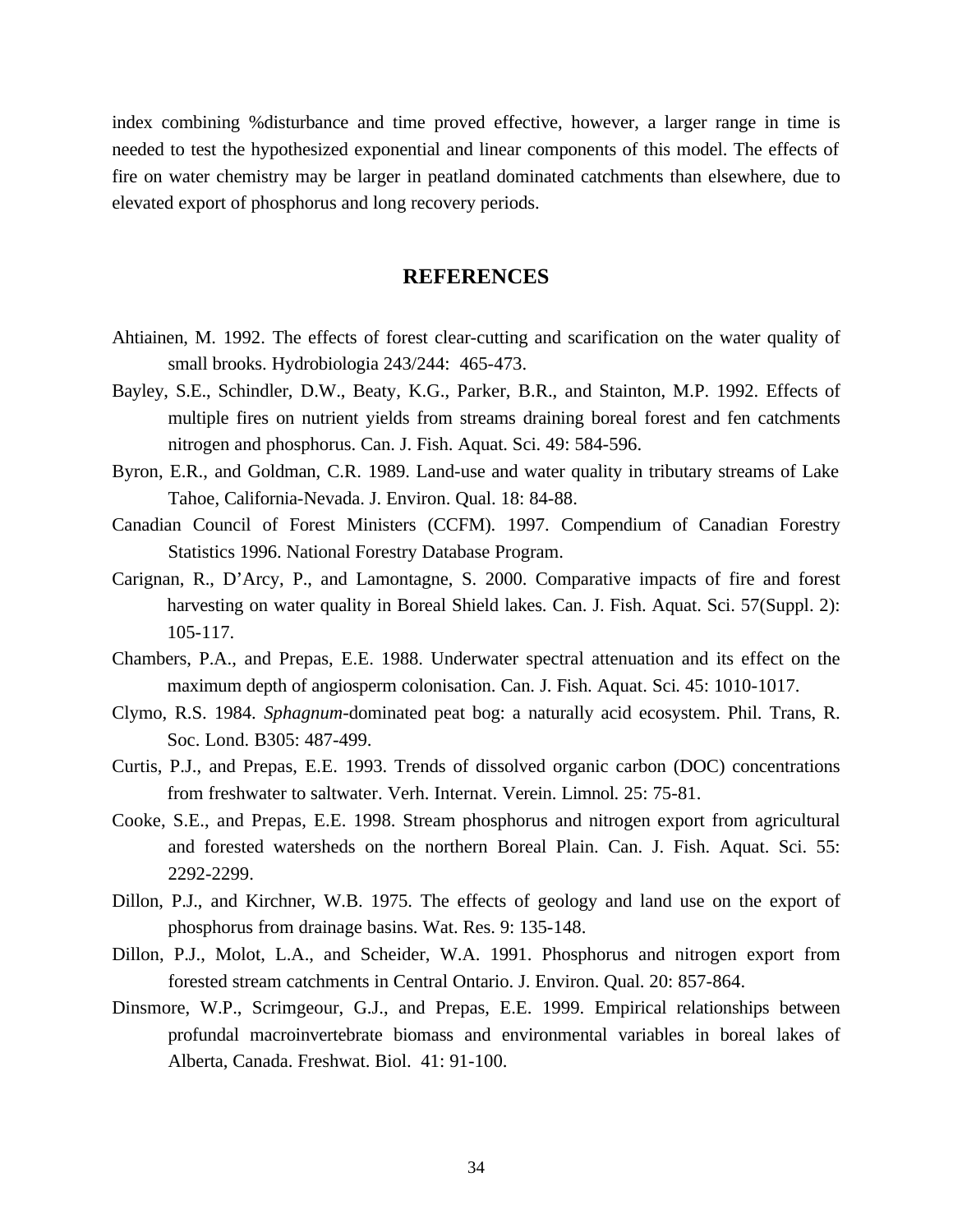index combining %disturbance and time proved effective, however, a larger range in time is needed to test the hypothesized exponential and linear components of this model. The effects of fire on water chemistry may be larger in peatland dominated catchments than elsewhere, due to elevated export of phosphorus and long recovery periods.

## REFERENCES

Ahtiainen, M. 1992. The effects of forest clear-cutting and scarification on the water quality of small brooks. Hydrobiologia 243/244: 465-473.

Bayley, S.E., Schindler, D.W., Beaty, K.G., Parker, B.R., and Stainton, M.P. 1992. Effects of multiple fires on nutrient yields from streams draining boreal forest and fen catchments nitrogen and phosphorus. Can. J. Fish. Aquat. Sci. 49: 584-596.

Byron, E.R., and Goldman, C.R. 1989. Land-use and water quality in tributary streams of Lake Tahoe, California-Nevada. J. Environ. Qual. 18: 84-88.

Canadian Council of Forest Ministers (CCFM). 1997. Compendium of Canadian Forestry Statistics 1996. National Forestry Database Program.

Carignan, R., D'Arcy, P., and Lamontagne, S. 2000. Comparative impacts of fire and forest harvesting on water quality in Boreal Shield lakes. Can. J. Fish. Aquat. Sci. 57(Suppl. 2): 105-117.

Chambers, P.A., and Prepas, E.E. 1988. Underwater spectral attenuation and its effect on the maximum depth of angiosperm colonisation. Can. J. Fish. Aquat. Sci. 45: 1010-1017.

Clymo, R.S. 1984. *Sphagnum*-dominated peat bog: a naturally acid ecosystem. Phil. Trans, R. Soc. Lond. B305: 487-499.

Curtis, P.J., and Prepas, E.E. 1993. Trends of dissolved organic carbon (DOC) concentrations from freshwater to saltwater. Verh. Internat. Verein. Limnol. 25: 75-81.

Cooke, S.E., and Prepas, E.E. 1998. Stream phosphorus and nitrogen export from agricultural and forested watersheds on the northern Boreal Plain. Can. J. Fish. Aquat. Sci. 55: 2292-2299.

Dillon, P.J., and Kirchner, W.B. 1975. The effects of geology and land use on the export of phosphorus from drainage basins. Wat. Res. 9: 135-148.

Dillon, P.J., Molot, L.A., and Scheider, W.A. 1991. Phosphorus and nitrogen export from forested stream catchments in Central Ontario. J. Environ. Qual. 20: 857-864.

Dinsmore, W.P., Scrimgeour, G.J., and Prepas, E.E. 1999. Empirical relationships between profundal macroinvertebrate biomass and environmental variables in boreal lakes of Alberta, Canada. Freshwat. Biol. 41: 91-100.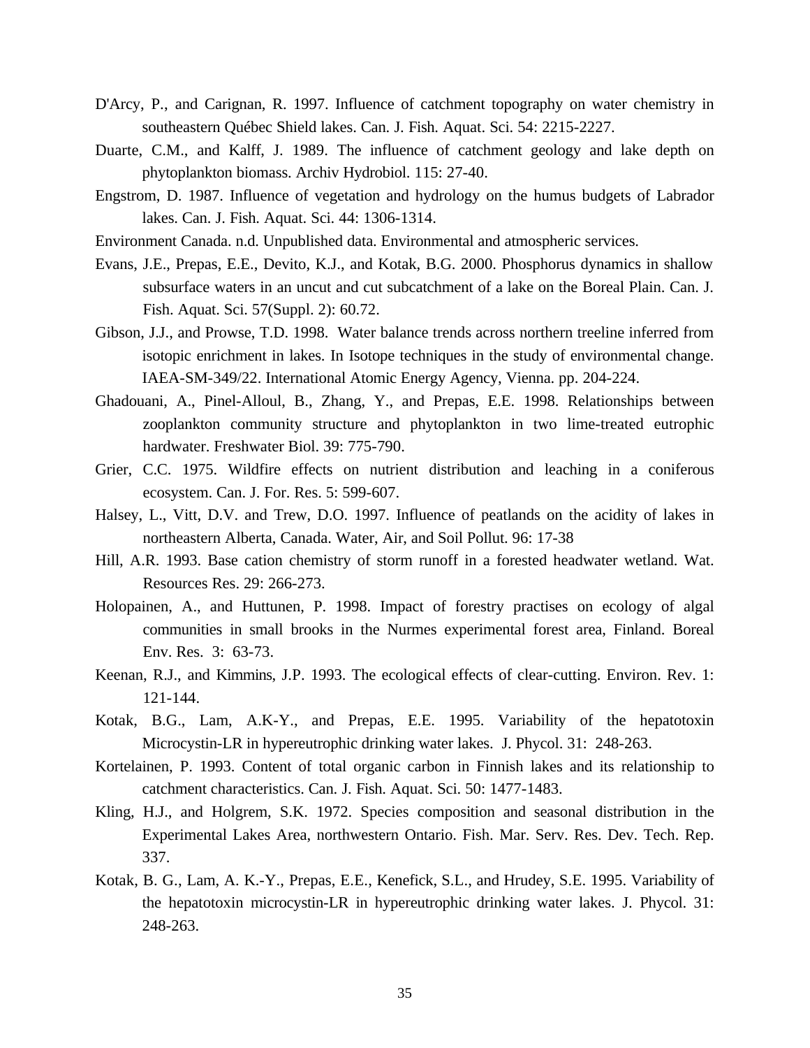D'Arcy, P., and Carignan, R. 1997. Influence of catchment topography on water chemistry in southeastern Québec Shield lakes. Can. J. Fish. Aquat. Sci. 54: 2215-2227.

Duarte, C.M., and Kalff, J. 1989. The influence of catchment geology and lake depth on phytoplankton biomass. Archiv Hydrobiol. 115: 27-40.

Engstrom, D. 1987. Influence of vegetation and hydrology on the humus budgets of Labrador lakes. Can. J. Fish. Aquat. Sci. 44: 1306-1314.

Environment Canada. n.d. Unpublished data. Environmental and atmospheric services.

Evans, J.E., Prepas, E.E., Devito, K.J., and Kotak, B.G. 2000. Phosphorus dynamics in shallow subsurface waters in an uncut and cut subcatchment of a lake on the Boreal Plain. Can. J. Fish. Aquat. Sci. 57(Suppl. 2): 60.72.

Gibson, J.J., and Prowse, T.D. 1998. Water balance trends across northern treeline inferred from isotopic enrichment in lakes. In Isotope techniques in the study of environmental change. IAEA-SM-349/22. International Atomic Energy Agency, Vienna. pp. 204-224.

Ghadouani, A., Pinel-Alloul, B., Zhang, Y., and Prepas, E.E. 1998. Relationships between zooplankton community structure and phytoplankton in two lime-treated eutrophic hardwater. Freshwater Biol. 39: 775-790.

Grier, C.C. 1975. Wildfire effects on nutrient distribution and leaching in a coniferous ecosystem. Can. J. For. Res. 5: 599-607.

Halsey, L., Vitt, D.V. and Trew, D.O. 1997. Influence of peatlands on the acidity of lakes in northeastern Alberta, Canada. Water, Air, and Soil Pollut. 96: 17-38

Hill, A.R. 1993. Base cation chemistry of storm runoff in a forested headwater wetland. Wat. Resources Res. 29: 266-273.

Holopainen, A., and Huttunen, P. 1998. Impact of forestry practises on ecology of algal communities in small brooks in the Nurmes experimental forest area, Finland. Boreal Env. Res. 3: 63-73.

Keenan, R.J., and Kimmins, J.P. 1993. The ecological effects of clear-cutting. Environ. Rev. 1: 121-144.

Kotak, B.G., Lam, A.K-Y., and Prepas, E.E. 1995. Variability of the hepatotoxin Microcystin-LR in hypereutrophic drinking water lakes. J. Phycol. 31: 248-263.

Kortelainen, P. 1993. Content of total organic carbon in Finnish lakes and its relationship to catchment characteristics. Can. J. Fish. Aquat. Sci. 50: 1477-1483.

Kling, H.J., and Holgrem, S.K. 1972. Species composition and seasonal distribution in the Experimental Lakes Area, northwestern Ontario. Fish. Mar. Serv. Res. Dev. Tech. Rep. 337.

Kotak, B. G., Lam, A. K.-Y., Prepas, E.E., Kenefick, S.L., and Hrudey, S.E. 1995. Variability of the hepatotoxin microcystin-LR in hypereutrophic drinking water lakes. J. Phycol. 31: 248-263.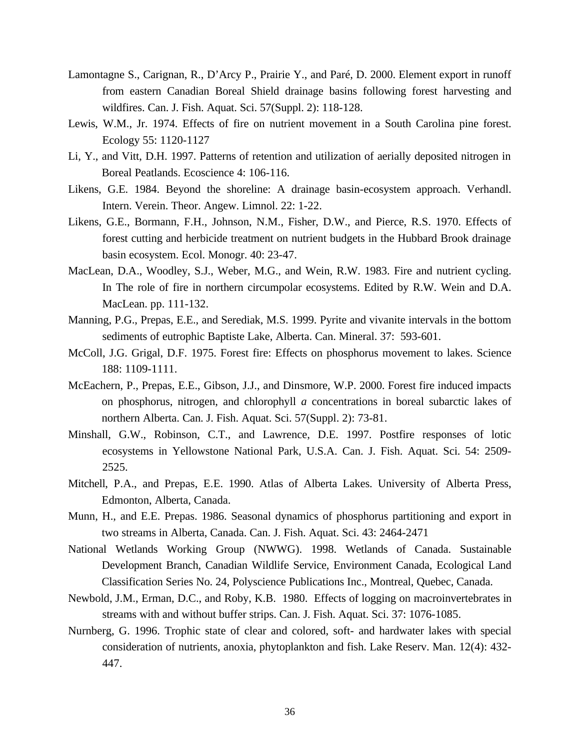Lamontagne S., Carignan, R., D'Arcy P., Prairie Y., and Paré, D. 2000. Element export in runoff from eastern Canadian Boreal Shield drainage basins following forest harvesting and wildfires. Can. J. Fish. Aquat. Sci. 57(Suppl. 2): 118-128.

Lewis, W.M., Jr. 1974. Effects of fire on nutrient movement in a South Carolina pine forest. Ecology 55: 1120-1127

Li, Y., and Vitt, D.H. 1997. Patterns of retention and utilization of aerially deposited nitrogen in Boreal Peatlands. Ecoscience 4: 106-116.

Likens, G.E. 1984. Beyond the shoreline: A drainage basin-ecosystem approach. Verhandl. Intern. Verein. Theor. Angew. Limnol. 22: 1-22.

Likens, G.E., Bormann, F.H., Johnson, N.M., Fisher, D.W., and Pierce, R.S. 1970. Effects of forest cutting and herbicide treatment on nutrient budgets in the Hubbard Brook drainage basin ecosystem. Ecol. Monogr. 40: 23-47.

MacLean, D.A., Woodley, S.J., Weber, M.G., and Wein, R.W. 1983. Fire and nutrient cycling. In The role of fire in northern circumpolar ecosystems. Edited by R.W. Wein and D.A. MacLean. pp. 111-132.

Manning, P.G., Prepas, E.E., and Serediak, M.S. 1999. Pyrite and vivanite intervals in the bottom sediments of eutrophic Baptiste Lake, Alberta. Can. Mineral. 37: 593-601.

McColl, J.G. Grigal, D.F. 1975. Forest fire: Effects on phosphorus movement to lakes. Science 188: 1109-1111.

McEachern, P., Prepas, E.E., Gibson, J.J., and Dinsmore, W.P. 2000. Forest fire induced impacts on phosphorus, nitrogen, and chlorophyll *a* concentrations in boreal subarctic lakes of northern Alberta. Can. J. Fish. Aquat. Sci. 57(Suppl. 2): 73-81.

Minshall, G.W., Robinson, C.T., and Lawrence, D.E. 1997. Postfire responses of lotic ecosystems in Yellowstone National Park, U.S.A. Can. J. Fish. Aquat. Sci. 54: 2509-2525.

Mitchell, P.A., and Prepas, E.E. 1990. Atlas of Alberta Lakes. University of Alberta Press, Edmonton, Alberta, Canada.

Munn, H., and E.E. Prepas. 1986. Seasonal dynamics of phosphorus partitioning and export in two streams in Alberta, Canada. Can. J. Fish. Aquat. Sci. 43: 2464-2471

National Wetlands Working Group (NWWG). 1998. Wetlands of Canada. Sustainable Development Branch, Canadian Wildlife Service, Environment Canada, Ecological Land Classification Series No. 24, Polyscience Publications Inc., Montreal, Quebec, Canada.

Newbold, J.M., Erman, D.C., and Roby, K.B. 1980. Effects of logging on macroinvertebrates in streams with and without buffer strips. Can. J. Fish. Aquat. Sci. 37: 1076-1085.

Nurnberg, G. 1996. Trophic state of clear and colored, soft- and hardwater lakes with special consideration of nutrients, anoxia, phytoplankton and fish. Lake Reserv. Man. 12(4): 432-447.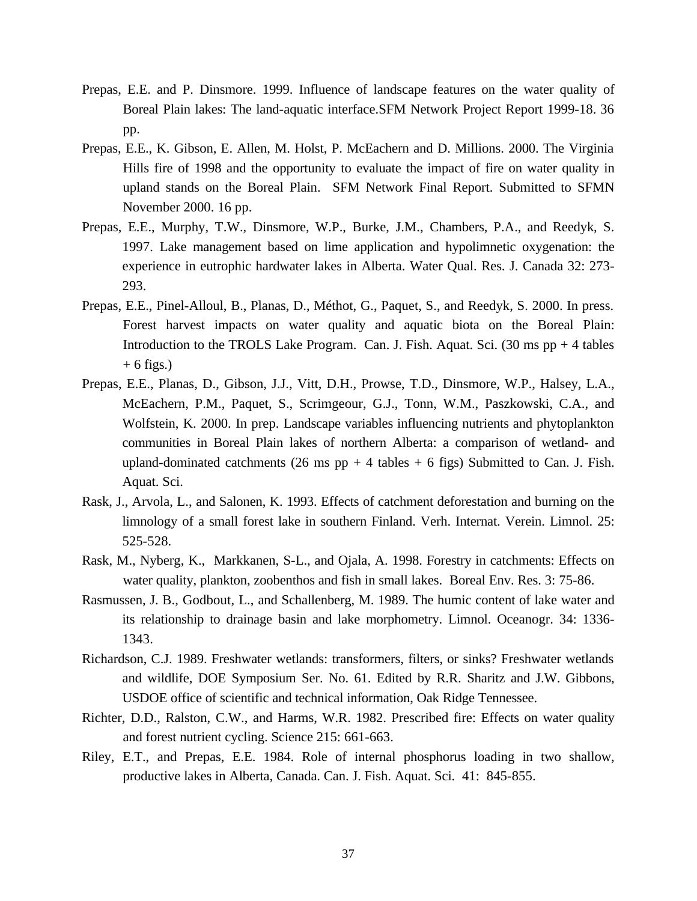Prepas, E.E. and P. Dinsmore. 1999. Influence of landscape features on the water quality of Boreal Plain lakes: The land-aquatic interface.SFM Network Project Report 1999-18. 36 pp.

Prepas, E.E., K. Gibson, E. Allen, M. Holst, P. McEachern and D. Millions. 2000. The Virginia Hills fire of 1998 and the opportunity to evaluate the impact of fire on water quality in upland stands on the Boreal Plain. SFM Network Final Report. Submitted to SFMN November 2000. 16 pp.

Prepas, E.E., Murphy, T.W., Dinsmore, W.P., Burke, J.M., Chambers, P.A., and Reedyk, S. 1997. Lake management based on lime application and hypolimnetic oxygenation: the experience in eutrophic hardwater lakes in Alberta. Water Qual. Res. J. Canada 32: 273-293.

Prepas, E.E., Pinel-Alloul, B., Planas, D., Méthot, G., Paquet, S., and Reedyk, S. 2000. In press. Forest harvest impacts on water quality and aquatic biota on the Boreal Plain: Introduction to the TROLS Lake Program. Can. J. Fish. Aquat. Sci. (30 ms pp + 4 tables + 6 figs.)

Prepas, E.E., Planas, D., Gibson, J.J., Vitt, D.H., Prowse, T.D., Dinsmore, W.P., Halsey, L.A., McEachern, P.M., Paquet, S., Scrimgeour, G.J., Tonn, W.M., Paszkowski, C.A., and Wolfstein, K. 2000. In prep. Landscape variables influencing nutrients and phytoplankton communities in Boreal Plain lakes of northern Alberta: a comparison of wetland- and upland-dominated catchments (26 ms pp + 4 tables + 6 figs) Submitted to Can. J. Fish. Aquat. Sci.

Rask, J., Arvola, L., and Salonen, K. 1993. Effects of catchment deforestation and burning on the limnology of a small forest lake in southern Finland. Verh. Internat. Verein. Limnol. 25: 525-528.

Rask, M., Nyberg, K., Markkanen, S-L., and Ojala, A. 1998. Forestry in catchments: Effects on water quality, plankton, zoobenthos and fish in small lakes. Boreal Env. Res. 3: 75-86.

Rasmussen, J. B., Godbout, L., and Schallenberg, M. 1989. The humic content of lake water and its relationship to drainage basin and lake morphometry. Limnol. Oceanogr. 34: 1336-1343.

Richardson, C.J. 1989. Freshwater wetlands: transformers, filters, or sinks? Freshwater wetlands and wildlife, DOE Symposium Ser. No. 61. Edited by R.R. Sharitz and J.W. Gibbons, USDOE office of scientific and technical information, Oak Ridge Tennessee.

Richter, D.D., Ralston, C.W., and Harms, W.R. 1982. Prescribed fire: Effects on water quality and forest nutrient cycling. Science 215: 661-663.

Riley, E.T., and Prepas, E.E. 1984. Role of internal phosphorus loading in two shallow, productive lakes in Alberta, Canada. Can. J. Fish. Aquat. Sci. 41: 845-855.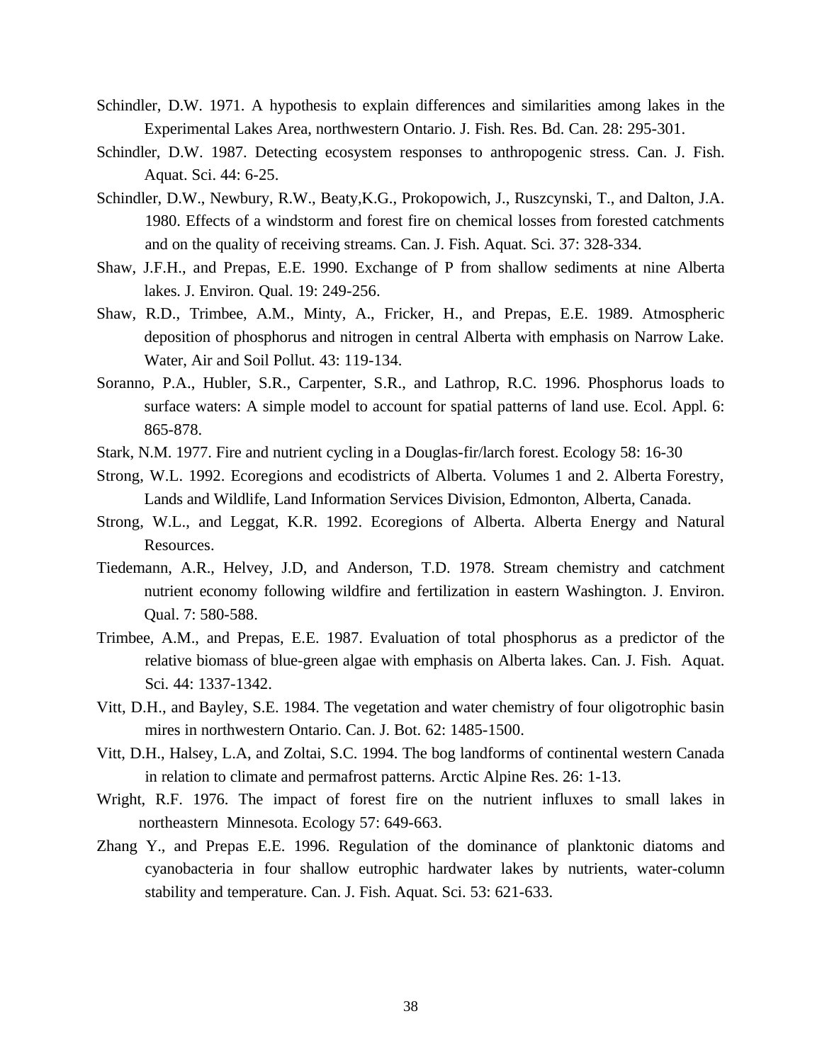Schindler, D.W. 1971. A hypothesis to explain differences and similarities among lakes in the Experimental Lakes Area, northwestern Ontario. J. Fish. Res. Bd. Can. 28: 295-301.

Schindler, D.W. 1987. Detecting ecosystem responses to anthropogenic stress. Can. J. Fish. Aquat. Sci. 44: 6-25.

Schindler, D.W., Newbury, R.W., Beaty,K.G., Prokopowich, J., Ruszcynski, T., and Dalton, J.A. 1980. Effects of a windstorm and forest fire on chemical losses from forested catchments and on the quality of receiving streams. Can. J. Fish. Aquat. Sci. 37: 328-334.

Shaw, J.F.H., and Prepas, E.E. 1990. Exchange of P from shallow sediments at nine Alberta lakes. J. Environ. Qual. 19: 249-256.

Shaw, R.D., Trimbee, A.M., Minty, A., Fricker, H., and Prepas, E.E. 1989. Atmospheric deposition of phosphorus and nitrogen in central Alberta with emphasis on Narrow Lake. Water, Air and Soil Pollut. 43: 119-134.

Soranno, P.A., Hubler, S.R., Carpenter, S.R., and Lathrop, R.C. 1996. Phosphorus loads to surface waters: A simple model to account for spatial patterns of land use. Ecol. Appl. 6: 865-878.

Stark, N.M. 1977. Fire and nutrient cycling in a Douglas-fir/larch forest. Ecology 58: 16-30

Strong, W.L. 1992. Ecoregions and ecodistricts of Alberta. Volumes 1 and 2. Alberta Forestry, Lands and Wildlife, Land Information Services Division, Edmonton, Alberta, Canada.

Strong, W.L., and Leggat, K.R. 1992. Ecoregions of Alberta. Alberta Energy and Natural Resources.

Tiedemann, A.R., Helvey, J.D, and Anderson, T.D. 1978. Stream chemistry and catchment nutrient economy following wildfire and fertilization in eastern Washington. J. Environ. Qual. 7: 580-588.

Trimbee, A.M., and Prepas, E.E. 1987. Evaluation of total phosphorus as a predictor of the relative biomass of blue-green algae with emphasis on Alberta lakes. Can. J. Fish. Aquat. Sci. 44: 1337-1342.

Vitt, D.H., and Bayley, S.E. 1984. The vegetation and water chemistry of four oligotrophic basin mires in northwestern Ontario. Can. J. Bot. 62: 1485-1500.

Vitt, D.H., Halsey, L.A, and Zoltai, S.C. 1994. The bog landforms of continental western Canada in relation to climate and permafrost patterns. Arctic Alpine Res. 26: 1-13.

Wright, R.F. 1976. The impact of forest fire on the nutrient influxes to small lakes in northeastern Minnesota. Ecology 57: 649-663.

Zhang Y., and Prepas E.E. 1996. Regulation of the dominance of planktonic diatoms and cyanobacteria in four shallow eutrophic hardwater lakes by nutrients, water-column stability and temperature. Can. J. Fish. Aquat. Sci. 53: 621-633.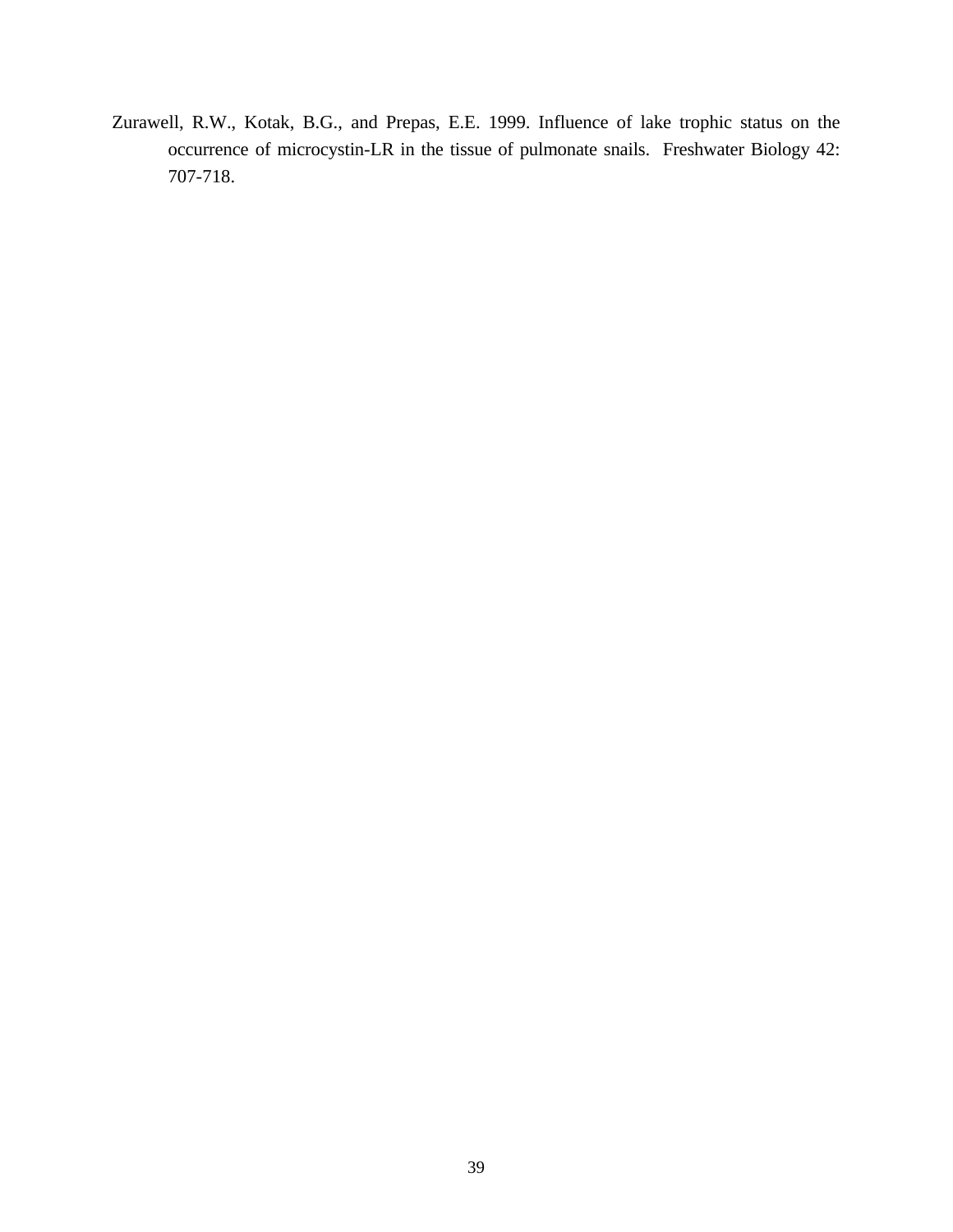Zurawell, R.W., Kotak, B.G., and Prepas, E.E. 1999. Influence of lake trophic status on the occurrence of microcystin-LR in the tissue of pulmonate snails. Freshwater Biology 42: 707-718.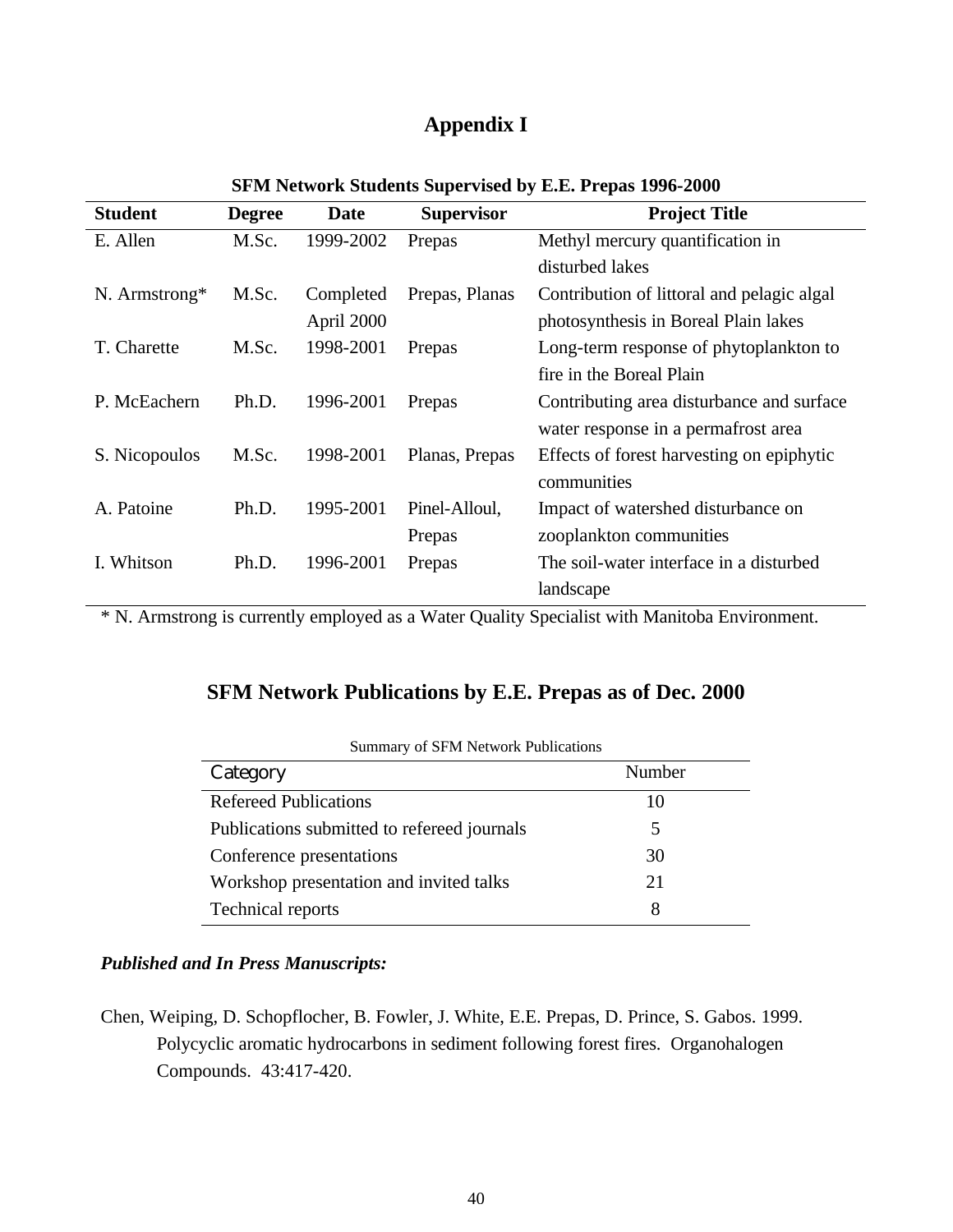# Appendix I

**SFM Network Students Supervised by E.E. Prepas 1996-2000**

| Student | Degree | Date | Supervisor | Project Title |
|---|---|---|---|---|
| E. Allen | M.Sc. | 1999-2002 | Prepas | Methyl mercury quantification in disturbed lakes |
| N. Armstrong* | M.Sc. | Completed April 2000 | Prepas, Planas | Contribution of littoral and pelagic algal photosynthesis in Boreal Plain lakes |
| T. Charette | M.Sc. | 1998-2001 | Prepas | Long-term response of phytoplankton to fire in the Boreal Plain |
| P. McEachern | Ph.D. | 1996-2001 | Prepas | Contributing area disturbance and surface water response in a permafrost area |
| S. Nicopoulos | M.Sc. | 1998-2001 | Planas, Prepas | Effects of forest harvesting on epiphytic communities |
| A. Patoine | Ph.D. | 1995-2001 | Pinel-Alloul, Prepas | Impact of watershed disturbance on zooplankton communities |
| I. Whitson | Ph.D. | 1996-2001 | Prepas | The soil-water interface in a disturbed landscape |

\* N. Armstrong is currently employed as a Water Quality Specialist with Manitoba Environment.

## SFM Network Publications by E.E. Prepas as of Dec. 2000

Summary of SFM Network Publications

| Category | Number |
|---|---|
| Refereed Publications | 10 |
| Publications submitted to refereed journals | 5 |
| Conference presentations | 30 |
| Workshop presentation and invited talks | 21 |
| Technical reports | 8 |

***Published and In Press Manuscripts:***

Chen, Weiping, D. Schopflocher, B. Fowler, J. White, E.E. Prepas, D. Prince, S. Gabos. 1999. Polycyclic aromatic hydrocarbons in sediment following forest fires. Organohalogen Compounds. 43:417-420.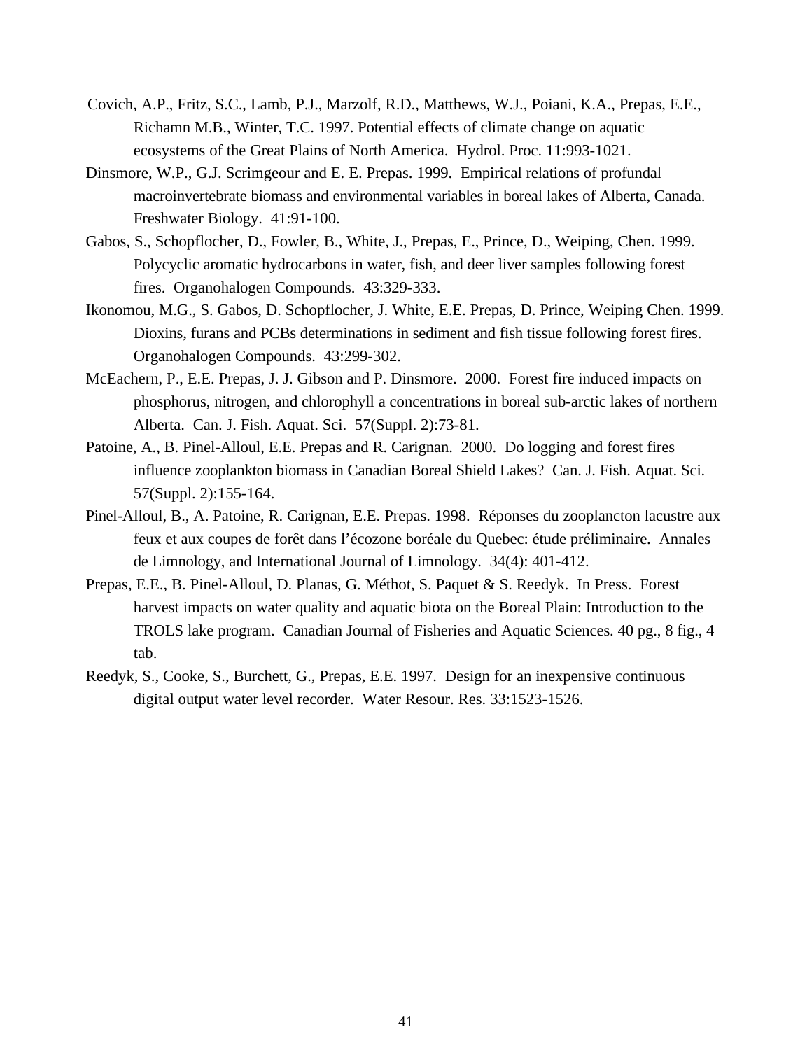Covich, A.P., Fritz, S.C., Lamb, P.J., Marzolf, R.D., Matthews, W.J., Poiani, K.A., Prepas, E.E., Richamn M.B., Winter, T.C. 1997. Potential effects of climate change on aquatic ecosystems of the Great Plains of North America. Hydrol. Proc. 11:993-1021.

Dinsmore, W.P., G.J. Scrimgeour and E. E. Prepas. 1999. Empirical relations of profundal macroinvertebrate biomass and environmental variables in boreal lakes of Alberta, Canada. Freshwater Biology. 41:91-100.

Gabos, S., Schopflocher, D., Fowler, B., White, J., Prepas, E., Prince, D., Weiping, Chen. 1999. Polycyclic aromatic hydrocarbons in water, fish, and deer liver samples following forest fires. Organohalogen Compounds. 43:329-333.

Ikonomou, M.G., S. Gabos, D. Schopflocher, J. White, E.E. Prepas, D. Prince, Weiping Chen. 1999. Dioxins, furans and PCBs determinations in sediment and fish tissue following forest fires. Organohalogen Compounds. 43:299-302.

McEachern, P., E.E. Prepas, J. J. Gibson and P. Dinsmore. 2000. Forest fire induced impacts on phosphorus, nitrogen, and chlorophyll a concentrations in boreal sub-arctic lakes of northern Alberta. Can. J. Fish. Aquat. Sci. 57(Suppl. 2):73-81.

Patoine, A., B. Pinel-Alloul, E.E. Prepas and R. Carignan. 2000. Do logging and forest fires influence zooplankton biomass in Canadian Boreal Shield Lakes? Can. J. Fish. Aquat. Sci. 57(Suppl. 2):155-164.

Pinel-Alloul, B., A. Patoine, R. Carignan, E.E. Prepas. 1998. Réponses du zooplancton lacustre aux feux et aux coupes de forêt dans l'écozone boréale du Quebec: étude préliminaire. Annales de Limnology, and International Journal of Limnology. 34(4): 401-412.

Prepas, E.E., B. Pinel-Alloul, D. Planas, G. Méthot, S. Paquet & S. Reedyk. In Press. Forest harvest impacts on water quality and aquatic biota on the Boreal Plain: Introduction to the TROLS lake program. Canadian Journal of Fisheries and Aquatic Sciences. 40 pg., 8 fig., 4 tab.

Reedyk, S., Cooke, S., Burchett, G., Prepas, E.E. 1997. Design for an inexpensive continuous digital output water level recorder. Water Resour. Res. 33:1523-1526.